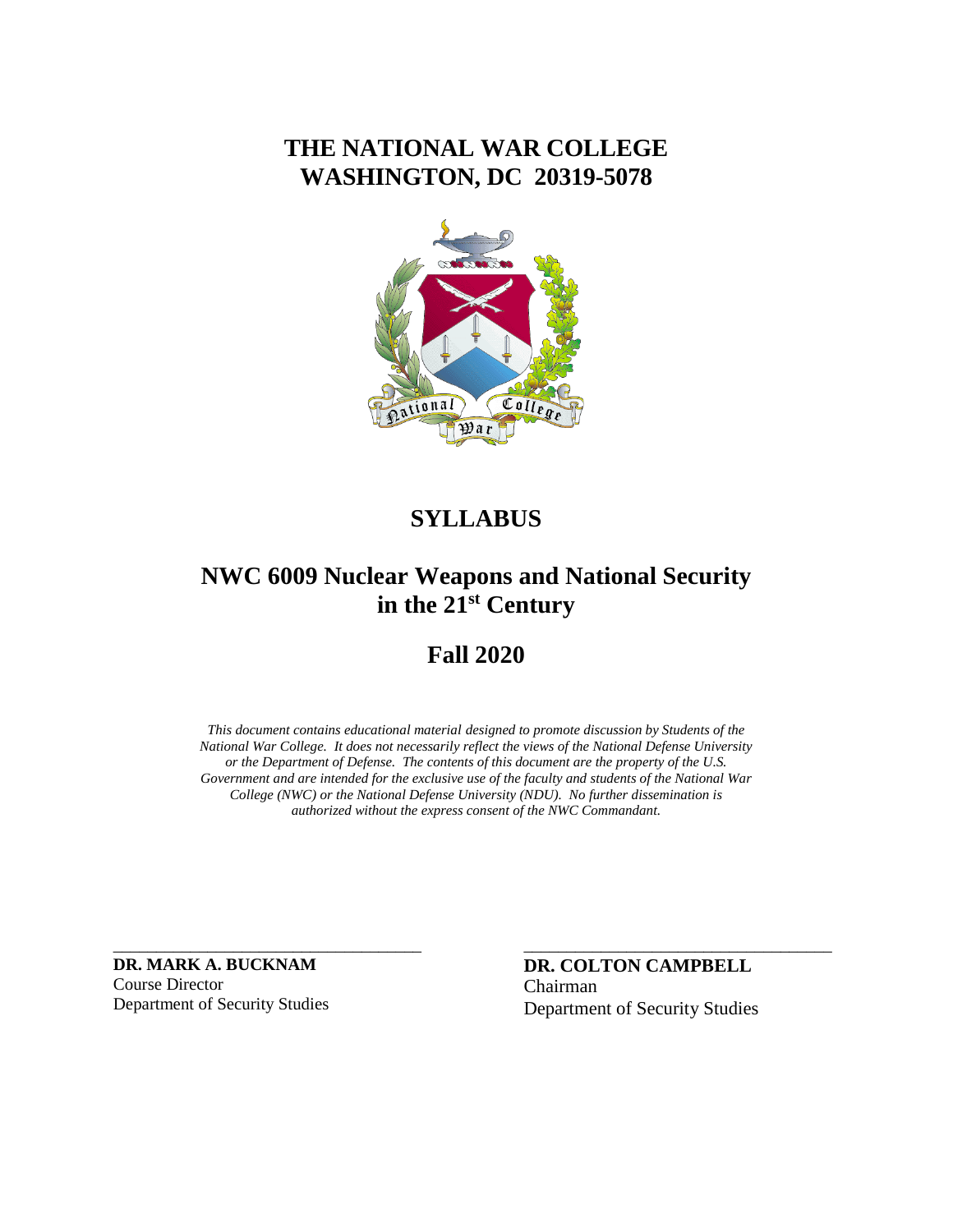# THE NATIONAL WAR COLLEGE
# WASHINGTON, DC 20319-5078

## SYLLABUS

## NWC 6009 Nuclear Weapons and National Security in the 21st Century

## Fall 2020

*This document contains educational material designed to promote discussion by Students of the National War College. It does not necessarily reflect the views of the National Defense University or the Department of Defense. The contents of this document are the property of the U.S. Government and are intended for the exclusive use of the faculty and students of the National War College (NWC) or the National Defense University (NDU). No further dissemination is authorized without the express consent of the NWC Commandant.*

**DR. MARK A. BUCKNAM**
Course Director
Department of Security Studies

**DR. COLTON CAMPBELL**
Chairman
Department of Security Studies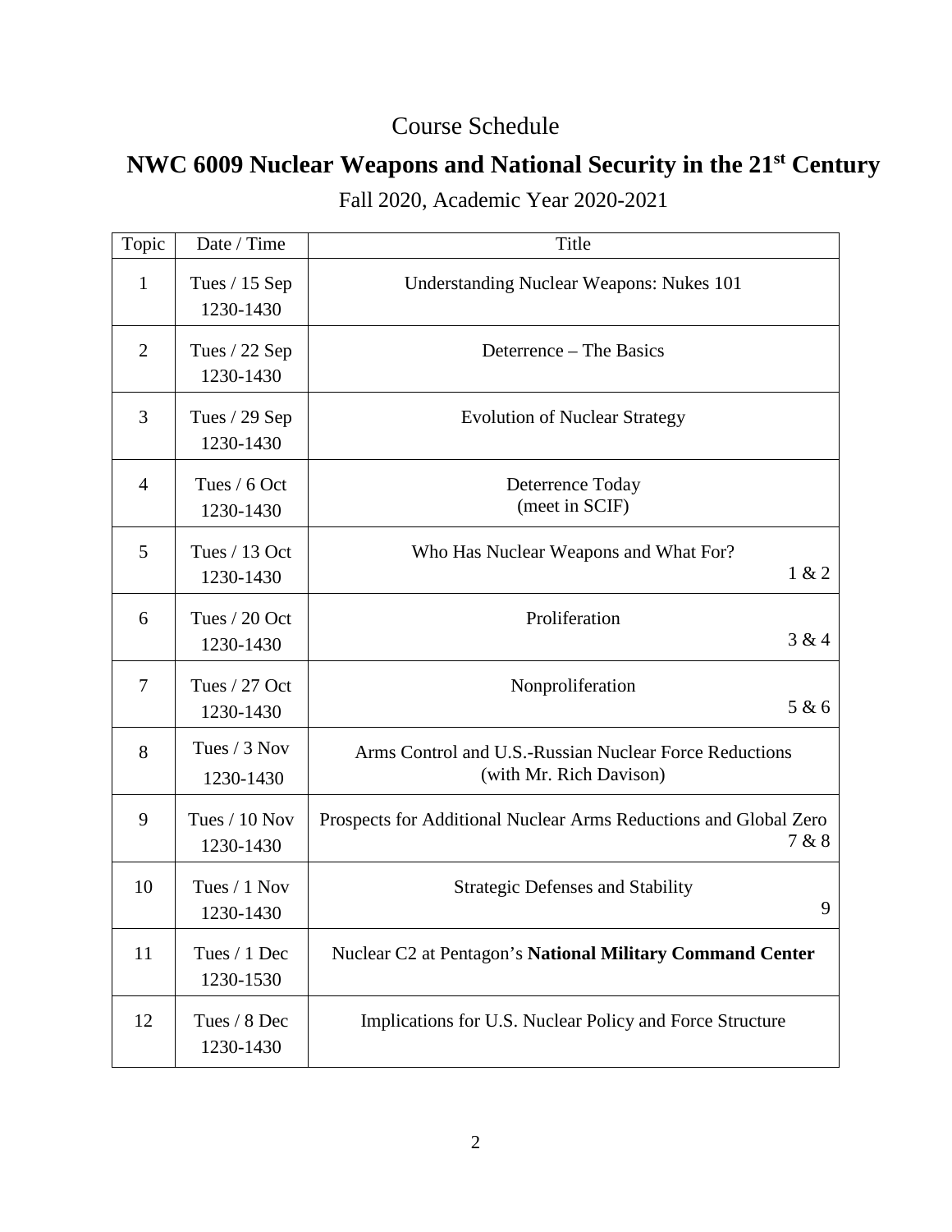# Course Schedule

## NWC 6009 Nuclear Weapons and National Security in the 21st Century

Fall 2020, Academic Year 2020-2021

| Topic | Date / Time | Title |
|---|---|---|
| 1 | Tues / 15 Sep 1230-1430 | Understanding Nuclear Weapons: Nukes 101 |
| 2 | Tues / 22 Sep 1230-1430 | Deterrence – The Basics |
| 3 | Tues / 29 Sep 1230-1430 | Evolution of Nuclear Strategy |
| 4 | Tues / 6 Oct 1230-1430 | Deterrence Today (meet in SCIF) |
| 5 | Tues / 13 Oct 1230-1430 | Who Has Nuclear Weapons and What For? 1 & 2 |
| 6 | Tues / 20 Oct 1230-1430 | Proliferation 3 & 4 |
| 7 | Tues / 27 Oct 1230-1430 | Nonproliferation 5 & 6 |
| 8 | Tues / 3 Nov 1230-1430 | Arms Control and U.S.-Russian Nuclear Force Reductions (with Mr. Rich Davison) |
| 9 | Tues / 10 Nov 1230-1430 | Prospects for Additional Nuclear Arms Reductions and Global Zero 7 & 8 |
| 10 | Tues / 1 Nov 1230-1430 | Strategic Defenses and Stability 9 |
| 11 | Tues / 1 Dec 1230-1530 | Nuclear C2 at Pentagon's **National Military Command Center** |
| 12 | Tues / 8 Dec 1230-1430 | Implications for U.S. Nuclear Policy and Force Structure |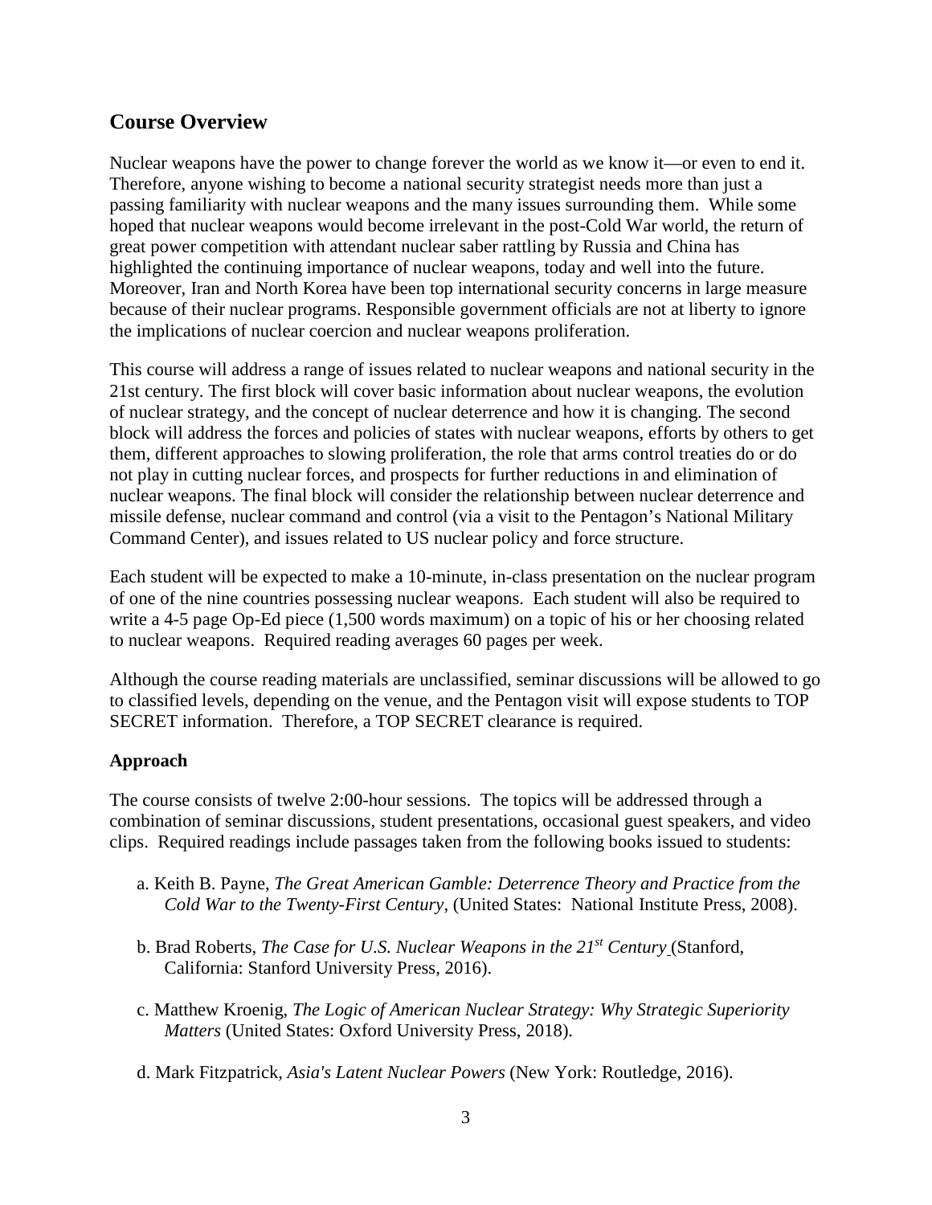## Course Overview

Nuclear weapons have the power to change forever the world as we know it—or even to end it. Therefore, anyone wishing to become a national security strategist needs more than just a passing familiarity with nuclear weapons and the many issues surrounding them. While some hoped that nuclear weapons would become irrelevant in the post-Cold War world, the return of great power competition with attendant nuclear saber rattling by Russia and China has highlighted the continuing importance of nuclear weapons, today and well into the future. Moreover, Iran and North Korea have been top international security concerns in large measure because of their nuclear programs. Responsible government officials are not at liberty to ignore the implications of nuclear coercion and nuclear weapons proliferation.

This course will address a range of issues related to nuclear weapons and national security in the 21st century. The first block will cover basic information about nuclear weapons, the evolution of nuclear strategy, and the concept of nuclear deterrence and how it is changing. The second block will address the forces and policies of states with nuclear weapons, efforts by others to get them, different approaches to slowing proliferation, the role that arms control treaties do or do not play in cutting nuclear forces, and prospects for further reductions in and elimination of nuclear weapons. The final block will consider the relationship between nuclear deterrence and missile defense, nuclear command and control (via a visit to the Pentagon's National Military Command Center), and issues related to US nuclear policy and force structure.

Each student will be expected to make a 10-minute, in-class presentation on the nuclear program of one of the nine countries possessing nuclear weapons. Each student will also be required to write a 4-5 page Op-Ed piece (1,500 words maximum) on a topic of his or her choosing related to nuclear weapons. Required reading averages 60 pages per week.

Although the course reading materials are unclassified, seminar discussions will be allowed to go to classified levels, depending on the venue, and the Pentagon visit will expose students to TOP SECRET information. Therefore, a TOP SECRET clearance is required.

### Approach

The course consists of twelve 2:00-hour sessions. The topics will be addressed through a combination of seminar discussions, student presentations, occasional guest speakers, and video clips. Required readings include passages taken from the following books issued to students:

a. Keith B. Payne, *The Great American Gamble: Deterrence Theory and Practice from the Cold War to the Twenty-First Century*, (United States: National Institute Press, 2008).

b. Brad Roberts, *The Case for U.S. Nuclear Weapons in the 21st Century* (Stanford, California: Stanford University Press, 2016).

c. Matthew Kroenig, *The Logic of American Nuclear Strategy: Why Strategic Superiority Matters* (United States: Oxford University Press, 2018).

d. Mark Fitzpatrick, *Asia's Latent Nuclear Powers* (New York: Routledge, 2016).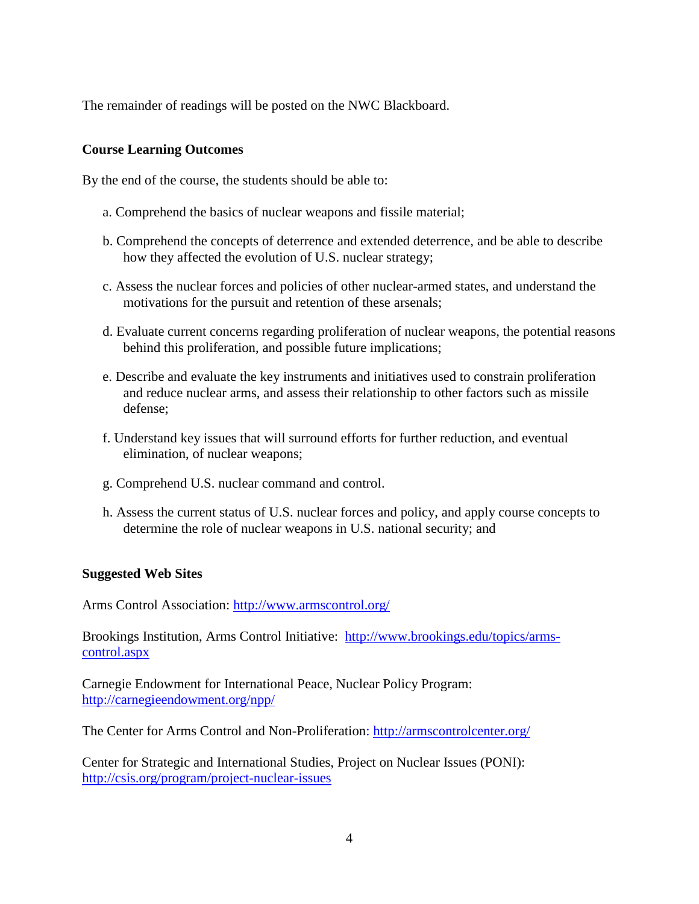The remainder of readings will be posted on the NWC Blackboard.

**Course Learning Outcomes**

By the end of the course, the students should be able to:

a. Comprehend the basics of nuclear weapons and fissile material;

b. Comprehend the concepts of deterrence and extended deterrence, and be able to describe how they affected the evolution of U.S. nuclear strategy;

c. Assess the nuclear forces and policies of other nuclear-armed states, and understand the motivations for the pursuit and retention of these arsenals;

d. Evaluate current concerns regarding proliferation of nuclear weapons, the potential reasons behind this proliferation, and possible future implications;

e. Describe and evaluate the key instruments and initiatives used to constrain proliferation and reduce nuclear arms, and assess their relationship to other factors such as missile defense;

f. Understand key issues that will surround efforts for further reduction, and eventual elimination, of nuclear weapons;

g. Comprehend U.S. nuclear command and control.

h. Assess the current status of U.S. nuclear forces and policy, and apply course concepts to determine the role of nuclear weapons in U.S. national security; and

**Suggested Web Sites**

Arms Control Association: [http://www.armscontrol.org/](http://www.armscontrol.org/)

Brookings Institution, Arms Control Initiative: [http://www.brookings.edu/topics/arms-control.aspx](http://www.brookings.edu/topics/arms-control.aspx)

Carnegie Endowment for International Peace, Nuclear Policy Program: [http://carnegieendowment.org/npp/](http://carnegieendowment.org/npp/)

The Center for Arms Control and Non-Proliferation: [http://armscontrolcenter.org/](http://armscontrolcenter.org/)

Center for Strategic and International Studies, Project on Nuclear Issues (PONI): [http://csis.org/program/project-nuclear-issues](http://csis.org/program/project-nuclear-issues)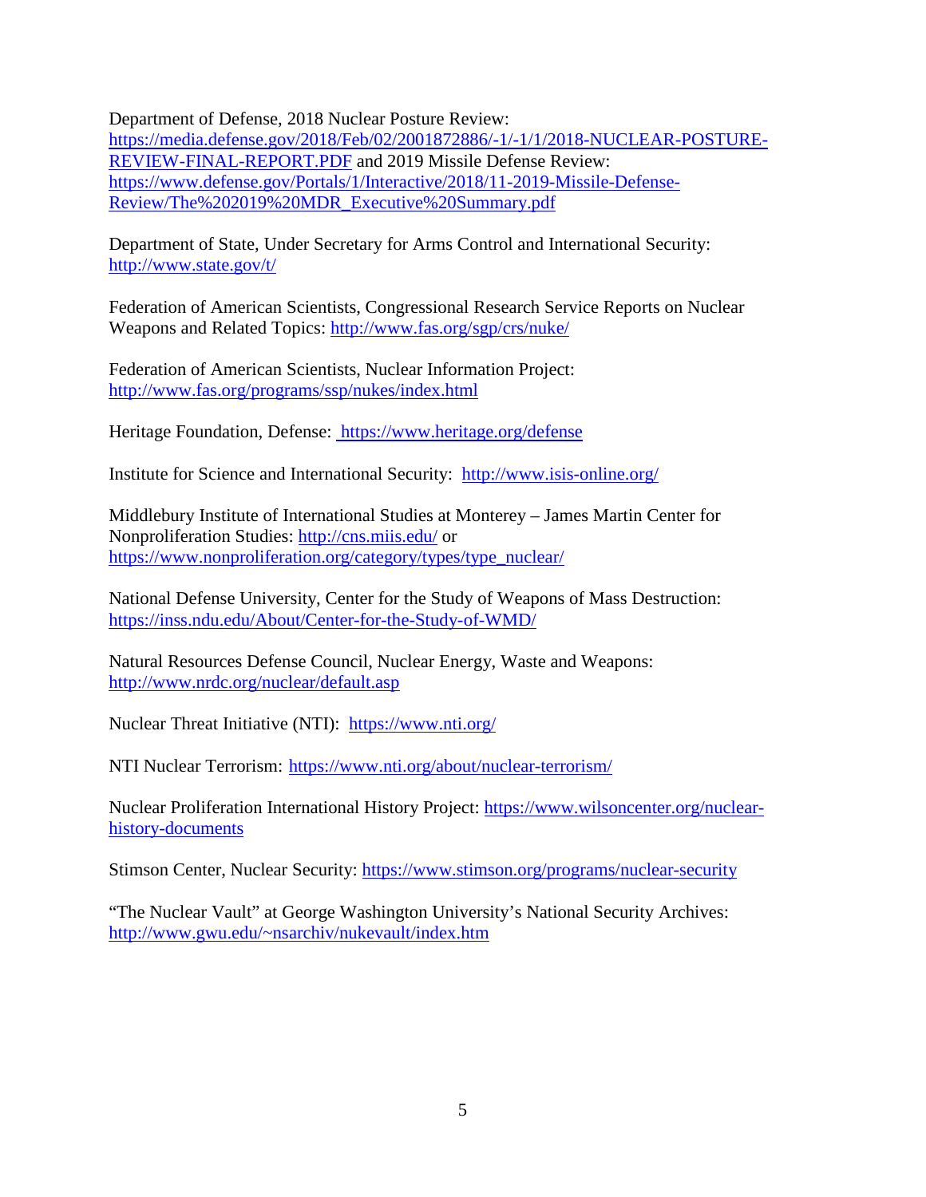Department of Defense, 2018 Nuclear Posture Review: https://media.defense.gov/2018/Feb/02/2001872886/-1/-1/1/2018-NUCLEAR-POSTURE-REVIEW-FINAL-REPORT.PDF and 2019 Missile Defense Review: https://www.defense.gov/Portals/1/Interactive/2018/11-2019-Missile-Defense-Review/The%202019%20MDR_Executive%20Summary.pdf

Department of State, Under Secretary for Arms Control and International Security: http://www.state.gov/t/

Federation of American Scientists, Congressional Research Service Reports on Nuclear Weapons and Related Topics: http://www.fas.org/sgp/crs/nuke/

Federation of American Scientists, Nuclear Information Project: http://www.fas.org/programs/ssp/nukes/index.html

Heritage Foundation, Defense: https://www.heritage.org/defense

Institute for Science and International Security: http://www.isis-online.org/

Middlebury Institute of International Studies at Monterey – James Martin Center for Nonproliferation Studies: http://cns.miis.edu/ or https://www.nonproliferation.org/category/types/type_nuclear/

National Defense University, Center for the Study of Weapons of Mass Destruction: https://inss.ndu.edu/About/Center-for-the-Study-of-WMD/

Natural Resources Defense Council, Nuclear Energy, Waste and Weapons: http://www.nrdc.org/nuclear/default.asp

Nuclear Threat Initiative (NTI): https://www.nti.org/

NTI Nuclear Terrorism: https://www.nti.org/about/nuclear-terrorism/

Nuclear Proliferation International History Project: https://www.wilsoncenter.org/nuclear-history-documents

Stimson Center, Nuclear Security: https://www.stimson.org/programs/nuclear-security

"The Nuclear Vault" at George Washington University's National Security Archives: http://www.gwu.edu/~nsarchiv/nukevault/index.htm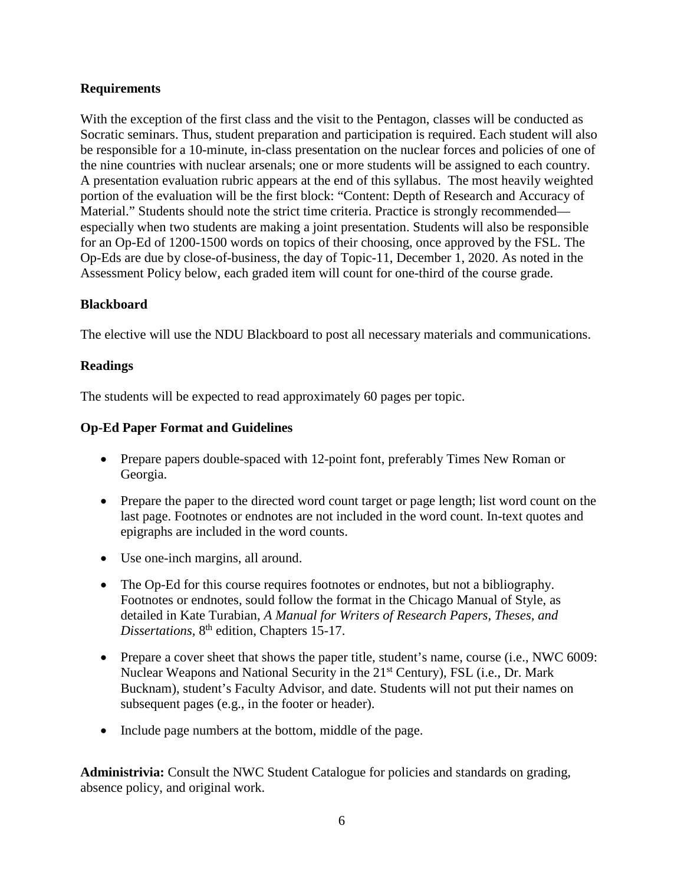**Requirements**

With the exception of the first class and the visit to the Pentagon, classes will be conducted as Socratic seminars. Thus, student preparation and participation is required. Each student will also be responsible for a 10-minute, in-class presentation on the nuclear forces and policies of one of the nine countries with nuclear arsenals; one or more students will be assigned to each country. A presentation evaluation rubric appears at the end of this syllabus. The most heavily weighted portion of the evaluation will be the first block: "Content: Depth of Research and Accuracy of Material." Students should note the strict time criteria. Practice is strongly recommended—especially when two students are making a joint presentation. Students will also be responsible for an Op-Ed of 1200-1500 words on topics of their choosing, once approved by the FSL. The Op-Eds are due by close-of-business, the day of Topic-11, December 1, 2020. As noted in the Assessment Policy below, each graded item will count for one-third of the course grade.

**Blackboard**

The elective will use the NDU Blackboard to post all necessary materials and communications.

**Readings**

The students will be expected to read approximately 60 pages per topic.

**Op-Ed Paper Format and Guidelines**

- Prepare papers double-spaced with 12-point font, preferably Times New Roman or Georgia.
- Prepare the paper to the directed word count target or page length; list word count on the last page. Footnotes or endnotes are not included in the word count. In-text quotes and epigraphs are included in the word counts.
- Use one-inch margins, all around.
- The Op-Ed for this course requires footnotes or endnotes, but not a bibliography. Footnotes or endnotes, sould follow the format in the Chicago Manual of Style, as detailed in Kate Turabian, *A Manual for Writers of Research Papers, Theses, and Dissertations*, 8th edition, Chapters 15-17.
- Prepare a cover sheet that shows the paper title, student's name, course (i.e., NWC 6009: Nuclear Weapons and National Security in the 21st Century), FSL (i.e., Dr. Mark Bucknam), student's Faculty Advisor, and date. Students will not put their names on subsequent pages (e.g., in the footer or header).
- Include page numbers at the bottom, middle of the page.

**Administrivia:** Consult the NWC Student Catalogue for policies and standards on grading, absence policy, and original work.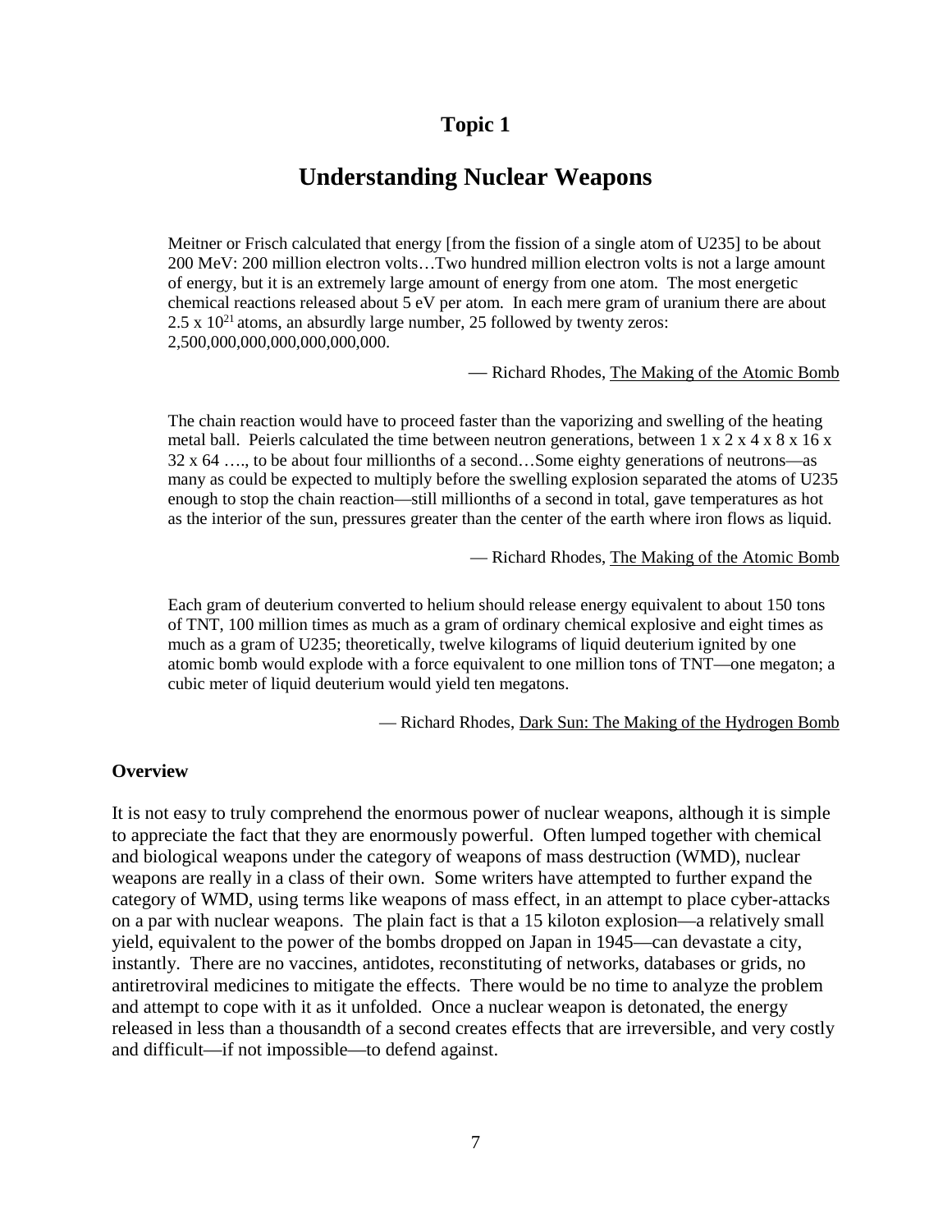# Topic 1

## Understanding Nuclear Weapons

> Meitner or Frisch calculated that energy [from the fission of a single atom of U235] to be about 200 MeV: 200 million electron volts…Two hundred million electron volts is not a large amount of energy, but it is an extremely large amount of energy from one atom. The most energetic chemical reactions released about 5 eV per atom. In each mere gram of uranium there are about $2.5 \times 10^{21}$ atoms, an absurdly large number, 25 followed by twenty zeros: 2,500,000,000,000,000,000,000.
>
> — Richard Rhodes, The Making of the Atomic Bomb

> The chain reaction would have to proceed faster than the vaporizing and swelling of the heating metal ball. Peierls calculated the time between neutron generations, between 1 x 2 x 4 x 8 x 16 x 32 x 64 …., to be about four millionths of a second…Some eighty generations of neutrons—as many as could be expected to multiply before the swelling explosion separated the atoms of U235 enough to stop the chain reaction—still millionths of a second in total, gave temperatures as hot as the interior of the sun, pressures greater than the center of the earth where iron flows as liquid.
>
> — Richard Rhodes, The Making of the Atomic Bomb

> Each gram of deuterium converted to helium should release energy equivalent to about 150 tons of TNT, 100 million times as much as a gram of ordinary chemical explosive and eight times as much as a gram of U235; theoretically, twelve kilograms of liquid deuterium ignited by one atomic bomb would explode with a force equivalent to one million tons of TNT—one megaton; a cubic meter of liquid deuterium would yield ten megatons.
>
> — Richard Rhodes, Dark Sun: The Making of the Hydrogen Bomb

### Overview

It is not easy to truly comprehend the enormous power of nuclear weapons, although it is simple to appreciate the fact that they are enormously powerful. Often lumped together with chemical and biological weapons under the category of weapons of mass destruction (WMD), nuclear weapons are really in a class of their own. Some writers have attempted to further expand the category of WMD, using terms like weapons of mass effect, in an attempt to place cyber-attacks on a par with nuclear weapons. The plain fact is that a 15 kiloton explosion—a relatively small yield, equivalent to the power of the bombs dropped on Japan in 1945—can devastate a city, instantly. There are no vaccines, antidotes, reconstituting of networks, databases or grids, no antiretroviral medicines to mitigate the effects. There would be no time to analyze the problem and attempt to cope with it as it unfolded. Once a nuclear weapon is detonated, the energy released in less than a thousandth of a second creates effects that are irreversible, and very costly and difficult—if not impossible—to defend against.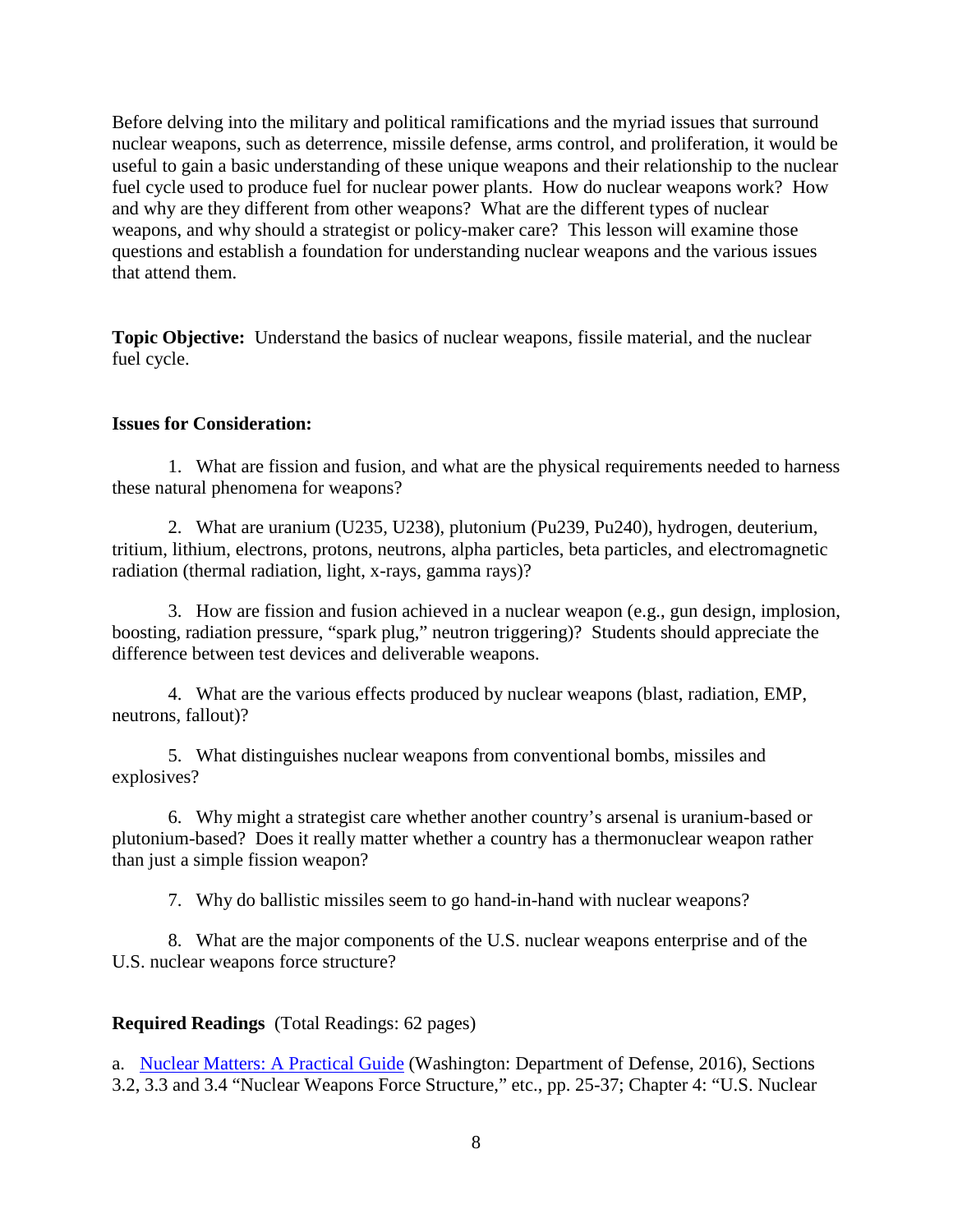Before delving into the military and political ramifications and the myriad issues that surround nuclear weapons, such as deterrence, missile defense, arms control, and proliferation, it would be useful to gain a basic understanding of these unique weapons and their relationship to the nuclear fuel cycle used to produce fuel for nuclear power plants. How do nuclear weapons work? How and why are they different from other weapons? What are the different types of nuclear weapons, and why should a strategist or policy-maker care? This lesson will examine those questions and establish a foundation for understanding nuclear weapons and the various issues that attend them.

**Topic Objective:** Understand the basics of nuclear weapons, fissile material, and the nuclear fuel cycle.

**Issues for Consideration:**

1. What are fission and fusion, and what are the physical requirements needed to harness these natural phenomena for weapons?

2. What are uranium (U235, U238), plutonium (Pu239, Pu240), hydrogen, deuterium, tritium, lithium, electrons, protons, neutrons, alpha particles, beta particles, and electromagnetic radiation (thermal radiation, light, x-rays, gamma rays)?

3. How are fission and fusion achieved in a nuclear weapon (e.g., gun design, implosion, boosting, radiation pressure, "spark plug," neutron triggering)? Students should appreciate the difference between test devices and deliverable weapons.

4. What are the various effects produced by nuclear weapons (blast, radiation, EMP, neutrons, fallout)?

5. What distinguishes nuclear weapons from conventional bombs, missiles and explosives?

6. Why might a strategist care whether another country's arsenal is uranium-based or plutonium-based? Does it really matter whether a country has a thermonuclear weapon rather than just a simple fission weapon?

7. Why do ballistic missiles seem to go hand-in-hand with nuclear weapons?

8. What are the major components of the U.S. nuclear weapons enterprise and of the U.S. nuclear weapons force structure?

**Required Readings** (Total Readings: 62 pages)

a. Nuclear Matters: A Practical Guide (Washington: Department of Defense, 2016), Sections 3.2, 3.3 and 3.4 "Nuclear Weapons Force Structure," etc., pp. 25-37; Chapter 4: "U.S. Nuclear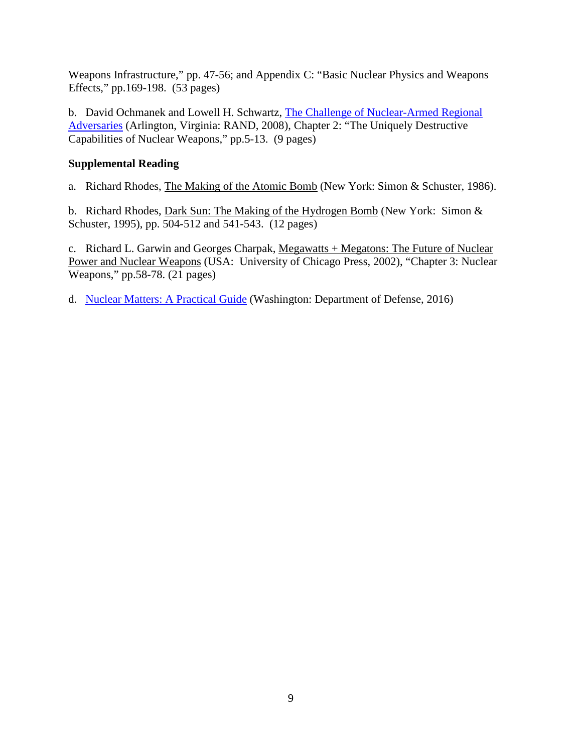Weapons Infrastructure," pp. 47-56; and Appendix C: "Basic Nuclear Physics and Weapons Effects," pp.169-198. (53 pages)

b. David Ochmanek and Lowell H. Schwartz, The Challenge of Nuclear-Armed Regional Adversaries (Arlington, Virginia: RAND, 2008), Chapter 2: "The Uniquely Destructive Capabilities of Nuclear Weapons," pp.5-13. (9 pages)

**Supplemental Reading**

a. Richard Rhodes, The Making of the Atomic Bomb (New York: Simon & Schuster, 1986).

b. Richard Rhodes, Dark Sun: The Making of the Hydrogen Bomb (New York: Simon & Schuster, 1995), pp. 504-512 and 541-543. (12 pages)

c. Richard L. Garwin and Georges Charpak, Megawatts + Megatons: The Future of Nuclear Power and Nuclear Weapons (USA: University of Chicago Press, 2002), "Chapter 3: Nuclear Weapons," pp.58-78. (21 pages)

d. Nuclear Matters: A Practical Guide (Washington: Department of Defense, 2016)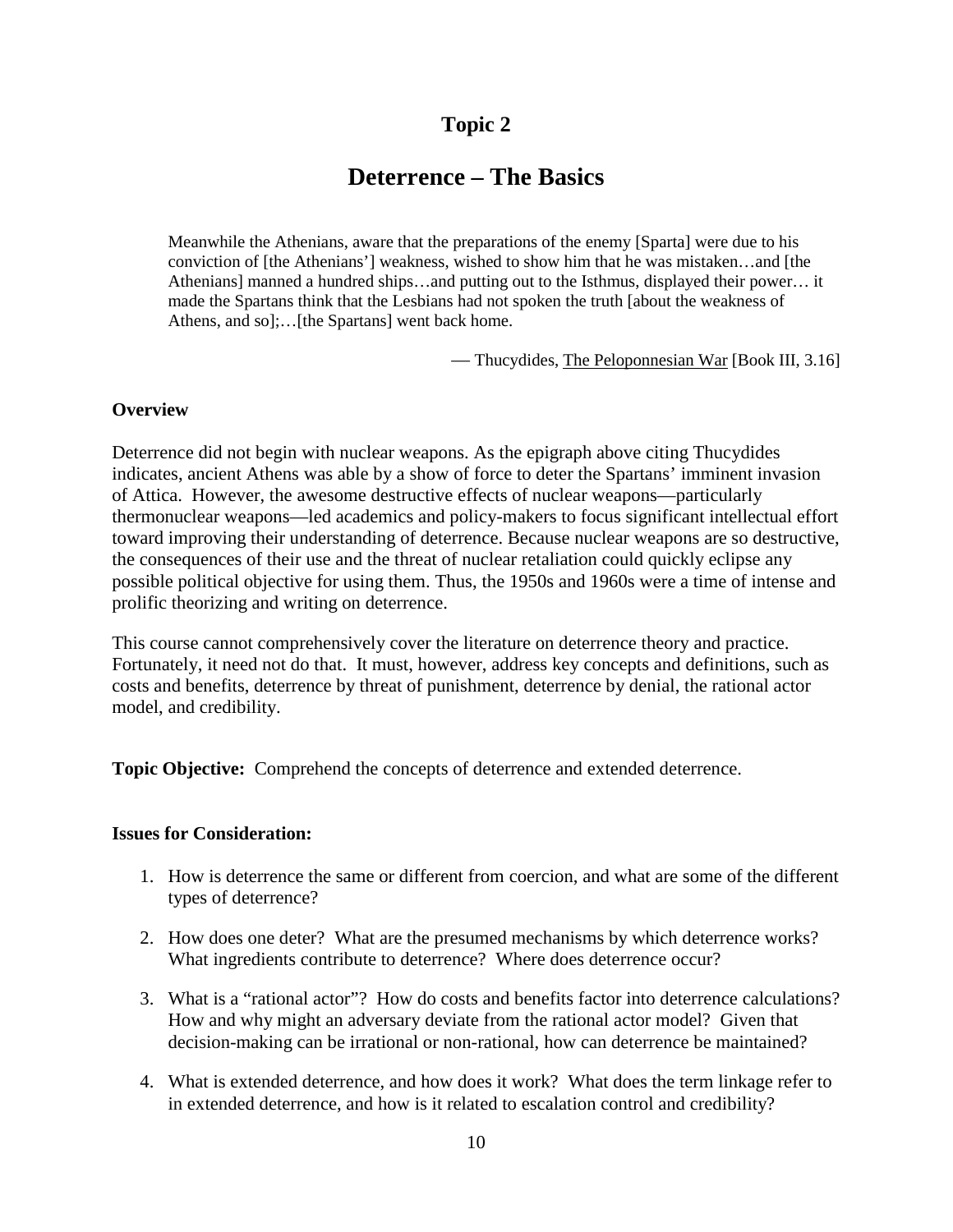# Topic 2

## Deterrence – The Basics

> Meanwhile the Athenians, aware that the preparations of the enemy [Sparta] were due to his conviction of [the Athenians'] weakness, wished to show him that he was mistaken…and [the Athenians] manned a hundred ships…and putting out to the Isthmus, displayed their power… it made the Spartans think that the Lesbians had not spoken the truth [about the weakness of Athens, and so];…[the Spartans] went back home.
>
> — Thucydides, The Peloponnesian War [Book III, 3.16]

**Overview**

Deterrence did not begin with nuclear weapons. As the epigraph above citing Thucydides indicates, ancient Athens was able by a show of force to deter the Spartans' imminent invasion of Attica. However, the awesome destructive effects of nuclear weapons—particularly thermonuclear weapons—led academics and policy-makers to focus significant intellectual effort toward improving their understanding of deterrence. Because nuclear weapons are so destructive, the consequences of their use and the threat of nuclear retaliation could quickly eclipse any possible political objective for using them. Thus, the 1950s and 1960s were a time of intense and prolific theorizing and writing on deterrence.

This course cannot comprehensively cover the literature on deterrence theory and practice. Fortunately, it need not do that. It must, however, address key concepts and definitions, such as costs and benefits, deterrence by threat of punishment, deterrence by denial, the rational actor model, and credibility.

**Topic Objective:** Comprehend the concepts of deterrence and extended deterrence.

**Issues for Consideration:**

1. How is deterrence the same or different from coercion, and what are some of the different types of deterrence?
2. How does one deter? What are the presumed mechanisms by which deterrence works? What ingredients contribute to deterrence? Where does deterrence occur?
3. What is a "rational actor"? How do costs and benefits factor into deterrence calculations? How and why might an adversary deviate from the rational actor model? Given that decision-making can be irrational or non-rational, how can deterrence be maintained?
4. What is extended deterrence, and how does it work? What does the term linkage refer to in extended deterrence, and how is it related to escalation control and credibility?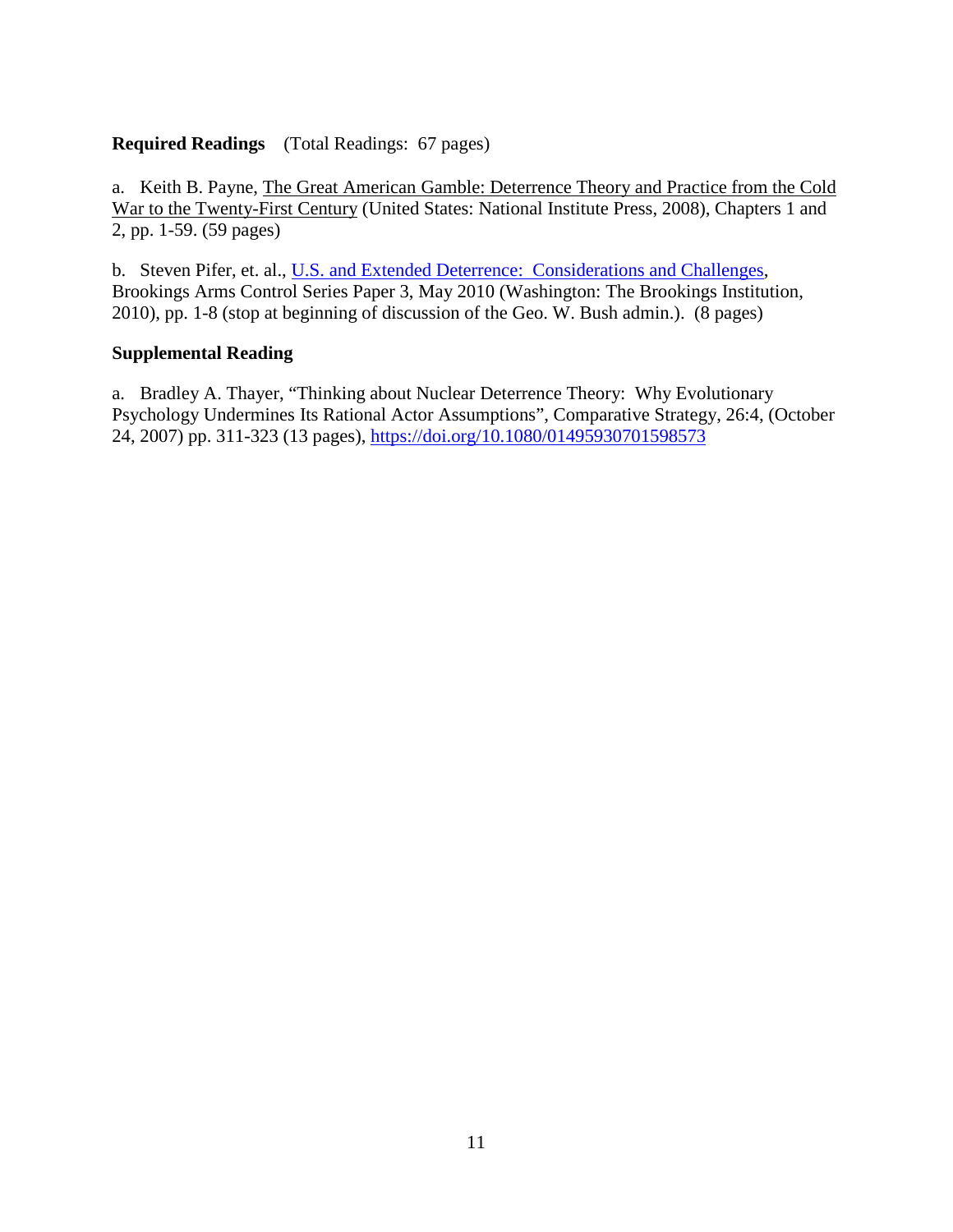**Required Readings** (Total Readings: 67 pages)

a. Keith B. Payne, The Great American Gamble: Deterrence Theory and Practice from the Cold War to the Twenty-First Century (United States: National Institute Press, 2008), Chapters 1 and 2, pp. 1-59. (59 pages)

b. Steven Pifer, et. al., [U.S. and Extended Deterrence: Considerations and Challenges](), Brookings Arms Control Series Paper 3, May 2010 (Washington: The Brookings Institution, 2010), pp. 1-8 (stop at beginning of discussion of the Geo. W. Bush admin.). (8 pages)

**Supplemental Reading**

a. Bradley A. Thayer, "Thinking about Nuclear Deterrence Theory: Why Evolutionary Psychology Undermines Its Rational Actor Assumptions", Comparative Strategy, 26:4, (October 24, 2007) pp. 311-323 (13 pages), https://doi.org/10.1080/01495930701598573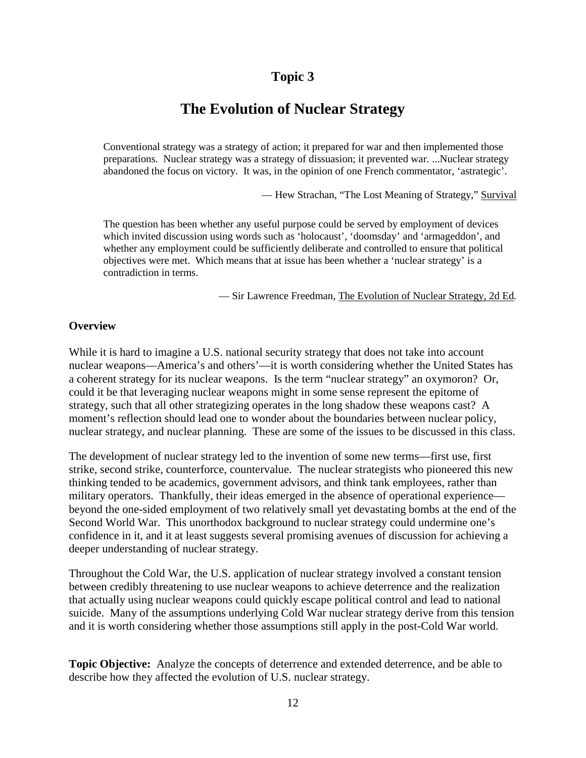# Topic 3

## The Evolution of Nuclear Strategy

> Conventional strategy was a strategy of action; it prepared for war and then implemented those preparations. Nuclear strategy was a strategy of dissuasion; it prevented war. ...Nuclear strategy abandoned the focus on victory. It was, in the opinion of one French commentator, 'astrategic'.
>
> — Hew Strachan, "The Lost Meaning of Strategy," Survival

> The question has been whether any useful purpose could be served by employment of devices which invited discussion using words such as 'holocaust', 'doomsday' and 'armageddon', and whether any employment could be sufficiently deliberate and controlled to ensure that political objectives were met. Which means that at issue has been whether a 'nuclear strategy' is a contradiction in terms.
>
> — Sir Lawrence Freedman, The Evolution of Nuclear Strategy, 2d Ed.

**Overview**

While it is hard to imagine a U.S. national security strategy that does not take into account nuclear weapons—America's and others'—it is worth considering whether the United States has a coherent strategy for its nuclear weapons. Is the term "nuclear strategy" an oxymoron? Or, could it be that leveraging nuclear weapons might in some sense represent the epitome of strategy, such that all other strategizing operates in the long shadow these weapons cast? A moment's reflection should lead one to wonder about the boundaries between nuclear policy, nuclear strategy, and nuclear planning. These are some of the issues to be discussed in this class.

The development of nuclear strategy led to the invention of some new terms—first use, first strike, second strike, counterforce, countervalue. The nuclear strategists who pioneered this new thinking tended to be academics, government advisors, and think tank employees, rather than military operators. Thankfully, their ideas emerged in the absence of operational experience—beyond the one-sided employment of two relatively small yet devastating bombs at the end of the Second World War. This unorthodox background to nuclear strategy could undermine one's confidence in it, and it at least suggests several promising avenues of discussion for achieving a deeper understanding of nuclear strategy.

Throughout the Cold War, the U.S. application of nuclear strategy involved a constant tension between credibly threatening to use nuclear weapons to achieve deterrence and the realization that actually using nuclear weapons could quickly escape political control and lead to national suicide. Many of the assumptions underlying Cold War nuclear strategy derive from this tension and it is worth considering whether those assumptions still apply in the post-Cold War world.

**Topic Objective:** Analyze the concepts of deterrence and extended deterrence, and be able to describe how they affected the evolution of U.S. nuclear strategy.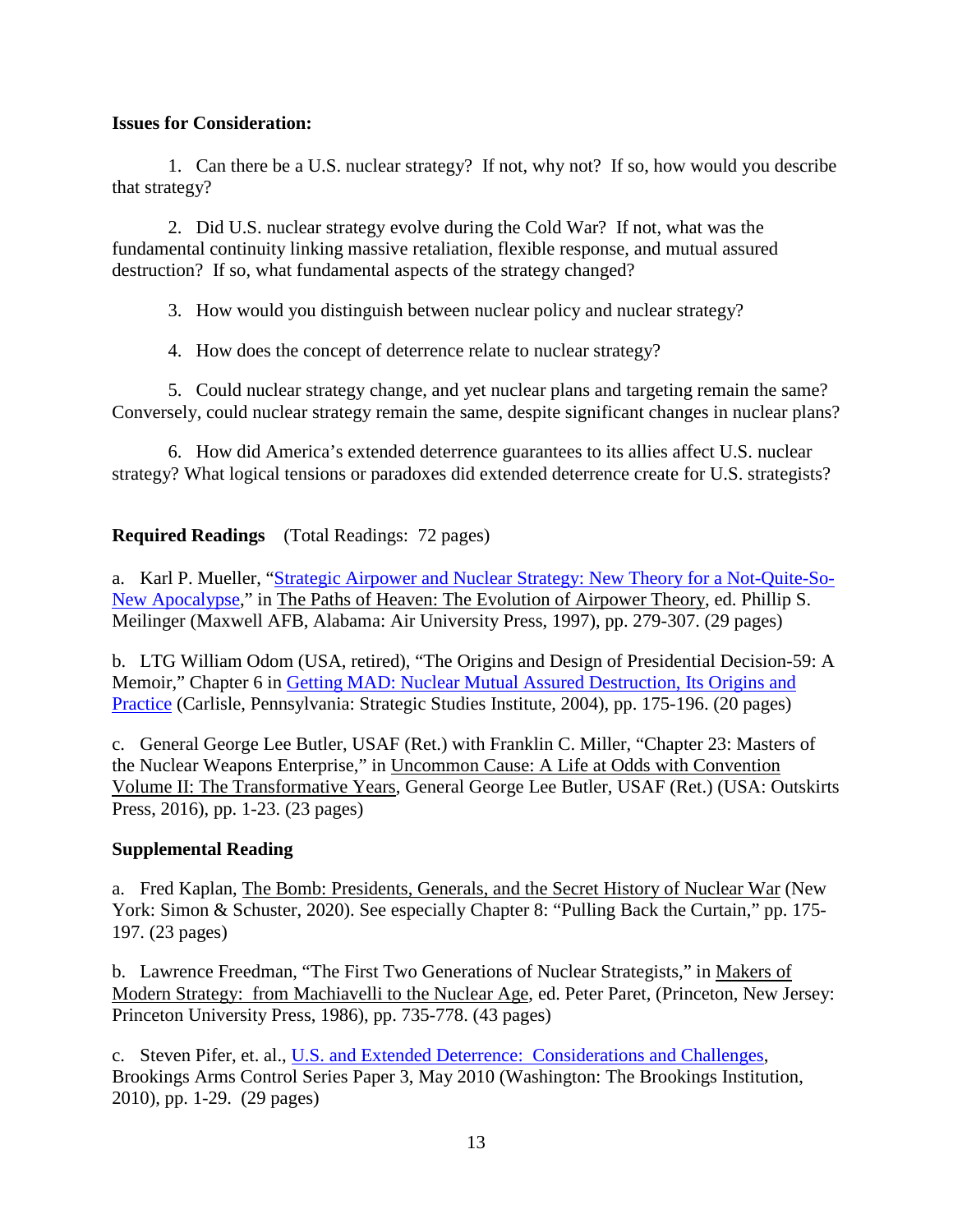**Issues for Consideration:**

1. Can there be a U.S. nuclear strategy? If not, why not? If so, how would you describe that strategy?

2. Did U.S. nuclear strategy evolve during the Cold War? If not, what was the fundamental continuity linking massive retaliation, flexible response, and mutual assured destruction? If so, what fundamental aspects of the strategy changed?

3. How would you distinguish between nuclear policy and nuclear strategy?

4. How does the concept of deterrence relate to nuclear strategy?

5. Could nuclear strategy change, and yet nuclear plans and targeting remain the same? Conversely, could nuclear strategy remain the same, despite significant changes in nuclear plans?

6. How did America's extended deterrence guarantees to its allies affect U.S. nuclear strategy? What logical tensions or paradoxes did extended deterrence create for U.S. strategists?

**Required Readings** (Total Readings: 72 pages)

a. Karl P. Mueller, "Strategic Airpower and Nuclear Strategy: New Theory for a Not-Quite-So-New Apocalypse," in The Paths of Heaven: The Evolution of Airpower Theory, ed. Phillip S. Meilinger (Maxwell AFB, Alabama: Air University Press, 1997), pp. 279-307. (29 pages)

b. LTG William Odom (USA, retired), "The Origins and Design of Presidential Decision-59: A Memoir," Chapter 6 in Getting MAD: Nuclear Mutual Assured Destruction, Its Origins and Practice (Carlisle, Pennsylvania: Strategic Studies Institute, 2004), pp. 175-196. (20 pages)

c. General George Lee Butler, USAF (Ret.) with Franklin C. Miller, "Chapter 23: Masters of the Nuclear Weapons Enterprise," in Uncommon Cause: A Life at Odds with Convention Volume II: The Transformative Years, General George Lee Butler, USAF (Ret.) (USA: Outskirts Press, 2016), pp. 1-23. (23 pages)

**Supplemental Reading**

a. Fred Kaplan, The Bomb: Presidents, Generals, and the Secret History of Nuclear War (New York: Simon & Schuster, 2020). See especially Chapter 8: "Pulling Back the Curtain," pp. 175-197. (23 pages)

b. Lawrence Freedman, "The First Two Generations of Nuclear Strategists," in Makers of Modern Strategy: from Machiavelli to the Nuclear Age, ed. Peter Paret, (Princeton, New Jersey: Princeton University Press, 1986), pp. 735-778. (43 pages)

c. Steven Pifer, et. al., U.S. and Extended Deterrence: Considerations and Challenges, Brookings Arms Control Series Paper 3, May 2010 (Washington: The Brookings Institution, 2010), pp. 1-29. (29 pages)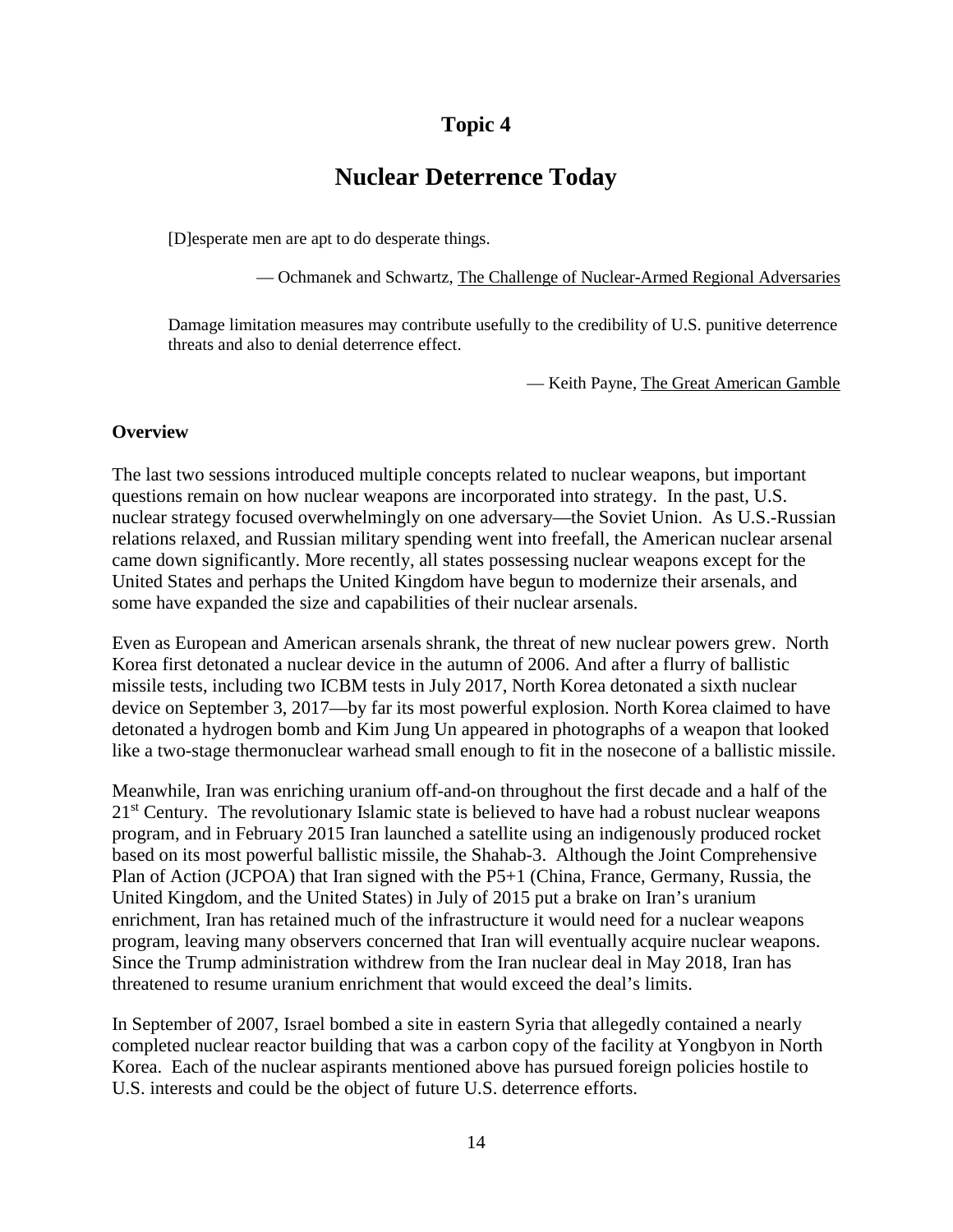# Topic 4

## Nuclear Deterrence Today

> [D]esperate men are apt to do desperate things.
>
> — Ochmanek and Schwartz, The Challenge of Nuclear-Armed Regional Adversaries

> Damage limitation measures may contribute usefully to the credibility of U.S. punitive deterrence threats and also to denial deterrence effect.
>
> — Keith Payne, The Great American Gamble

### Overview

The last two sessions introduced multiple concepts related to nuclear weapons, but important questions remain on how nuclear weapons are incorporated into strategy. In the past, U.S. nuclear strategy focused overwhelmingly on one adversary—the Soviet Union. As U.S.-Russian relations relaxed, and Russian military spending went into freefall, the American nuclear arsenal came down significantly. More recently, all states possessing nuclear weapons except for the United States and perhaps the United Kingdom have begun to modernize their arsenals, and some have expanded the size and capabilities of their nuclear arsenals.

Even as European and American arsenals shrank, the threat of new nuclear powers grew. North Korea first detonated a nuclear device in the autumn of 2006. And after a flurry of ballistic missile tests, including two ICBM tests in July 2017, North Korea detonated a sixth nuclear device on September 3, 2017—by far its most powerful explosion. North Korea claimed to have detonated a hydrogen bomb and Kim Jung Un appeared in photographs of a weapon that looked like a two-stage thermonuclear warhead small enough to fit in the nosecone of a ballistic missile.

Meanwhile, Iran was enriching uranium off-and-on throughout the first decade and a half of the 21st Century. The revolutionary Islamic state is believed to have had a robust nuclear weapons program, and in February 2015 Iran launched a satellite using an indigenously produced rocket based on its most powerful ballistic missile, the Shahab-3. Although the Joint Comprehensive Plan of Action (JCPOA) that Iran signed with the P5+1 (China, France, Germany, Russia, the United Kingdom, and the United States) in July of 2015 put a brake on Iran's uranium enrichment, Iran has retained much of the infrastructure it would need for a nuclear weapons program, leaving many observers concerned that Iran will eventually acquire nuclear weapons. Since the Trump administration withdrew from the Iran nuclear deal in May 2018, Iran has threatened to resume uranium enrichment that would exceed the deal's limits.

In September of 2007, Israel bombed a site in eastern Syria that allegedly contained a nearly completed nuclear reactor building that was a carbon copy of the facility at Yongbyon in North Korea. Each of the nuclear aspirants mentioned above has pursued foreign policies hostile to U.S. interests and could be the object of future U.S. deterrence efforts.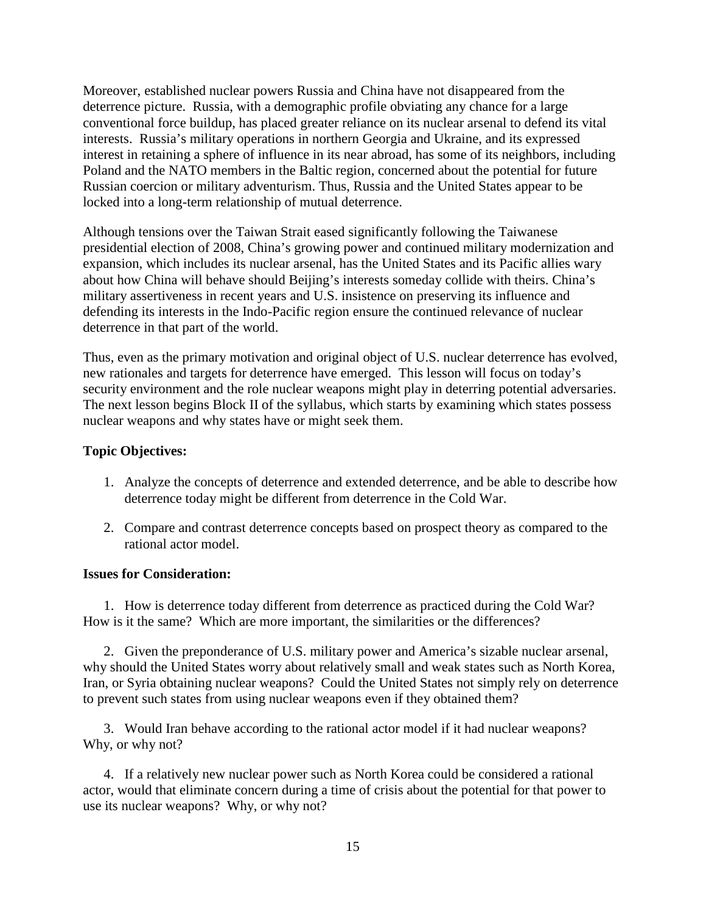Moreover, established nuclear powers Russia and China have not disappeared from the deterrence picture. Russia, with a demographic profile obviating any chance for a large conventional force buildup, has placed greater reliance on its nuclear arsenal to defend its vital interests. Russia's military operations in northern Georgia and Ukraine, and its expressed interest in retaining a sphere of influence in its near abroad, has some of its neighbors, including Poland and the NATO members in the Baltic region, concerned about the potential for future Russian coercion or military adventurism. Thus, Russia and the United States appear to be locked into a long-term relationship of mutual deterrence.

Although tensions over the Taiwan Strait eased significantly following the Taiwanese presidential election of 2008, China's growing power and continued military modernization and expansion, which includes its nuclear arsenal, has the United States and its Pacific allies wary about how China will behave should Beijing's interests someday collide with theirs. China's military assertiveness in recent years and U.S. insistence on preserving its influence and defending its interests in the Indo-Pacific region ensure the continued relevance of nuclear deterrence in that part of the world.

Thus, even as the primary motivation and original object of U.S. nuclear deterrence has evolved, new rationales and targets for deterrence have emerged. This lesson will focus on today's security environment and the role nuclear weapons might play in deterring potential adversaries. The next lesson begins Block II of the syllabus, which starts by examining which states possess nuclear weapons and why states have or might seek them.

**Topic Objectives:**

1. Analyze the concepts of deterrence and extended deterrence, and be able to describe how deterrence today might be different from deterrence in the Cold War.

2. Compare and contrast deterrence concepts based on prospect theory as compared to the rational actor model.

**Issues for Consideration:**

1. How is deterrence today different from deterrence as practiced during the Cold War? How is it the same? Which are more important, the similarities or the differences?

2. Given the preponderance of U.S. military power and America's sizable nuclear arsenal, why should the United States worry about relatively small and weak states such as North Korea, Iran, or Syria obtaining nuclear weapons? Could the United States not simply rely on deterrence to prevent such states from using nuclear weapons even if they obtained them?

3. Would Iran behave according to the rational actor model if it had nuclear weapons? Why, or why not?

4. If a relatively new nuclear power such as North Korea could be considered a rational actor, would that eliminate concern during a time of crisis about the potential for that power to use its nuclear weapons? Why, or why not?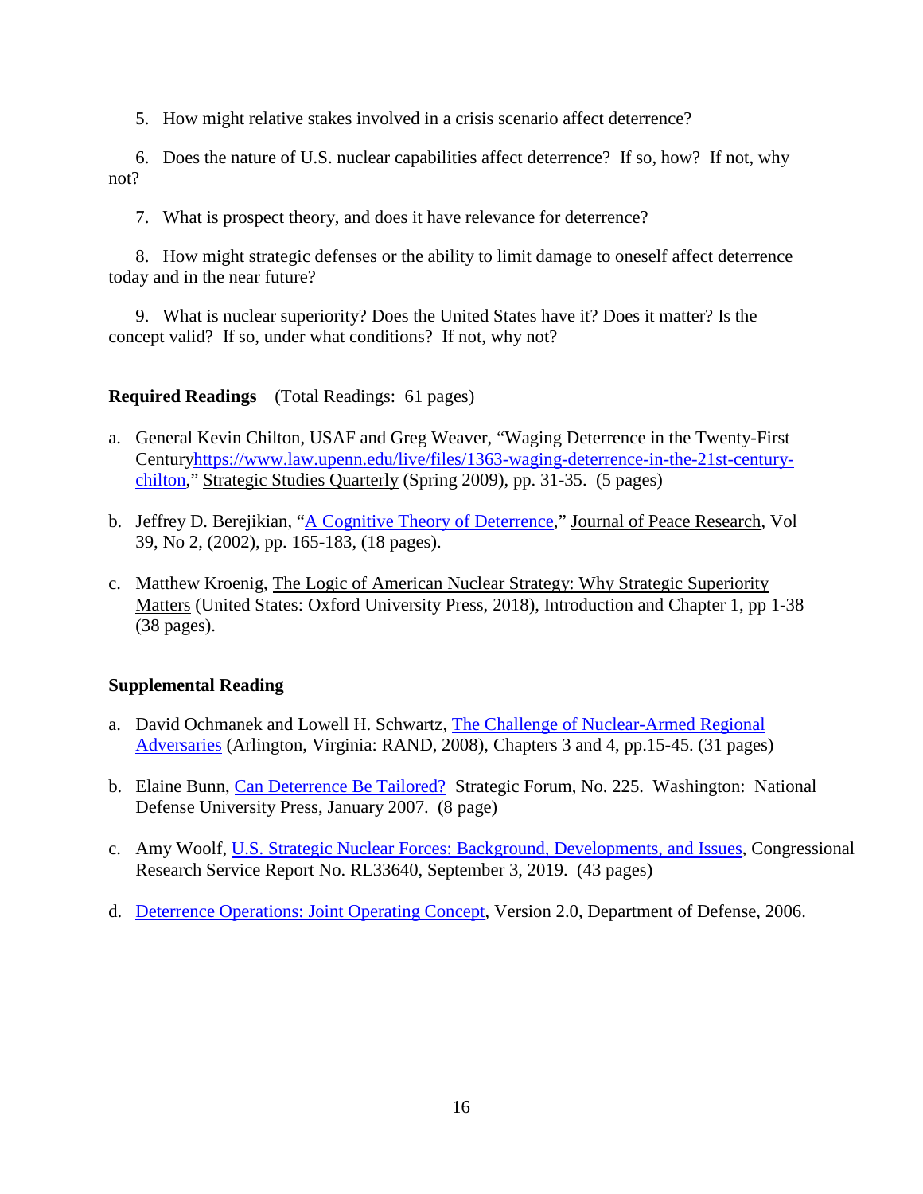5. How might relative stakes involved in a crisis scenario affect deterrence?

6. Does the nature of U.S. nuclear capabilities affect deterrence? If so, how? If not, why not?

7. What is prospect theory, and does it have relevance for deterrence?

8. How might strategic defenses or the ability to limit damage to oneself affect deterrence today and in the near future?

9. What is nuclear superiority? Does the United States have it? Does it matter? Is the concept valid? If so, under what conditions? If not, why not?

**Required Readings** (Total Readings: 61 pages)

a. General Kevin Chilton, USAF and Greg Weaver, "Waging Deterrence in the Twenty-First Centuryhttps://www.law.upenn.edu/live/files/1363-waging-deterrence-in-the-21st-century-chilton," Strategic Studies Quarterly (Spring 2009), pp. 31-35. (5 pages)

b. Jeffrey D. Berejikian, "A Cognitive Theory of Deterrence," Journal of Peace Research, Vol 39, No 2, (2002), pp. 165-183, (18 pages).

c. Matthew Kroenig, The Logic of American Nuclear Strategy: Why Strategic Superiority Matters (United States: Oxford University Press, 2018), Introduction and Chapter 1, pp 1-38 (38 pages).

**Supplemental Reading**

a. David Ochmanek and Lowell H. Schwartz, The Challenge of Nuclear-Armed Regional Adversaries (Arlington, Virginia: RAND, 2008), Chapters 3 and 4, pp.15-45. (31 pages)

b. Elaine Bunn, Can Deterrence Be Tailored? Strategic Forum, No. 225. Washington: National Defense University Press, January 2007. (8 page)

c. Amy Woolf, U.S. Strategic Nuclear Forces: Background, Developments, and Issues, Congressional Research Service Report No. RL33640, September 3, 2019. (43 pages)

d. Deterrence Operations: Joint Operating Concept, Version 2.0, Department of Defense, 2006.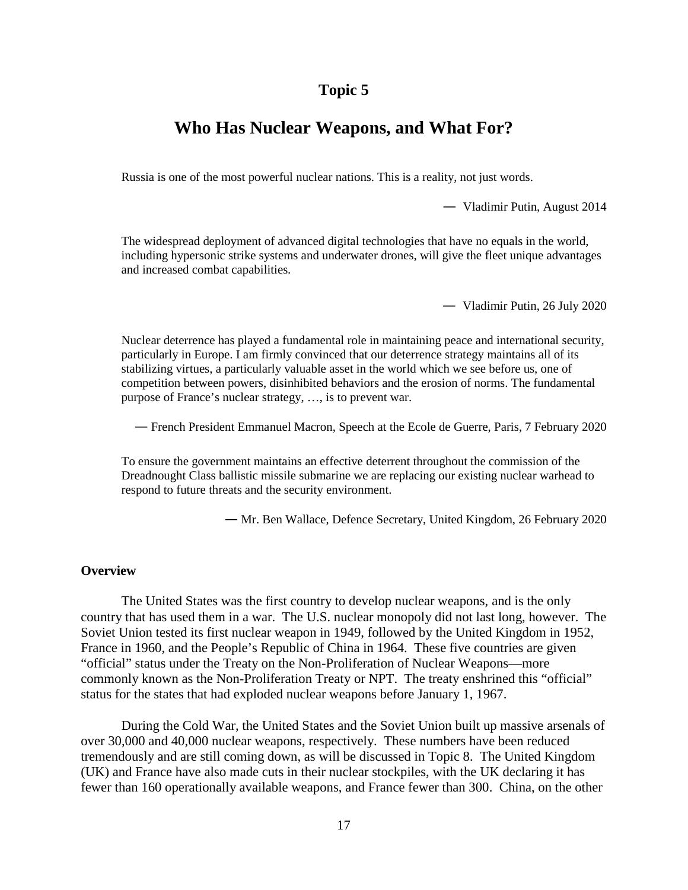# Topic 5

## Who Has Nuclear Weapons, and What For?

> Russia is one of the most powerful nuclear nations. This is a reality, not just words.
>
> — Vladimir Putin, August 2014

> The widespread deployment of advanced digital technologies that have no equals in the world, including hypersonic strike systems and underwater drones, will give the fleet unique advantages and increased combat capabilities.
>
> — Vladimir Putin, 26 July 2020

> Nuclear deterrence has played a fundamental role in maintaining peace and international security, particularly in Europe. I am firmly convinced that our deterrence strategy maintains all of its stabilizing virtues, a particularly valuable asset in the world which we see before us, one of competition between powers, disinhibited behaviors and the erosion of norms. The fundamental purpose of France's nuclear strategy, …, is to prevent war.
>
> — French President Emmanuel Macron, Speech at the Ecole de Guerre, Paris, 7 February 2020

> To ensure the government maintains an effective deterrent throughout the commission of the Dreadnought Class ballistic missile submarine we are replacing our existing nuclear warhead to respond to future threats and the security environment.
>
> — Mr. Ben Wallace, Defence Secretary, United Kingdom, 26 February 2020

### Overview

The United States was the first country to develop nuclear weapons, and is the only country that has used them in a war. The U.S. nuclear monopoly did not last long, however. The Soviet Union tested its first nuclear weapon in 1949, followed by the United Kingdom in 1952, France in 1960, and the People's Republic of China in 1964. These five countries are given "official" status under the Treaty on the Non-Proliferation of Nuclear Weapons—more commonly known as the Non-Proliferation Treaty or NPT. The treaty enshrined this "official" status for the states that had exploded nuclear weapons before January 1, 1967.

During the Cold War, the United States and the Soviet Union built up massive arsenals of over 30,000 and 40,000 nuclear weapons, respectively. These numbers have been reduced tremendously and are still coming down, as will be discussed in Topic 8. The United Kingdom (UK) and France have also made cuts in their nuclear stockpiles, with the UK declaring it has fewer than 160 operationally available weapons, and France fewer than 300. China, on the other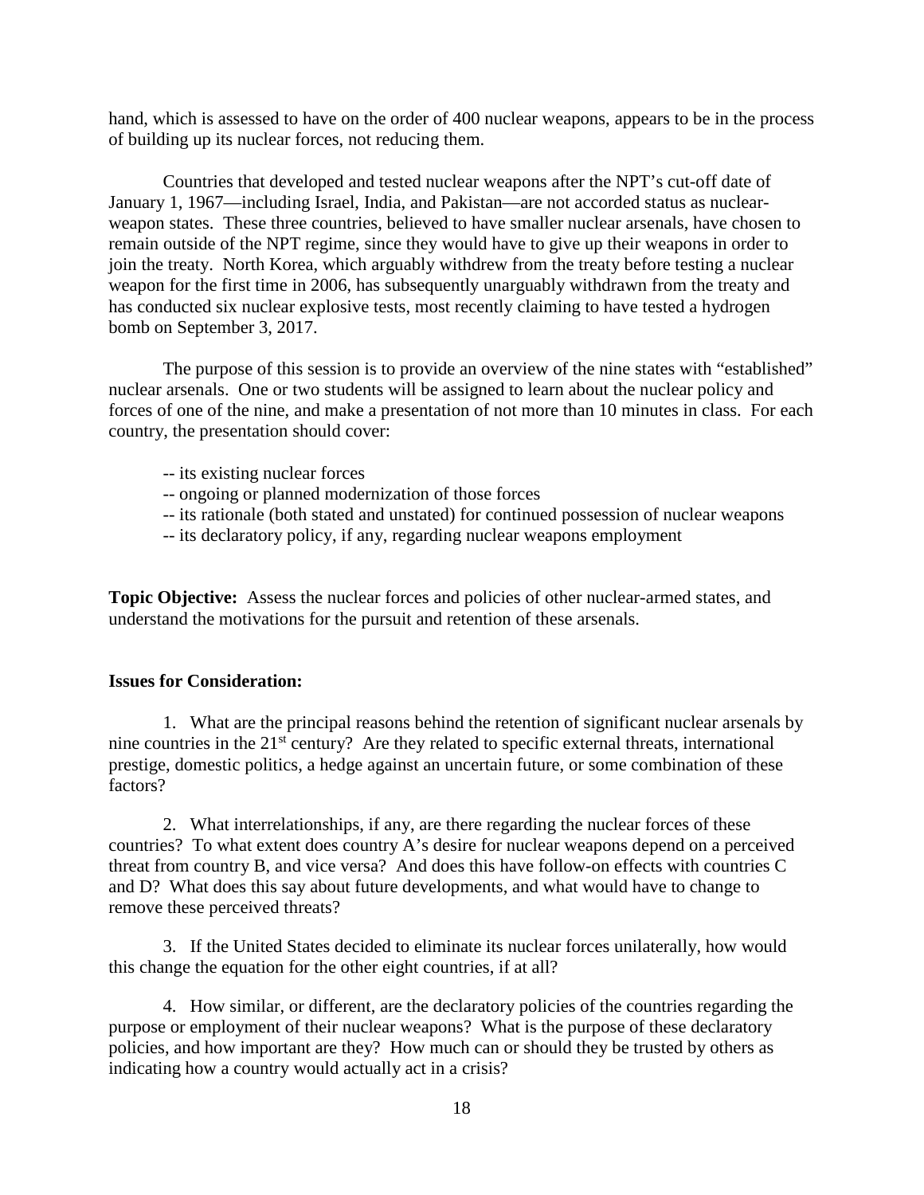hand, which is assessed to have on the order of 400 nuclear weapons, appears to be in the process of building up its nuclear forces, not reducing them.

Countries that developed and tested nuclear weapons after the NPT's cut-off date of January 1, 1967—including Israel, India, and Pakistan—are not accorded status as nuclear-weapon states. These three countries, believed to have smaller nuclear arsenals, have chosen to remain outside of the NPT regime, since they would have to give up their weapons in order to join the treaty. North Korea, which arguably withdrew from the treaty before testing a nuclear weapon for the first time in 2006, has subsequently unarguably withdrawn from the treaty and has conducted six nuclear explosive tests, most recently claiming to have tested a hydrogen bomb on September 3, 2017.

The purpose of this session is to provide an overview of the nine states with "established" nuclear arsenals. One or two students will be assigned to learn about the nuclear policy and forces of one of the nine, and make a presentation of not more than 10 minutes in class. For each country, the presentation should cover:

-- its existing nuclear forces
-- ongoing or planned modernization of those forces
-- its rationale (both stated and unstated) for continued possession of nuclear weapons
-- its declaratory policy, if any, regarding nuclear weapons employment

**Topic Objective:** Assess the nuclear forces and policies of other nuclear-armed states, and understand the motivations for the pursuit and retention of these arsenals.

**Issues for Consideration:**

1. What are the principal reasons behind the retention of significant nuclear arsenals by nine countries in the 21st century? Are they related to specific external threats, international prestige, domestic politics, a hedge against an uncertain future, or some combination of these factors?

2. What interrelationships, if any, are there regarding the nuclear forces of these countries? To what extent does country A's desire for nuclear weapons depend on a perceived threat from country B, and vice versa? And does this have follow-on effects with countries C and D? What does this say about future developments, and what would have to change to remove these perceived threats?

3. If the United States decided to eliminate its nuclear forces unilaterally, how would this change the equation for the other eight countries, if at all?

4. How similar, or different, are the declaratory policies of the countries regarding the purpose or employment of their nuclear weapons? What is the purpose of these declaratory policies, and how important are they? How much can or should they be trusted by others as indicating how a country would actually act in a crisis?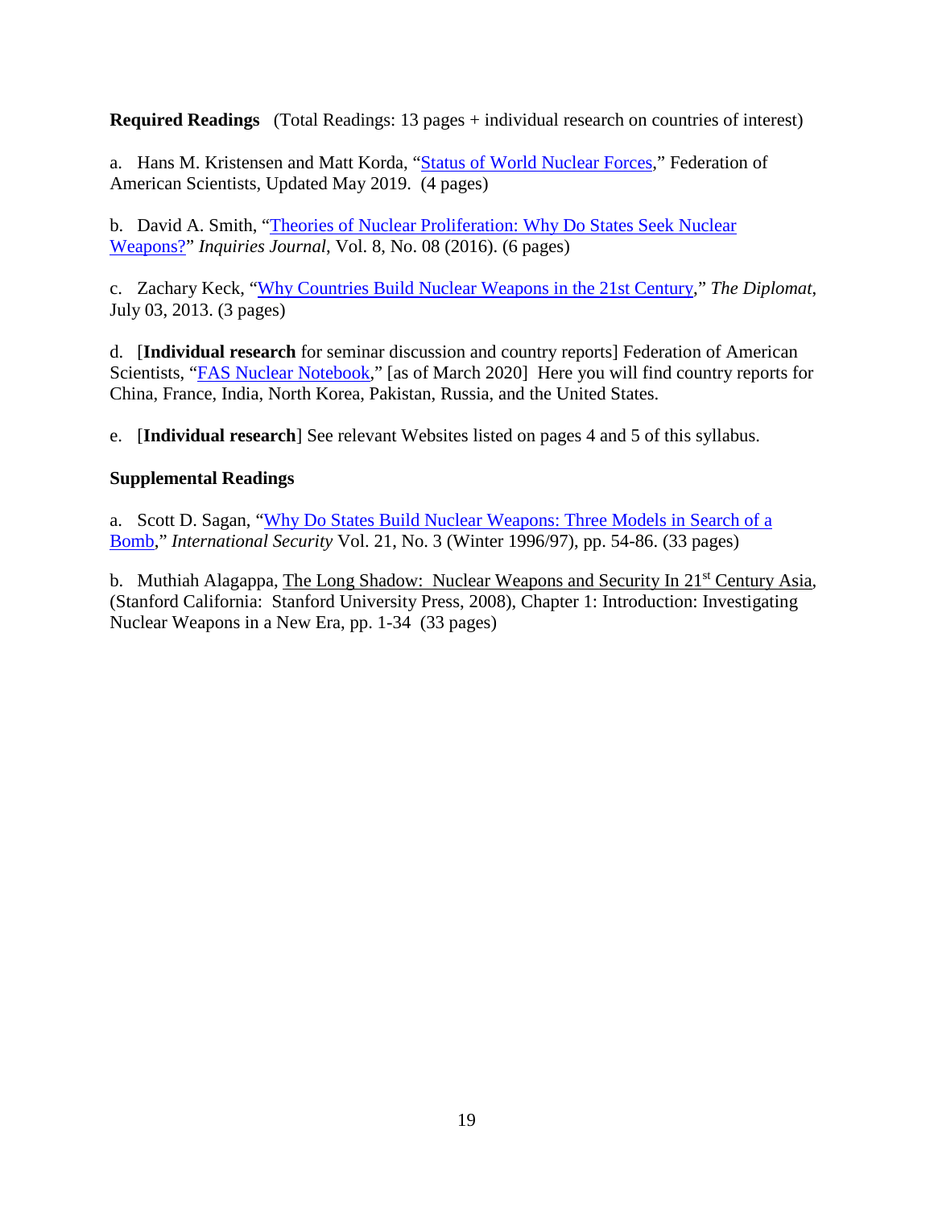**Required Readings** (Total Readings: 13 pages + individual research on countries of interest)

a. Hans M. Kristensen and Matt Korda, "Status of World Nuclear Forces," Federation of American Scientists, Updated May 2019. (4 pages)

b. David A. Smith, "Theories of Nuclear Proliferation: Why Do States Seek Nuclear Weapons?" *Inquiries Journal*, Vol. 8, No. 08 (2016). (6 pages)

c. Zachary Keck, "Why Countries Build Nuclear Weapons in the 21st Century," *The Diplomat*, July 03, 2013. (3 pages)

d. [**Individual research** for seminar discussion and country reports] Federation of American Scientists, "FAS Nuclear Notebook," [as of March 2020] Here you will find country reports for China, France, India, North Korea, Pakistan, Russia, and the United States.

e. [**Individual research**] See relevant Websites listed on pages 4 and 5 of this syllabus.

**Supplemental Readings**

a. Scott D. Sagan, "Why Do States Build Nuclear Weapons: Three Models in Search of a Bomb," *International Security* Vol. 21, No. 3 (Winter 1996/97), pp. 54-86. (33 pages)

b. Muthiah Alagappa, The Long Shadow: Nuclear Weapons and Security In 21st Century Asia, (Stanford California: Stanford University Press, 2008), Chapter 1: Introduction: Investigating Nuclear Weapons in a New Era, pp. 1-34 (33 pages)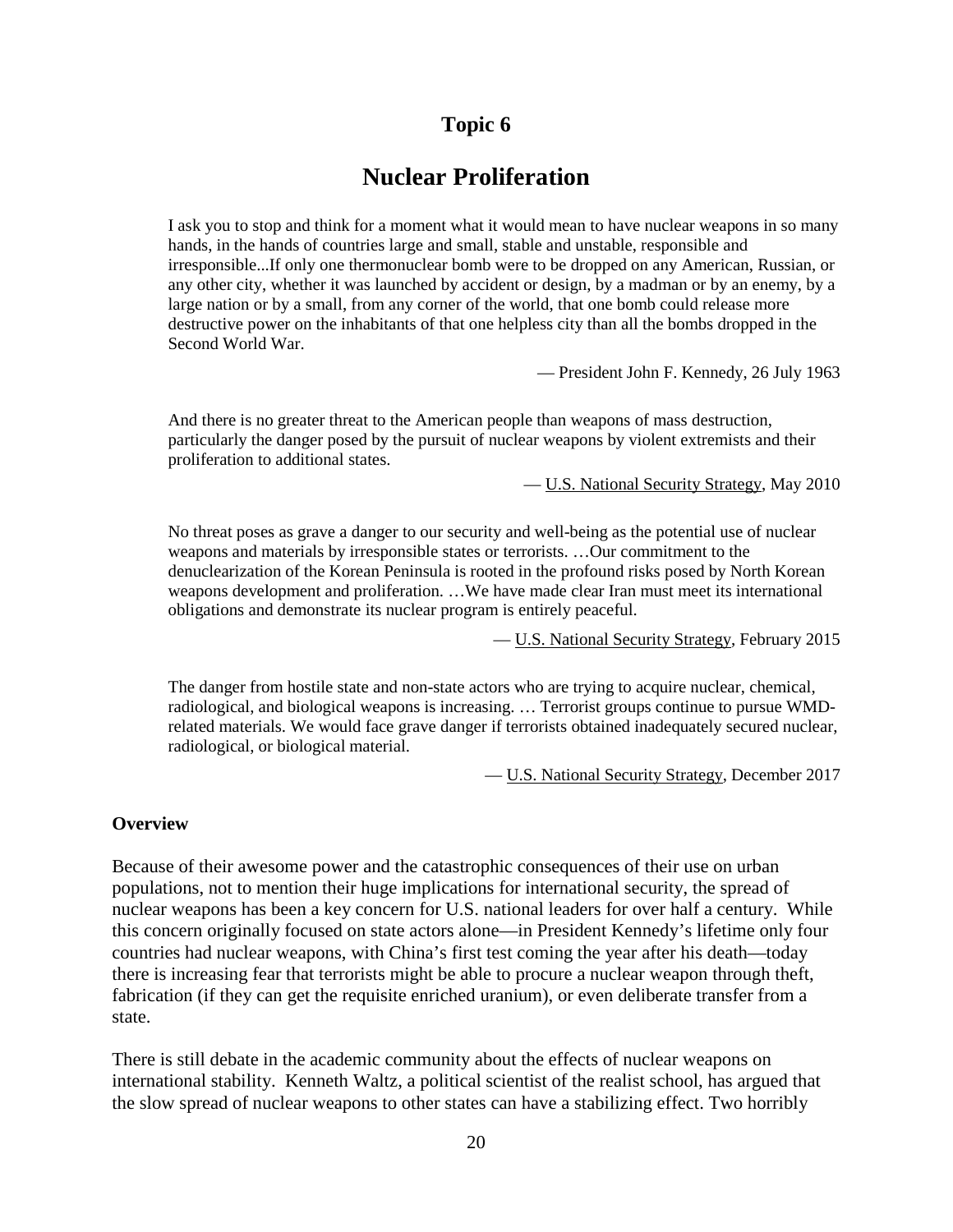# Topic 6

## Nuclear Proliferation

> I ask you to stop and think for a moment what it would mean to have nuclear weapons in so many hands, in the hands of countries large and small, stable and unstable, responsible and irresponsible...If only one thermonuclear bomb were to be dropped on any American, Russian, or any other city, whether it was launched by accident or design, by a madman or by an enemy, by a large nation or by a small, from any corner of the world, that one bomb could release more destructive power on the inhabitants of that one helpless city than all the bombs dropped in the Second World War.
>
> — President John F. Kennedy, 26 July 1963

> And there is no greater threat to the American people than weapons of mass destruction, particularly the danger posed by the pursuit of nuclear weapons by violent extremists and their proliferation to additional states.
>
> — U.S. National Security Strategy, May 2010

> No threat poses as grave a danger to our security and well-being as the potential use of nuclear weapons and materials by irresponsible states or terrorists. …Our commitment to the denuclearization of the Korean Peninsula is rooted in the profound risks posed by North Korean weapons development and proliferation. …We have made clear Iran must meet its international obligations and demonstrate its nuclear program is entirely peaceful.
>
> — U.S. National Security Strategy, February 2015

> The danger from hostile state and non-state actors who are trying to acquire nuclear, chemical, radiological, and biological weapons is increasing. … Terrorist groups continue to pursue WMD-related materials. We would face grave danger if terrorists obtained inadequately secured nuclear, radiological, or biological material.
>
> — U.S. National Security Strategy, December 2017

**Overview**

Because of their awesome power and the catastrophic consequences of their use on urban populations, not to mention their huge implications for international security, the spread of nuclear weapons has been a key concern for U.S. national leaders for over half a century. While this concern originally focused on state actors alone—in President Kennedy's lifetime only four countries had nuclear weapons, with China's first test coming the year after his death—today there is increasing fear that terrorists might be able to procure a nuclear weapon through theft, fabrication (if they can get the requisite enriched uranium), or even deliberate transfer from a state.

There is still debate in the academic community about the effects of nuclear weapons on international stability. Kenneth Waltz, a political scientist of the realist school, has argued that the slow spread of nuclear weapons to other states can have a stabilizing effect. Two horribly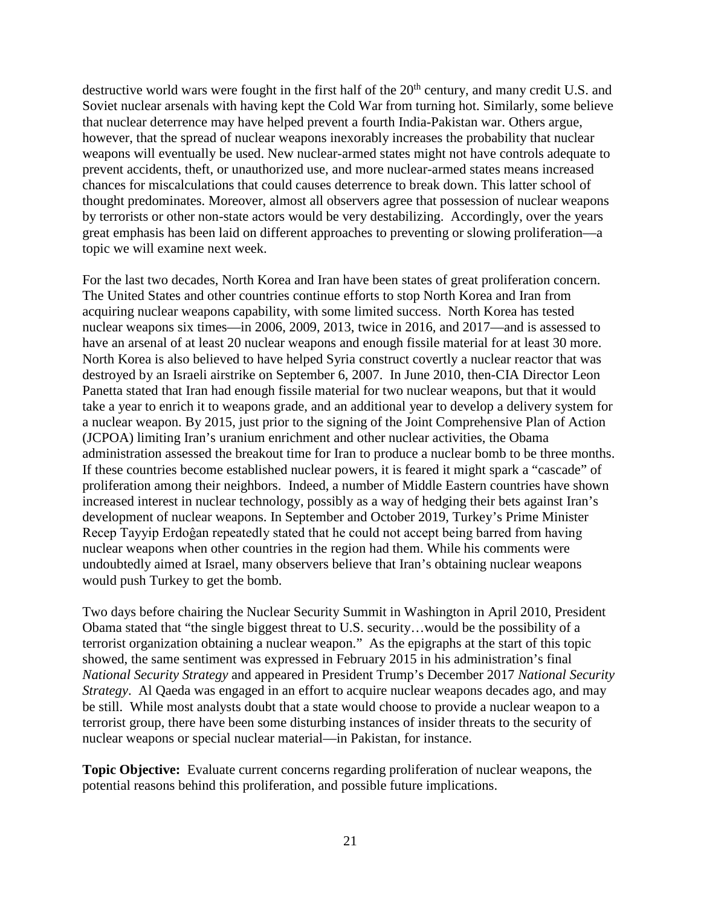destructive world wars were fought in the first half of the 20th century, and many credit U.S. and Soviet nuclear arsenals with having kept the Cold War from turning hot. Similarly, some believe that nuclear deterrence may have helped prevent a fourth India-Pakistan war. Others argue, however, that the spread of nuclear weapons inexorably increases the probability that nuclear weapons will eventually be used. New nuclear-armed states might not have controls adequate to prevent accidents, theft, or unauthorized use, and more nuclear-armed states means increased chances for miscalculations that could causes deterrence to break down. This latter school of thought predominates. Moreover, almost all observers agree that possession of nuclear weapons by terrorists or other non-state actors would be very destabilizing. Accordingly, over the years great emphasis has been laid on different approaches to preventing or slowing proliferation—a topic we will examine next week.

For the last two decades, North Korea and Iran have been states of great proliferation concern. The United States and other countries continue efforts to stop North Korea and Iran from acquiring nuclear weapons capability, with some limited success. North Korea has tested nuclear weapons six times—in 2006, 2009, 2013, twice in 2016, and 2017—and is assessed to have an arsenal of at least 20 nuclear weapons and enough fissile material for at least 30 more. North Korea is also believed to have helped Syria construct covertly a nuclear reactor that was destroyed by an Israeli airstrike on September 6, 2007. In June 2010, then-CIA Director Leon Panetta stated that Iran had enough fissile material for two nuclear weapons, but that it would take a year to enrich it to weapons grade, and an additional year to develop a delivery system for a nuclear weapon. By 2015, just prior to the signing of the Joint Comprehensive Plan of Action (JCPOA) limiting Iran's uranium enrichment and other nuclear activities, the Obama administration assessed the breakout time for Iran to produce a nuclear bomb to be three months. If these countries become established nuclear powers, it is feared it might spark a "cascade" of proliferation among their neighbors. Indeed, a number of Middle Eastern countries have shown increased interest in nuclear technology, possibly as a way of hedging their bets against Iran's development of nuclear weapons. In September and October 2019, Turkey's Prime Minister Recep Tayyip Erdoĝan repeatedly stated that he could not accept being barred from having nuclear weapons when other countries in the region had them. While his comments were undoubtedly aimed at Israel, many observers believe that Iran's obtaining nuclear weapons would push Turkey to get the bomb.

Two days before chairing the Nuclear Security Summit in Washington in April 2010, President Obama stated that "the single biggest threat to U.S. security…would be the possibility of a terrorist organization obtaining a nuclear weapon." As the epigraphs at the start of this topic showed, the same sentiment was expressed in February 2015 in his administration's final *National Security Strategy* and appeared in President Trump's December 2017 *National Security Strategy*. Al Qaeda was engaged in an effort to acquire nuclear weapons decades ago, and may be still. While most analysts doubt that a state would choose to provide a nuclear weapon to a terrorist group, there have been some disturbing instances of insider threats to the security of nuclear weapons or special nuclear material—in Pakistan, for instance.

**Topic Objective:** Evaluate current concerns regarding proliferation of nuclear weapons, the potential reasons behind this proliferation, and possible future implications.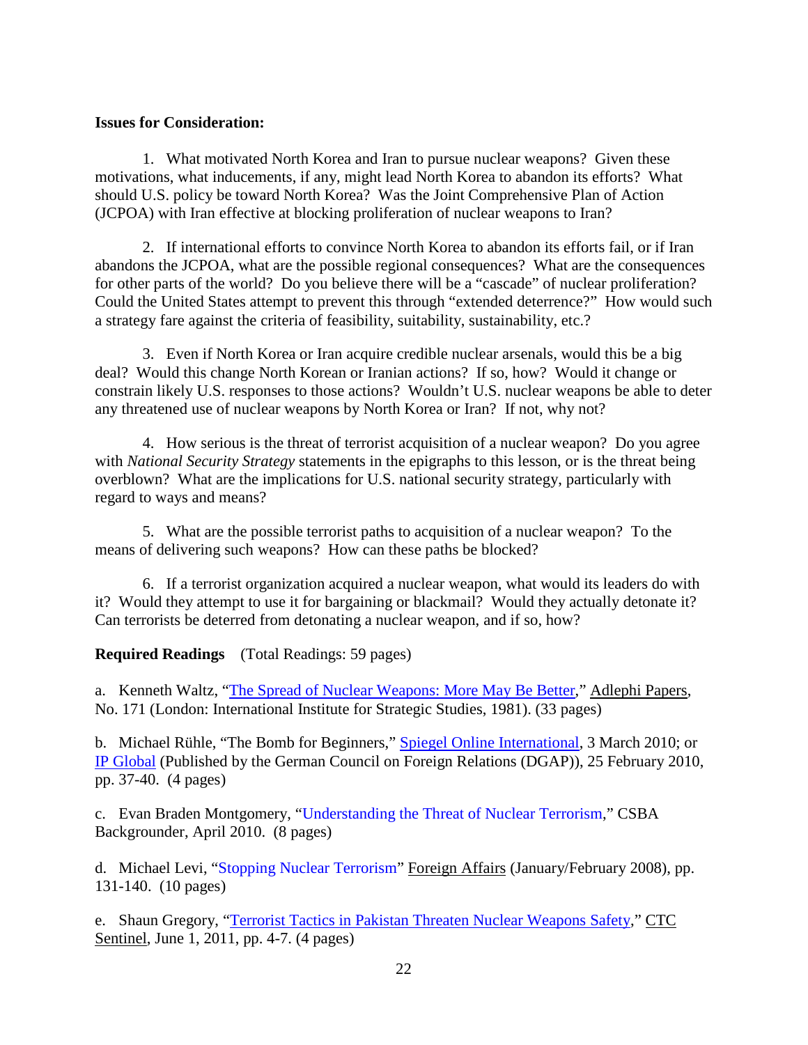**Issues for Consideration:**

1. What motivated North Korea and Iran to pursue nuclear weapons? Given these motivations, what inducements, if any, might lead North Korea to abandon its efforts? What should U.S. policy be toward North Korea? Was the Joint Comprehensive Plan of Action (JCPOA) with Iran effective at blocking proliferation of nuclear weapons to Iran?

2. If international efforts to convince North Korea to abandon its efforts fail, or if Iran abandons the JCPOA, what are the possible regional consequences? What are the consequences for other parts of the world? Do you believe there will be a "cascade" of nuclear proliferation? Could the United States attempt to prevent this through "extended deterrence?" How would such a strategy fare against the criteria of feasibility, suitability, sustainability, etc.?

3. Even if North Korea or Iran acquire credible nuclear arsenals, would this be a big deal? Would this change North Korean or Iranian actions? If so, how? Would it change or constrain likely U.S. responses to those actions? Wouldn't U.S. nuclear weapons be able to deter any threatened use of nuclear weapons by North Korea or Iran? If not, why not?

4. How serious is the threat of terrorist acquisition of a nuclear weapon? Do you agree with *National Security Strategy* statements in the epigraphs to this lesson, or is the threat being overblown? What are the implications for U.S. national security strategy, particularly with regard to ways and means?

5. What are the possible terrorist paths to acquisition of a nuclear weapon? To the means of delivering such weapons? How can these paths be blocked?

6. If a terrorist organization acquired a nuclear weapon, what would its leaders do with it? Would they attempt to use it for bargaining or blackmail? Would they actually detonate it? Can terrorists be deterred from detonating a nuclear weapon, and if so, how?

**Required Readings** (Total Readings: 59 pages)

a. Kenneth Waltz, "The Spread of Nuclear Weapons: More May Be Better," Adlephi Papers, No. 171 (London: International Institute for Strategic Studies, 1981). (33 pages)

b. Michael Rühle, "The Bomb for Beginners," Spiegel Online International, 3 March 2010; or IP Global (Published by the German Council on Foreign Relations (DGAP)), 25 February 2010, pp. 37-40. (4 pages)

c. Evan Braden Montgomery, "Understanding the Threat of Nuclear Terrorism," CSBA Backgrounder, April 2010. (8 pages)

d. Michael Levi, "Stopping Nuclear Terrorism" Foreign Affairs (January/February 2008), pp. 131-140. (10 pages)

e. Shaun Gregory, "Terrorist Tactics in Pakistan Threaten Nuclear Weapons Safety," CTC Sentinel, June 1, 2011, pp. 4-7. (4 pages)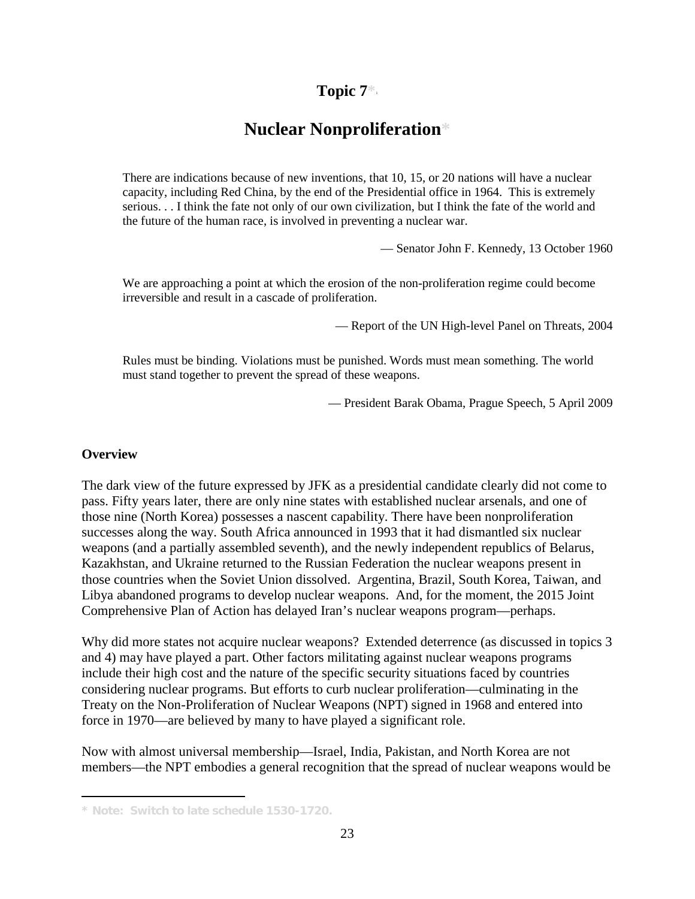# Topic 7*

## Nuclear Nonproliferation*

> There are indications because of new inventions, that 10, 15, or 20 nations will have a nuclear capacity, including Red China, by the end of the Presidential office in 1964. This is extremely serious. . . I think the fate not only of our own civilization, but I think the fate of the world and the future of the human race, is involved in preventing a nuclear war.
>
> — Senator John F. Kennedy, 13 October 1960

> We are approaching a point at which the erosion of the non-proliferation regime could become irreversible and result in a cascade of proliferation.
>
> — Report of the UN High-level Panel on Threats, 2004

> Rules must be binding. Violations must be punished. Words must mean something. The world must stand together to prevent the spread of these weapons.
>
> — President Barak Obama, Prague Speech, 5 April 2009

**Overview**

The dark view of the future expressed by JFK as a presidential candidate clearly did not come to pass. Fifty years later, there are only nine states with established nuclear arsenals, and one of those nine (North Korea) possesses a nascent capability. There have been nonproliferation successes along the way. South Africa announced in 1993 that it had dismantled six nuclear weapons (and a partially assembled seventh), and the newly independent republics of Belarus, Kazakhstan, and Ukraine returned to the Russian Federation the nuclear weapons present in those countries when the Soviet Union dissolved. Argentina, Brazil, South Korea, Taiwan, and Libya abandoned programs to develop nuclear weapons. And, for the moment, the 2015 Joint Comprehensive Plan of Action has delayed Iran's nuclear weapons program—perhaps.

Why did more states not acquire nuclear weapons? Extended deterrence (as discussed in topics 3 and 4) may have played a part. Other factors militating against nuclear weapons programs include their high cost and the nature of the specific security situations faced by countries considering nuclear programs. But efforts to curb nuclear proliferation—culminating in the Treaty on the Non-Proliferation of Nuclear Weapons (NPT) signed in 1968 and entered into force in 1970—are believed by many to have played a significant role.

Now with almost universal membership—Israel, India, Pakistan, and North Korea are not members—the NPT embodies a general recognition that the spread of nuclear weapons would be

* Note: Switch to late schedule 1530-1720.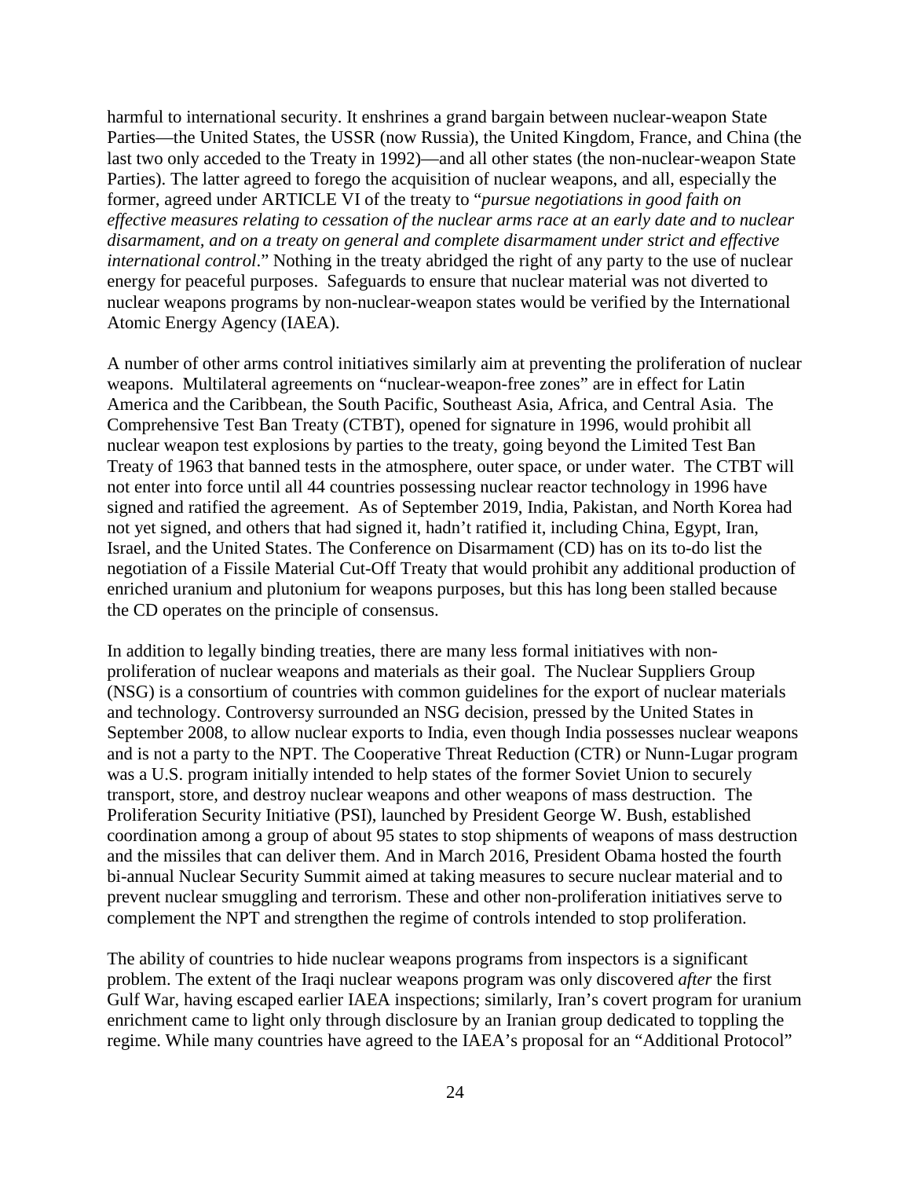harmful to international security. It enshrines a grand bargain between nuclear-weapon State Parties—the United States, the USSR (now Russia), the United Kingdom, France, and China (the last two only acceded to the Treaty in 1992)—and all other states (the non-nuclear-weapon State Parties). The latter agreed to forego the acquisition of nuclear weapons, and all, especially the former, agreed under ARTICLE VI of the treaty to "*pursue negotiations in good faith on effective measures relating to cessation of the nuclear arms race at an early date and to nuclear disarmament, and on a treaty on general and complete disarmament under strict and effective international control*." Nothing in the treaty abridged the right of any party to the use of nuclear energy for peaceful purposes. Safeguards to ensure that nuclear material was not diverted to nuclear weapons programs by non-nuclear-weapon states would be verified by the International Atomic Energy Agency (IAEA).

A number of other arms control initiatives similarly aim at preventing the proliferation of nuclear weapons. Multilateral agreements on "nuclear-weapon-free zones" are in effect for Latin America and the Caribbean, the South Pacific, Southeast Asia, Africa, and Central Asia. The Comprehensive Test Ban Treaty (CTBT), opened for signature in 1996, would prohibit all nuclear weapon test explosions by parties to the treaty, going beyond the Limited Test Ban Treaty of 1963 that banned tests in the atmosphere, outer space, or under water. The CTBT will not enter into force until all 44 countries possessing nuclear reactor technology in 1996 have signed and ratified the agreement. As of September 2019, India, Pakistan, and North Korea had not yet signed, and others that had signed it, hadn't ratified it, including China, Egypt, Iran, Israel, and the United States. The Conference on Disarmament (CD) has on its to-do list the negotiation of a Fissile Material Cut-Off Treaty that would prohibit any additional production of enriched uranium and plutonium for weapons purposes, but this has long been stalled because the CD operates on the principle of consensus.

In addition to legally binding treaties, there are many less formal initiatives with non-proliferation of nuclear weapons and materials as their goal. The Nuclear Suppliers Group (NSG) is a consortium of countries with common guidelines for the export of nuclear materials and technology. Controversy surrounded an NSG decision, pressed by the United States in September 2008, to allow nuclear exports to India, even though India possesses nuclear weapons and is not a party to the NPT. The Cooperative Threat Reduction (CTR) or Nunn-Lugar program was a U.S. program initially intended to help states of the former Soviet Union to securely transport, store, and destroy nuclear weapons and other weapons of mass destruction. The Proliferation Security Initiative (PSI), launched by President George W. Bush, established coordination among a group of about 95 states to stop shipments of weapons of mass destruction and the missiles that can deliver them. And in March 2016, President Obama hosted the fourth bi-annual Nuclear Security Summit aimed at taking measures to secure nuclear material and to prevent nuclear smuggling and terrorism. These and other non-proliferation initiatives serve to complement the NPT and strengthen the regime of controls intended to stop proliferation.

The ability of countries to hide nuclear weapons programs from inspectors is a significant problem. The extent of the Iraqi nuclear weapons program was only discovered *after* the first Gulf War, having escaped earlier IAEA inspections; similarly, Iran's covert program for uranium enrichment came to light only through disclosure by an Iranian group dedicated to toppling the regime. While many countries have agreed to the IAEA's proposal for an "Additional Protocol"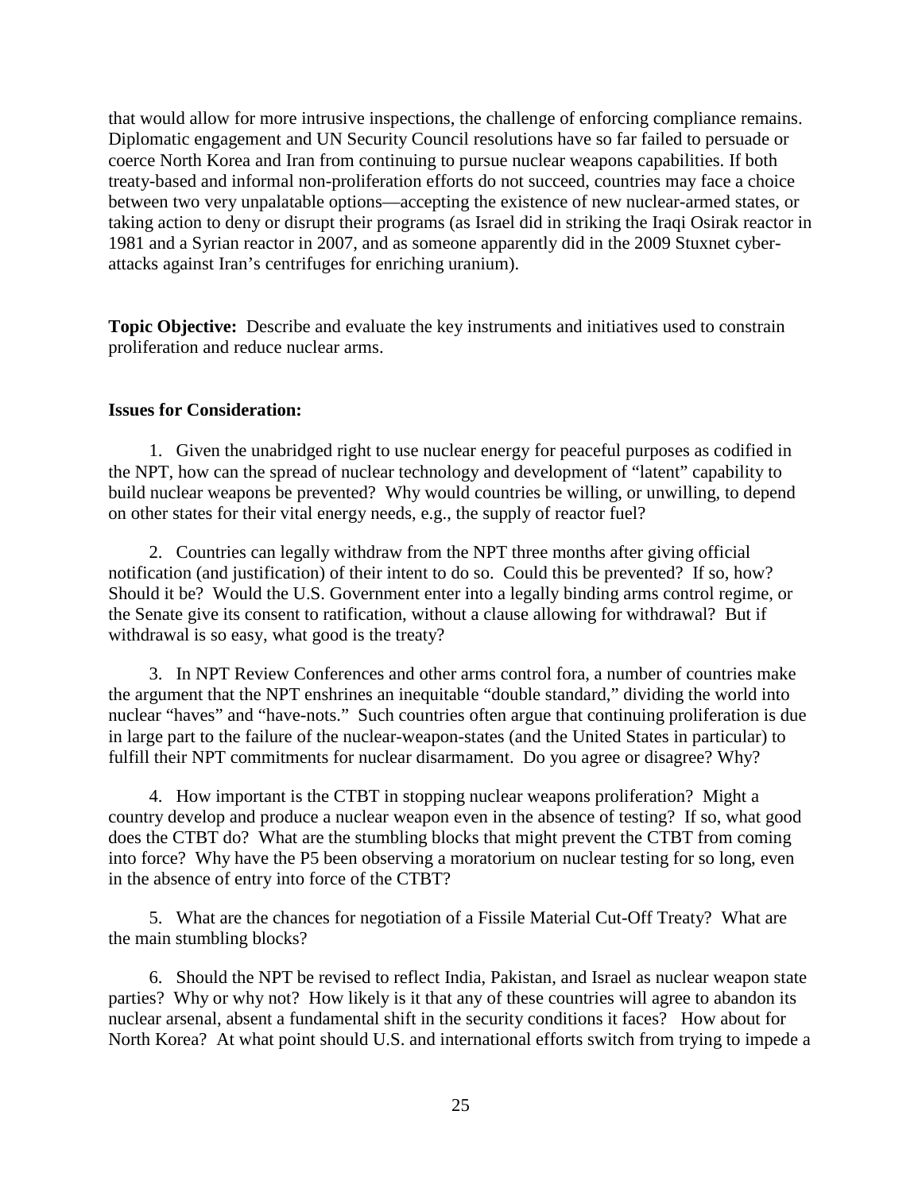that would allow for more intrusive inspections, the challenge of enforcing compliance remains. Diplomatic engagement and UN Security Council resolutions have so far failed to persuade or coerce North Korea and Iran from continuing to pursue nuclear weapons capabilities. If both treaty-based and informal non-proliferation efforts do not succeed, countries may face a choice between two very unpalatable options—accepting the existence of new nuclear-armed states, or taking action to deny or disrupt their programs (as Israel did in striking the Iraqi Osirak reactor in 1981 and a Syrian reactor in 2007, and as someone apparently did in the 2009 Stuxnet cyber-attacks against Iran's centrifuges for enriching uranium).

**Topic Objective:** Describe and evaluate the key instruments and initiatives used to constrain proliferation and reduce nuclear arms.

**Issues for Consideration:**

1. Given the unabridged right to use nuclear energy for peaceful purposes as codified in the NPT, how can the spread of nuclear technology and development of "latent" capability to build nuclear weapons be prevented? Why would countries be willing, or unwilling, to depend on other states for their vital energy needs, e.g., the supply of reactor fuel?

2. Countries can legally withdraw from the NPT three months after giving official notification (and justification) of their intent to do so. Could this be prevented? If so, how? Should it be? Would the U.S. Government enter into a legally binding arms control regime, or the Senate give its consent to ratification, without a clause allowing for withdrawal? But if withdrawal is so easy, what good is the treaty?

3. In NPT Review Conferences and other arms control fora, a number of countries make the argument that the NPT enshrines an inequitable "double standard," dividing the world into nuclear "haves" and "have-nots." Such countries often argue that continuing proliferation is due in large part to the failure of the nuclear-weapon-states (and the United States in particular) to fulfill their NPT commitments for nuclear disarmament. Do you agree or disagree? Why?

4. How important is the CTBT in stopping nuclear weapons proliferation? Might a country develop and produce a nuclear weapon even in the absence of testing? If so, what good does the CTBT do? What are the stumbling blocks that might prevent the CTBT from coming into force? Why have the P5 been observing a moratorium on nuclear testing for so long, even in the absence of entry into force of the CTBT?

5. What are the chances for negotiation of a Fissile Material Cut-Off Treaty? What are the main stumbling blocks?

6. Should the NPT be revised to reflect India, Pakistan, and Israel as nuclear weapon state parties? Why or why not? How likely is it that any of these countries will agree to abandon its nuclear arsenal, absent a fundamental shift in the security conditions it faces? How about for North Korea? At what point should U.S. and international efforts switch from trying to impede a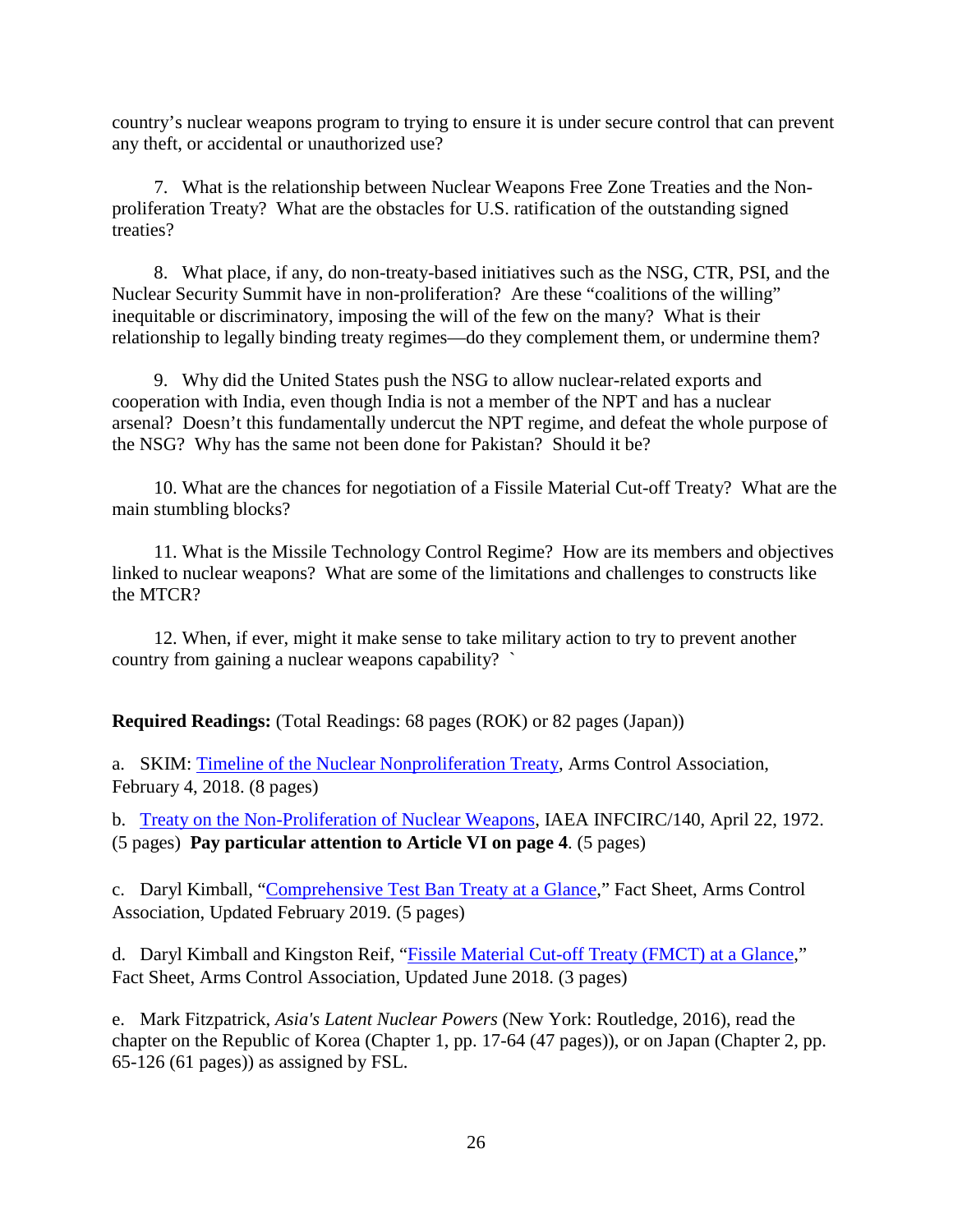country's nuclear weapons program to trying to ensure it is under secure control that can prevent any theft, or accidental or unauthorized use?

7. What is the relationship between Nuclear Weapons Free Zone Treaties and the Non-proliferation Treaty? What are the obstacles for U.S. ratification of the outstanding signed treaties?

8. What place, if any, do non-treaty-based initiatives such as the NSG, CTR, PSI, and the Nuclear Security Summit have in non-proliferation? Are these "coalitions of the willing" inequitable or discriminatory, imposing the will of the few on the many? What is their relationship to legally binding treaty regimes—do they complement them, or undermine them?

9. Why did the United States push the NSG to allow nuclear-related exports and cooperation with India, even though India is not a member of the NPT and has a nuclear arsenal? Doesn't this fundamentally undercut the NPT regime, and defeat the whole purpose of the NSG? Why has the same not been done for Pakistan? Should it be?

10. What are the chances for negotiation of a Fissile Material Cut-off Treaty? What are the main stumbling blocks?

11. What is the Missile Technology Control Regime? How are its members and objectives linked to nuclear weapons? What are some of the limitations and challenges to constructs like the MTCR?

12. When, if ever, might it make sense to take military action to try to prevent another country from gaining a nuclear weapons capability? `

**Required Readings:** (Total Readings: 68 pages (ROK) or 82 pages (Japan))

a. SKIM: Timeline of the Nuclear Nonproliferation Treaty, Arms Control Association, February 4, 2018. (8 pages)

b. Treaty on the Non-Proliferation of Nuclear Weapons, IAEA INFCIRC/140, April 22, 1972. (5 pages) **Pay particular attention to Article VI on page 4**. (5 pages)

c. Daryl Kimball, "Comprehensive Test Ban Treaty at a Glance," Fact Sheet, Arms Control Association, Updated February 2019. (5 pages)

d. Daryl Kimball and Kingston Reif, "Fissile Material Cut-off Treaty (FMCT) at a Glance," Fact Sheet, Arms Control Association, Updated June 2018. (3 pages)

e. Mark Fitzpatrick, *Asia's Latent Nuclear Powers* (New York: Routledge, 2016), read the chapter on the Republic of Korea (Chapter 1, pp. 17-64 (47 pages)), or on Japan (Chapter 2, pp. 65-126 (61 pages)) as assigned by FSL.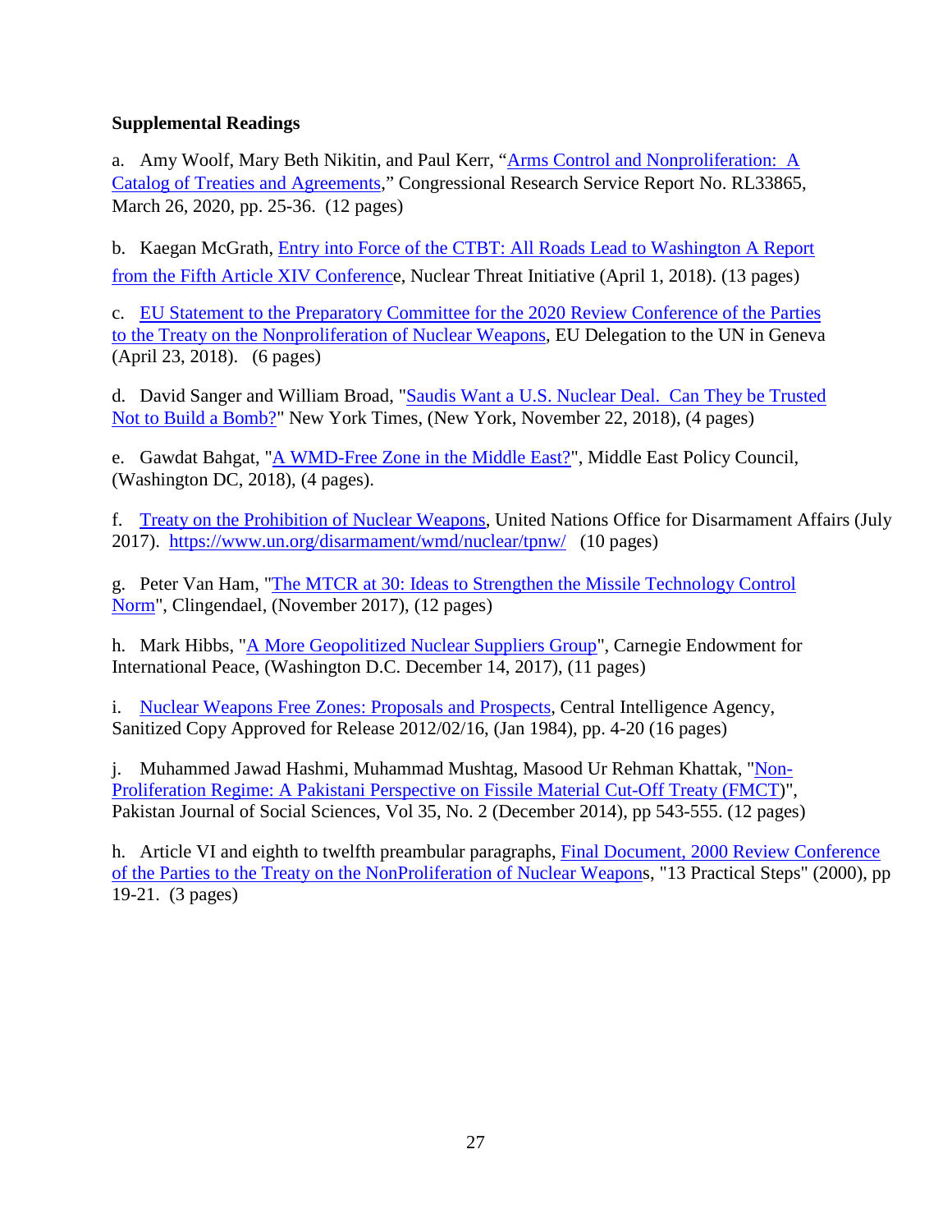**Supplemental Readings**

a. Amy Woolf, Mary Beth Nikitin, and Paul Kerr, "Arms Control and Nonproliferation: A Catalog of Treaties and Agreements," Congressional Research Service Report No. RL33865, March 26, 2020, pp. 25-36. (12 pages)

b. Kaegan McGrath, Entry into Force of the CTBT: All Roads Lead to Washington A Report from the Fifth Article XIV Conference, Nuclear Threat Initiative (April 1, 2018). (13 pages)

c. EU Statement to the Preparatory Committee for the 2020 Review Conference of the Parties to the Treaty on the Nonproliferation of Nuclear Weapons, EU Delegation to the UN in Geneva (April 23, 2018). (6 pages)

d. David Sanger and William Broad, "Saudis Want a U.S. Nuclear Deal. Can They be Trusted Not to Build a Bomb?" New York Times, (New York, November 22, 2018), (4 pages)

e. Gawdat Bahgat, "A WMD-Free Zone in the Middle East?", Middle East Policy Council, (Washington DC, 2018), (4 pages).

f. Treaty on the Prohibition of Nuclear Weapons, United Nations Office for Disarmament Affairs (July 2017). https://www.un.org/disarmament/wmd/nuclear/tpnw/ (10 pages)

g. Peter Van Ham, "The MTCR at 30: Ideas to Strengthen the Missile Technology Control Norm", Clingendael, (November 2017), (12 pages)

h. Mark Hibbs, "A More Geopolitized Nuclear Suppliers Group", Carnegie Endowment for International Peace, (Washington D.C. December 14, 2017), (11 pages)

i. Nuclear Weapons Free Zones: Proposals and Prospects, Central Intelligence Agency, Sanitized Copy Approved for Release 2012/02/16, (Jan 1984), pp. 4-20 (16 pages)

j. Muhammed Jawad Hashmi, Muhammad Mushtag, Masood Ur Rehman Khattak, "Non-Proliferation Regime: A Pakistani Perspective on Fissile Material Cut-Off Treaty (FMCT)", Pakistan Journal of Social Sciences, Vol 35, No. 2 (December 2014), pp 543-555. (12 pages)

h. Article VI and eighth to twelfth preambular paragraphs, Final Document, 2000 Review Conference of the Parties to the Treaty on the NonProliferation of Nuclear Weapons, "13 Practical Steps" (2000), pp 19-21. (3 pages)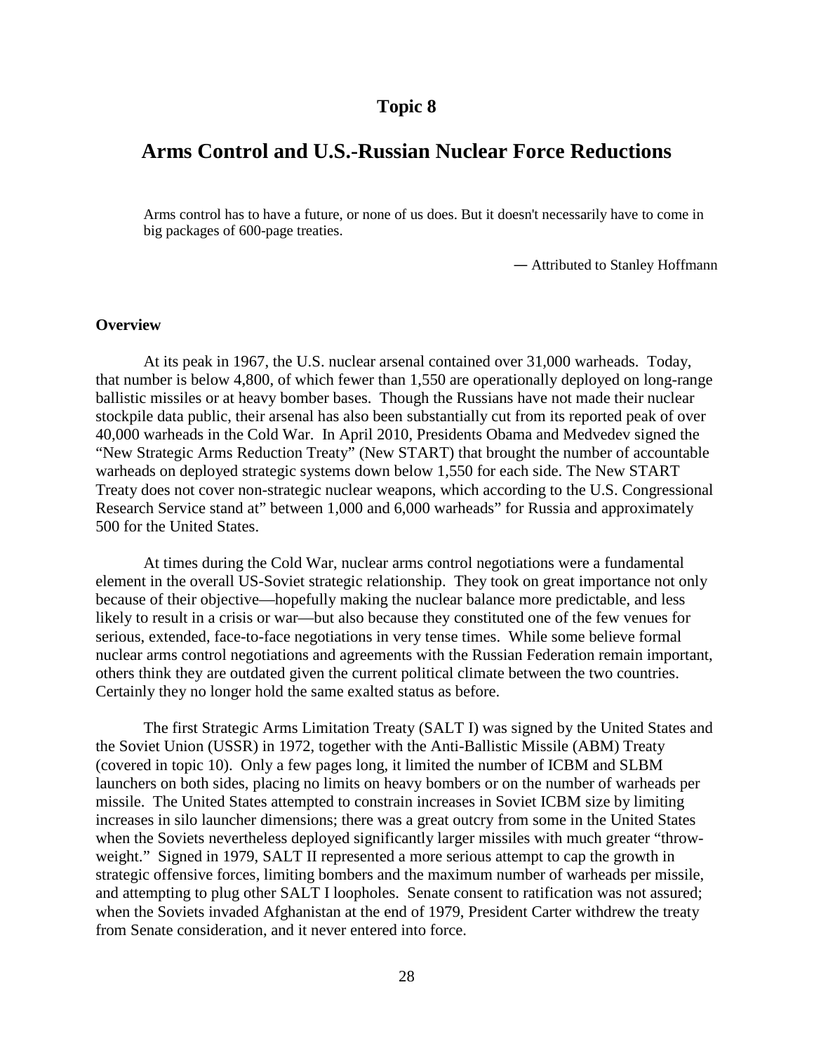# Topic 8

## Arms Control and U.S.-Russian Nuclear Force Reductions

> Arms control has to have a future, or none of us does. But it doesn't necessarily have to come in big packages of 600-page treaties.
>
> — Attributed to Stanley Hoffmann

### Overview

At its peak in 1967, the U.S. nuclear arsenal contained over 31,000 warheads. Today, that number is below 4,800, of which fewer than 1,550 are operationally deployed on long-range ballistic missiles or at heavy bomber bases. Though the Russians have not made their nuclear stockpile data public, their arsenal has also been substantially cut from its reported peak of over 40,000 warheads in the Cold War. In April 2010, Presidents Obama and Medvedev signed the "New Strategic Arms Reduction Treaty" (New START) that brought the number of accountable warheads on deployed strategic systems down below 1,550 for each side. The New START Treaty does not cover non-strategic nuclear weapons, which according to the U.S. Congressional Research Service stand at" between 1,000 and 6,000 warheads" for Russia and approximately 500 for the United States.

At times during the Cold War, nuclear arms control negotiations were a fundamental element in the overall US-Soviet strategic relationship. They took on great importance not only because of their objective—hopefully making the nuclear balance more predictable, and less likely to result in a crisis or war—but also because they constituted one of the few venues for serious, extended, face-to-face negotiations in very tense times. While some believe formal nuclear arms control negotiations and agreements with the Russian Federation remain important, others think they are outdated given the current political climate between the two countries. Certainly they no longer hold the same exalted status as before.

The first Strategic Arms Limitation Treaty (SALT I) was signed by the United States and the Soviet Union (USSR) in 1972, together with the Anti-Ballistic Missile (ABM) Treaty (covered in topic 10). Only a few pages long, it limited the number of ICBM and SLBM launchers on both sides, placing no limits on heavy bombers or on the number of warheads per missile. The United States attempted to constrain increases in Soviet ICBM size by limiting increases in silo launcher dimensions; there was a great outcry from some in the United States when the Soviets nevertheless deployed significantly larger missiles with much greater "throw-weight." Signed in 1979, SALT II represented a more serious attempt to cap the growth in strategic offensive forces, limiting bombers and the maximum number of warheads per missile, and attempting to plug other SALT I loopholes. Senate consent to ratification was not assured; when the Soviets invaded Afghanistan at the end of 1979, President Carter withdrew the treaty from Senate consideration, and it never entered into force.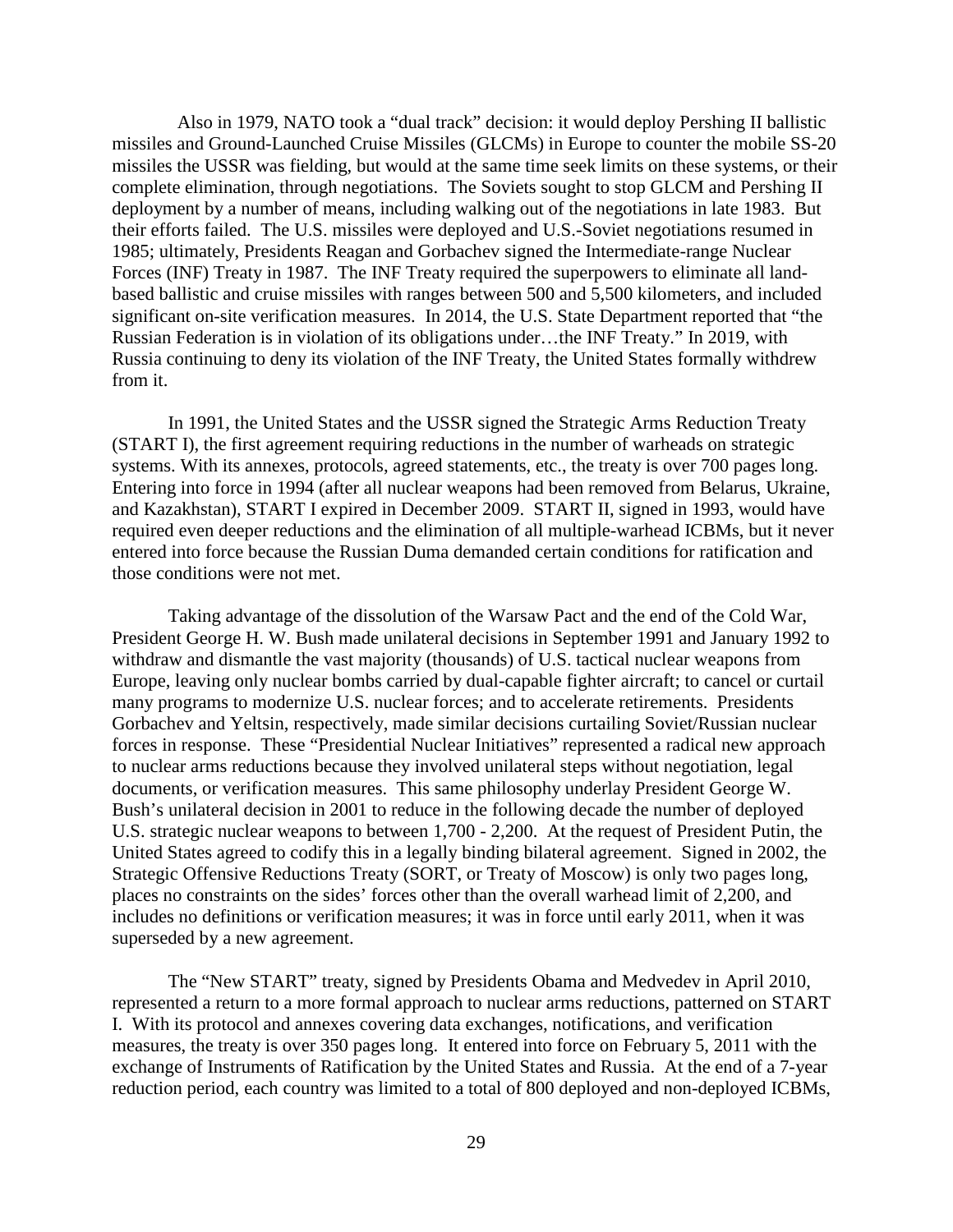Also in 1979, NATO took a "dual track" decision: it would deploy Pershing II ballistic missiles and Ground-Launched Cruise Missiles (GLCMs) in Europe to counter the mobile SS-20 missiles the USSR was fielding, but would at the same time seek limits on these systems, or their complete elimination, through negotiations. The Soviets sought to stop GLCM and Pershing II deployment by a number of means, including walking out of the negotiations in late 1983. But their efforts failed. The U.S. missiles were deployed and U.S.-Soviet negotiations resumed in 1985; ultimately, Presidents Reagan and Gorbachev signed the Intermediate-range Nuclear Forces (INF) Treaty in 1987. The INF Treaty required the superpowers to eliminate all land-based ballistic and cruise missiles with ranges between 500 and 5,500 kilometers, and included significant on-site verification measures. In 2014, the U.S. State Department reported that "the Russian Federation is in violation of its obligations under…the INF Treaty." In 2019, with Russia continuing to deny its violation of the INF Treaty, the United States formally withdrew from it.

In 1991, the United States and the USSR signed the Strategic Arms Reduction Treaty (START I), the first agreement requiring reductions in the number of warheads on strategic systems. With its annexes, protocols, agreed statements, etc., the treaty is over 700 pages long. Entering into force in 1994 (after all nuclear weapons had been removed from Belarus, Ukraine, and Kazakhstan), START I expired in December 2009. START II, signed in 1993, would have required even deeper reductions and the elimination of all multiple-warhead ICBMs, but it never entered into force because the Russian Duma demanded certain conditions for ratification and those conditions were not met.

Taking advantage of the dissolution of the Warsaw Pact and the end of the Cold War, President George H. W. Bush made unilateral decisions in September 1991 and January 1992 to withdraw and dismantle the vast majority (thousands) of U.S. tactical nuclear weapons from Europe, leaving only nuclear bombs carried by dual-capable fighter aircraft; to cancel or curtail many programs to modernize U.S. nuclear forces; and to accelerate retirements. Presidents Gorbachev and Yeltsin, respectively, made similar decisions curtailing Soviet/Russian nuclear forces in response. These "Presidential Nuclear Initiatives" represented a radical new approach to nuclear arms reductions because they involved unilateral steps without negotiation, legal documents, or verification measures. This same philosophy underlay President George W. Bush's unilateral decision in 2001 to reduce in the following decade the number of deployed U.S. strategic nuclear weapons to between 1,700 - 2,200. At the request of President Putin, the United States agreed to codify this in a legally binding bilateral agreement. Signed in 2002, the Strategic Offensive Reductions Treaty (SORT, or Treaty of Moscow) is only two pages long, places no constraints on the sides' forces other than the overall warhead limit of 2,200, and includes no definitions or verification measures; it was in force until early 2011, when it was superseded by a new agreement.

The "New START" treaty, signed by Presidents Obama and Medvedev in April 2010, represented a return to a more formal approach to nuclear arms reductions, patterned on START I. With its protocol and annexes covering data exchanges, notifications, and verification measures, the treaty is over 350 pages long. It entered into force on February 5, 2011 with the exchange of Instruments of Ratification by the United States and Russia. At the end of a 7-year reduction period, each country was limited to a total of 800 deployed and non-deployed ICBMs,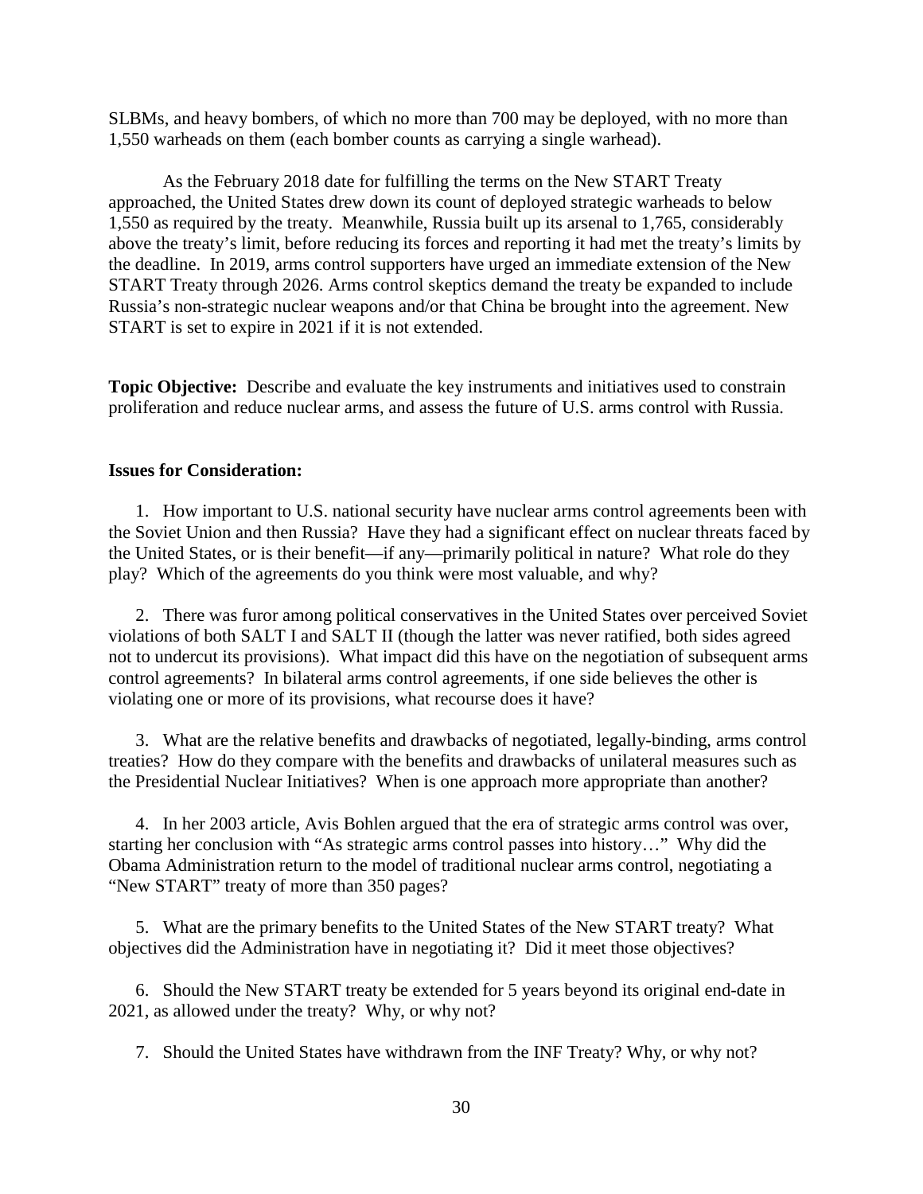SLBMs, and heavy bombers, of which no more than 700 may be deployed, with no more than 1,550 warheads on them (each bomber counts as carrying a single warhead).

As the February 2018 date for fulfilling the terms on the New START Treaty approached, the United States drew down its count of deployed strategic warheads to below 1,550 as required by the treaty. Meanwhile, Russia built up its arsenal to 1,765, considerably above the treaty's limit, before reducing its forces and reporting it had met the treaty's limits by the deadline. In 2019, arms control supporters have urged an immediate extension of the New START Treaty through 2026. Arms control skeptics demand the treaty be expanded to include Russia's non-strategic nuclear weapons and/or that China be brought into the agreement. New START is set to expire in 2021 if it is not extended.

**Topic Objective:** Describe and evaluate the key instruments and initiatives used to constrain proliferation and reduce nuclear arms, and assess the future of U.S. arms control with Russia.

**Issues for Consideration:**

1. How important to U.S. national security have nuclear arms control agreements been with the Soviet Union and then Russia? Have they had a significant effect on nuclear threats faced by the United States, or is their benefit—if any—primarily political in nature? What role do they play? Which of the agreements do you think were most valuable, and why?

2. There was furor among political conservatives in the United States over perceived Soviet violations of both SALT I and SALT II (though the latter was never ratified, both sides agreed not to undercut its provisions). What impact did this have on the negotiation of subsequent arms control agreements? In bilateral arms control agreements, if one side believes the other is violating one or more of its provisions, what recourse does it have?

3. What are the relative benefits and drawbacks of negotiated, legally-binding, arms control treaties? How do they compare with the benefits and drawbacks of unilateral measures such as the Presidential Nuclear Initiatives? When is one approach more appropriate than another?

4. In her 2003 article, Avis Bohlen argued that the era of strategic arms control was over, starting her conclusion with "As strategic arms control passes into history…" Why did the Obama Administration return to the model of traditional nuclear arms control, negotiating a "New START" treaty of more than 350 pages?

5. What are the primary benefits to the United States of the New START treaty? What objectives did the Administration have in negotiating it? Did it meet those objectives?

6. Should the New START treaty be extended for 5 years beyond its original end-date in 2021, as allowed under the treaty? Why, or why not?

7. Should the United States have withdrawn from the INF Treaty? Why, or why not?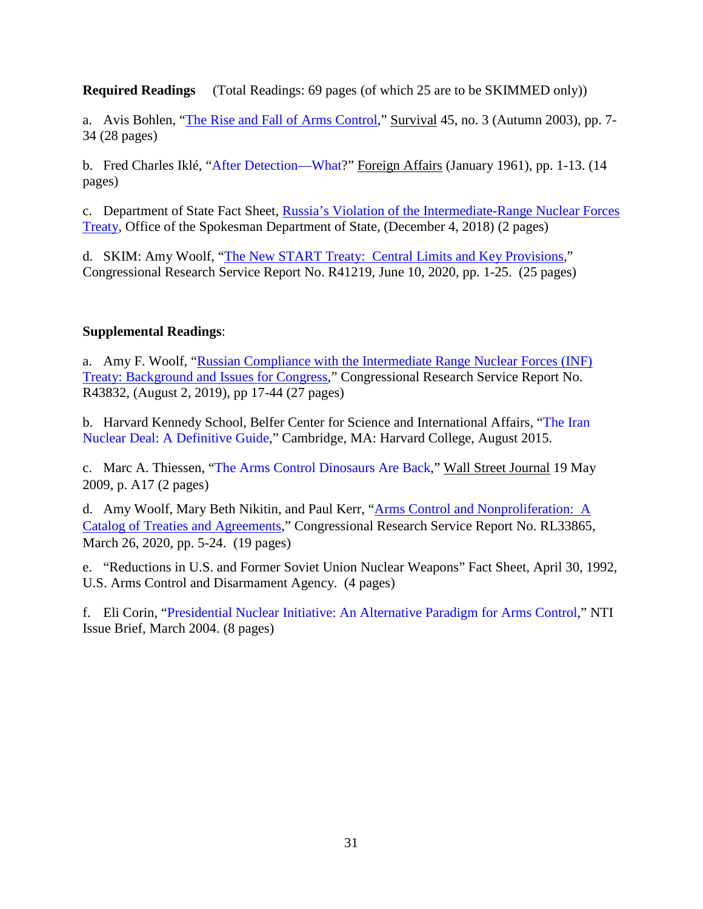**Required Readings** (Total Readings: 69 pages (of which 25 are to be SKIMMED only))

a. Avis Bohlen, "The Rise and Fall of Arms Control," Survival 45, no. 3 (Autumn 2003), pp. 7-34 (28 pages)

b. Fred Charles Iklé, "After Detection—What?" Foreign Affairs (January 1961), pp. 1-13. (14 pages)

c. Department of State Fact Sheet, Russia's Violation of the Intermediate-Range Nuclear Forces Treaty, Office of the Spokesman Department of State, (December 4, 2018) (2 pages)

d. SKIM: Amy Woolf, "The New START Treaty: Central Limits and Key Provisions," Congressional Research Service Report No. R41219, June 10, 2020, pp. 1-25. (25 pages)

**Supplemental Readings**:

a. Amy F. Woolf, "Russian Compliance with the Intermediate Range Nuclear Forces (INF) Treaty: Background and Issues for Congress," Congressional Research Service Report No. R43832, (August 2, 2019), pp 17-44 (27 pages)

b. Harvard Kennedy School, Belfer Center for Science and International Affairs, "The Iran Nuclear Deal: A Definitive Guide," Cambridge, MA: Harvard College, August 2015.

c. Marc A. Thiessen, "The Arms Control Dinosaurs Are Back," Wall Street Journal 19 May 2009, p. A17 (2 pages)

d. Amy Woolf, Mary Beth Nikitin, and Paul Kerr, "Arms Control and Nonproliferation: A Catalog of Treaties and Agreements," Congressional Research Service Report No. RL33865, March 26, 2020, pp. 5-24. (19 pages)

e. "Reductions in U.S. and Former Soviet Union Nuclear Weapons" Fact Sheet, April 30, 1992, U.S. Arms Control and Disarmament Agency. (4 pages)

f. Eli Corin, "Presidential Nuclear Initiative: An Alternative Paradigm for Arms Control," NTI Issue Brief, March 2004. (8 pages)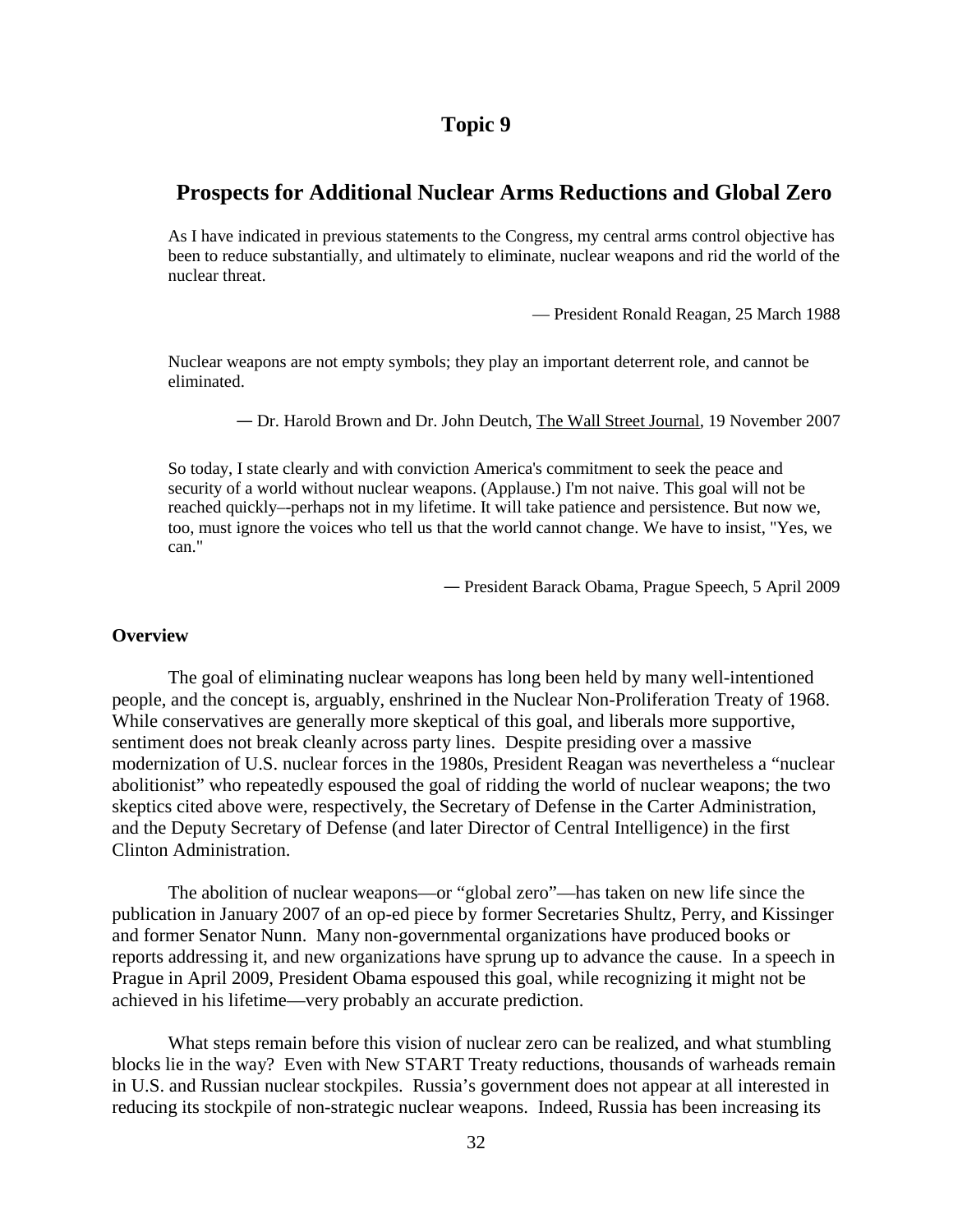# Topic 9

## Prospects for Additional Nuclear Arms Reductions and Global Zero

> As I have indicated in previous statements to the Congress, my central arms control objective has been to reduce substantially, and ultimately to eliminate, nuclear weapons and rid the world of the nuclear threat.
>
> — President Ronald Reagan, 25 March 1988

> Nuclear weapons are not empty symbols; they play an important deterrent role, and cannot be eliminated.
>
> ― Dr. Harold Brown and Dr. John Deutch, The Wall Street Journal, 19 November 2007

> So today, I state clearly and with conviction America's commitment to seek the peace and security of a world without nuclear weapons. (Applause.) I'm not naive. This goal will not be reached quickly–-perhaps not in my lifetime. It will take patience and persistence. But now we, too, must ignore the voices who tell us that the world cannot change. We have to insist, "Yes, we can."
>
> ― President Barack Obama, Prague Speech, 5 April 2009

**Overview**

The goal of eliminating nuclear weapons has long been held by many well-intentioned people, and the concept is, arguably, enshrined in the Nuclear Non-Proliferation Treaty of 1968. While conservatives are generally more skeptical of this goal, and liberals more supportive, sentiment does not break cleanly across party lines. Despite presiding over a massive modernization of U.S. nuclear forces in the 1980s, President Reagan was nevertheless a "nuclear abolitionist" who repeatedly espoused the goal of ridding the world of nuclear weapons; the two skeptics cited above were, respectively, the Secretary of Defense in the Carter Administration, and the Deputy Secretary of Defense (and later Director of Central Intelligence) in the first Clinton Administration.

The abolition of nuclear weapons—or "global zero"—has taken on new life since the publication in January 2007 of an op-ed piece by former Secretaries Shultz, Perry, and Kissinger and former Senator Nunn. Many non-governmental organizations have produced books or reports addressing it, and new organizations have sprung up to advance the cause. In a speech in Prague in April 2009, President Obama espoused this goal, while recognizing it might not be achieved in his lifetime—very probably an accurate prediction.

What steps remain before this vision of nuclear zero can be realized, and what stumbling blocks lie in the way? Even with New START Treaty reductions, thousands of warheads remain in U.S. and Russian nuclear stockpiles. Russia's government does not appear at all interested in reducing its stockpile of non-strategic nuclear weapons. Indeed, Russia has been increasing its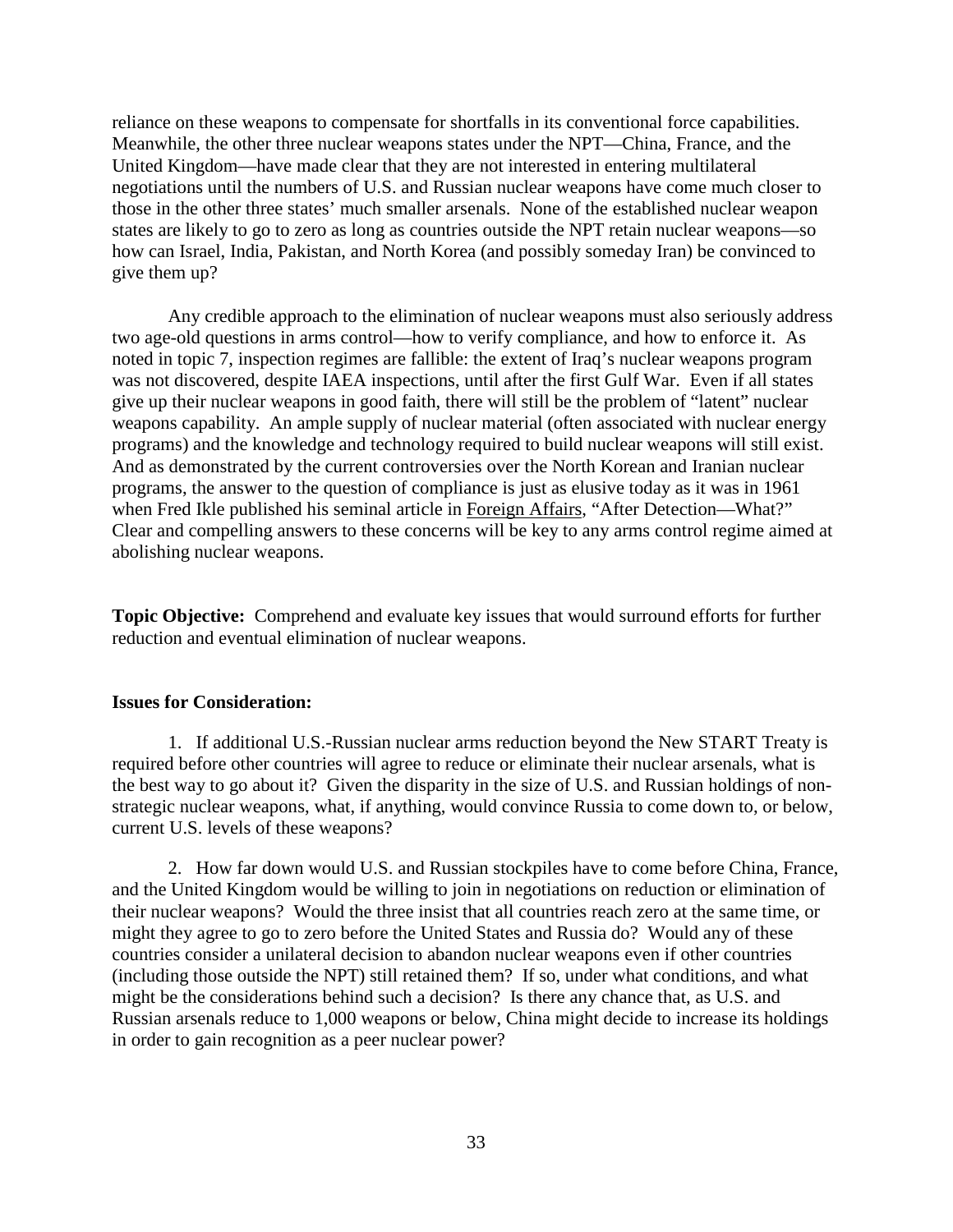reliance on these weapons to compensate for shortfalls in its conventional force capabilities. Meanwhile, the other three nuclear weapons states under the NPT—China, France, and the United Kingdom—have made clear that they are not interested in entering multilateral negotiations until the numbers of U.S. and Russian nuclear weapons have come much closer to those in the other three states' much smaller arsenals. None of the established nuclear weapon states are likely to go to zero as long as countries outside the NPT retain nuclear weapons—so how can Israel, India, Pakistan, and North Korea (and possibly someday Iran) be convinced to give them up?

Any credible approach to the elimination of nuclear weapons must also seriously address two age-old questions in arms control—how to verify compliance, and how to enforce it. As noted in topic 7, inspection regimes are fallible: the extent of Iraq's nuclear weapons program was not discovered, despite IAEA inspections, until after the first Gulf War. Even if all states give up their nuclear weapons in good faith, there will still be the problem of "latent" nuclear weapons capability. An ample supply of nuclear material (often associated with nuclear energy programs) and the knowledge and technology required to build nuclear weapons will still exist. And as demonstrated by the current controversies over the North Korean and Iranian nuclear programs, the answer to the question of compliance is just as elusive today as it was in 1961 when Fred Ikle published his seminal article in Foreign Affairs, "After Detection—What?" Clear and compelling answers to these concerns will be key to any arms control regime aimed at abolishing nuclear weapons.

**Topic Objective:** Comprehend and evaluate key issues that would surround efforts for further reduction and eventual elimination of nuclear weapons.

**Issues for Consideration:**

1. If additional U.S.-Russian nuclear arms reduction beyond the New START Treaty is required before other countries will agree to reduce or eliminate their nuclear arsenals, what is the best way to go about it? Given the disparity in the size of U.S. and Russian holdings of non-strategic nuclear weapons, what, if anything, would convince Russia to come down to, or below, current U.S. levels of these weapons?

2. How far down would U.S. and Russian stockpiles have to come before China, France, and the United Kingdom would be willing to join in negotiations on reduction or elimination of their nuclear weapons? Would the three insist that all countries reach zero at the same time, or might they agree to go to zero before the United States and Russia do? Would any of these countries consider a unilateral decision to abandon nuclear weapons even if other countries (including those outside the NPT) still retained them? If so, under what conditions, and what might be the considerations behind such a decision? Is there any chance that, as U.S. and Russian arsenals reduce to 1,000 weapons or below, China might decide to increase its holdings in order to gain recognition as a peer nuclear power?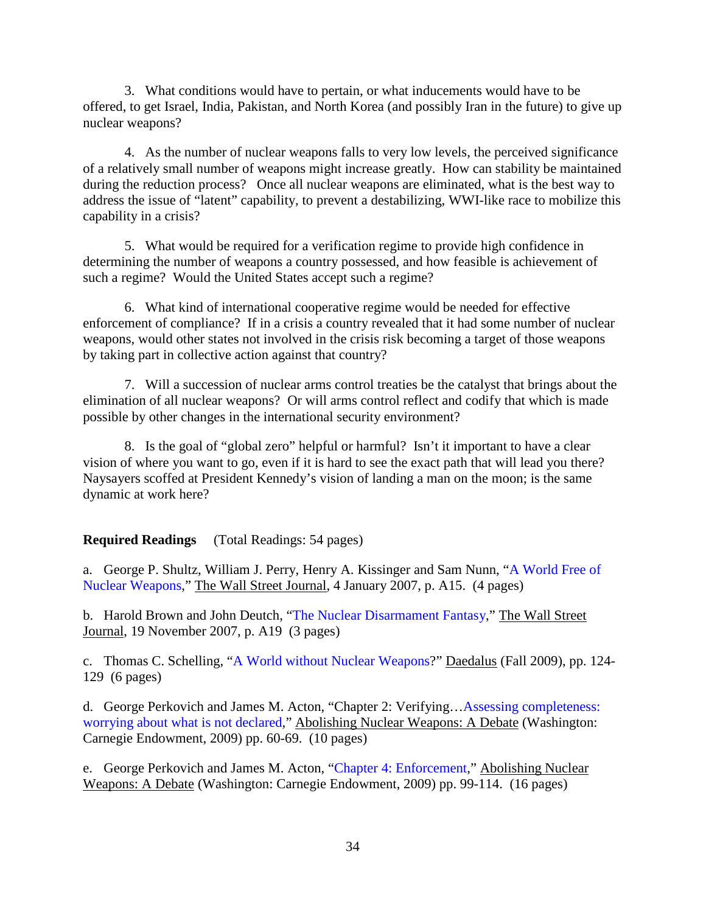3. What conditions would have to pertain, or what inducements would have to be offered, to get Israel, India, Pakistan, and North Korea (and possibly Iran in the future) to give up nuclear weapons?

4. As the number of nuclear weapons falls to very low levels, the perceived significance of a relatively small number of weapons might increase greatly. How can stability be maintained during the reduction process? Once all nuclear weapons are eliminated, what is the best way to address the issue of "latent" capability, to prevent a destabilizing, WWI-like race to mobilize this capability in a crisis?

5. What would be required for a verification regime to provide high confidence in determining the number of weapons a country possessed, and how feasible is achievement of such a regime? Would the United States accept such a regime?

6. What kind of international cooperative regime would be needed for effective enforcement of compliance? If in a crisis a country revealed that it had some number of nuclear weapons, would other states not involved in the crisis risk becoming a target of those weapons by taking part in collective action against that country?

7. Will a succession of nuclear arms control treaties be the catalyst that brings about the elimination of all nuclear weapons? Or will arms control reflect and codify that which is made possible by other changes in the international security environment?

8. Is the goal of "global zero" helpful or harmful? Isn't it important to have a clear vision of where you want to go, even if it is hard to see the exact path that will lead you there? Naysayers scoffed at President Kennedy's vision of landing a man on the moon; is the same dynamic at work here?

**Required Readings** (Total Readings: 54 pages)

a. George P. Shultz, William J. Perry, Henry A. Kissinger and Sam Nunn, "A World Free of Nuclear Weapons," The Wall Street Journal, 4 January 2007, p. A15. (4 pages)

b. Harold Brown and John Deutch, "The Nuclear Disarmament Fantasy," The Wall Street Journal, 19 November 2007, p. A19 (3 pages)

c. Thomas C. Schelling, "A World without Nuclear Weapons?" Daedalus (Fall 2009), pp. 124-129 (6 pages)

d. George Perkovich and James M. Acton, "Chapter 2: Verifying…Assessing completeness: worrying about what is not declared," Abolishing Nuclear Weapons: A Debate (Washington: Carnegie Endowment, 2009) pp. 60-69. (10 pages)

e. George Perkovich and James M. Acton, "Chapter 4: Enforcement," Abolishing Nuclear Weapons: A Debate (Washington: Carnegie Endowment, 2009) pp. 99-114. (16 pages)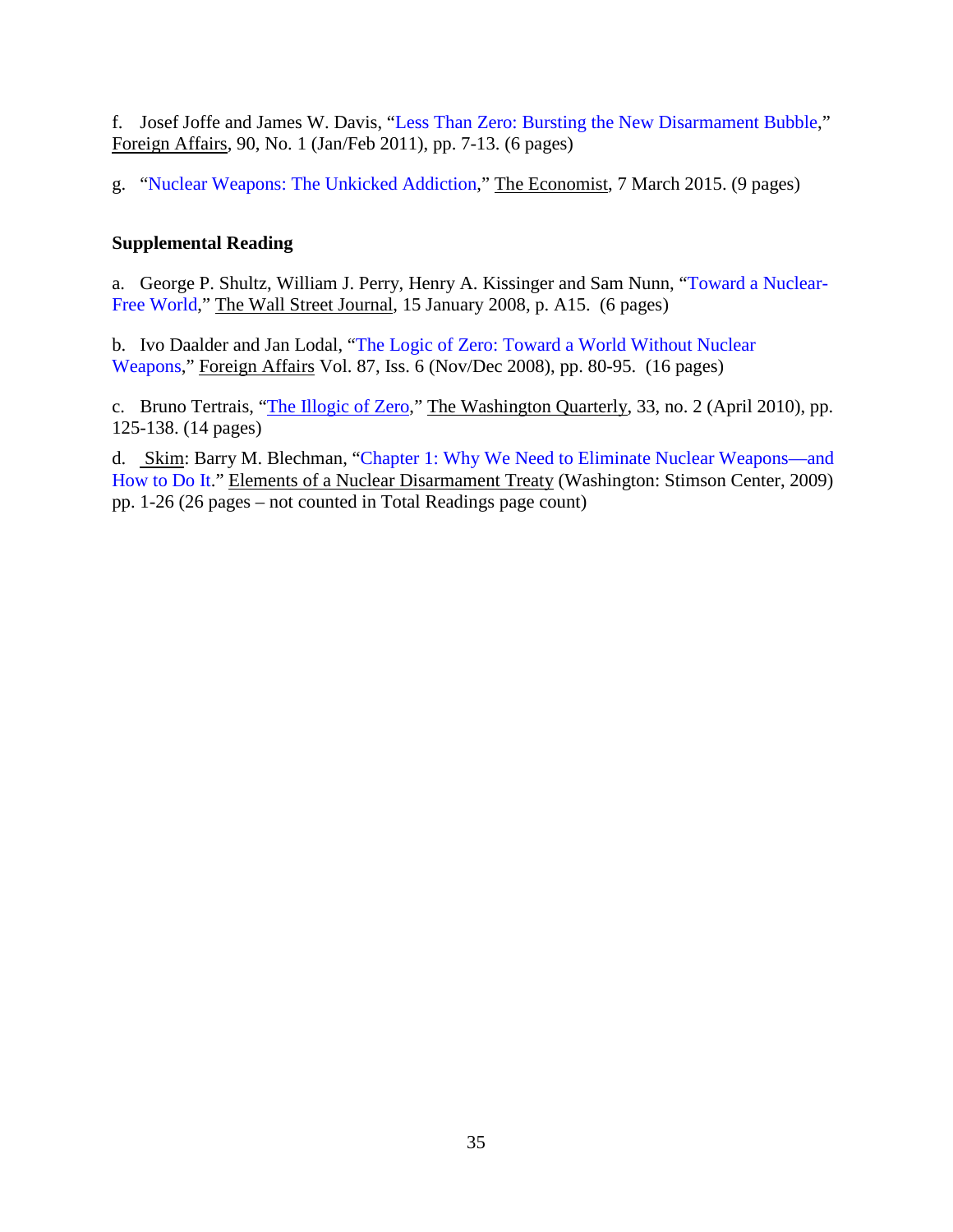f. Josef Joffe and James W. Davis, "Less Than Zero: Bursting the New Disarmament Bubble," Foreign Affairs, 90, No. 1 (Jan/Feb 2011), pp. 7-13. (6 pages)

g. "Nuclear Weapons: The Unkicked Addiction," The Economist, 7 March 2015. (9 pages)

**Supplemental Reading**

a. George P. Shultz, William J. Perry, Henry A. Kissinger and Sam Nunn, "Toward a Nuclear-Free World," The Wall Street Journal, 15 January 2008, p. A15. (6 pages)

b. Ivo Daalder and Jan Lodal, "The Logic of Zero: Toward a World Without Nuclear Weapons," Foreign Affairs Vol. 87, Iss. 6 (Nov/Dec 2008), pp. 80-95. (16 pages)

c. Bruno Tertrais, "The Illogic of Zero," The Washington Quarterly, 33, no. 2 (April 2010), pp. 125-138. (14 pages)

d. Skim: Barry M. Blechman, "Chapter 1: Why We Need to Eliminate Nuclear Weapons—and How to Do It." Elements of a Nuclear Disarmament Treaty (Washington: Stimson Center, 2009) pp. 1-26 (26 pages – not counted in Total Readings page count)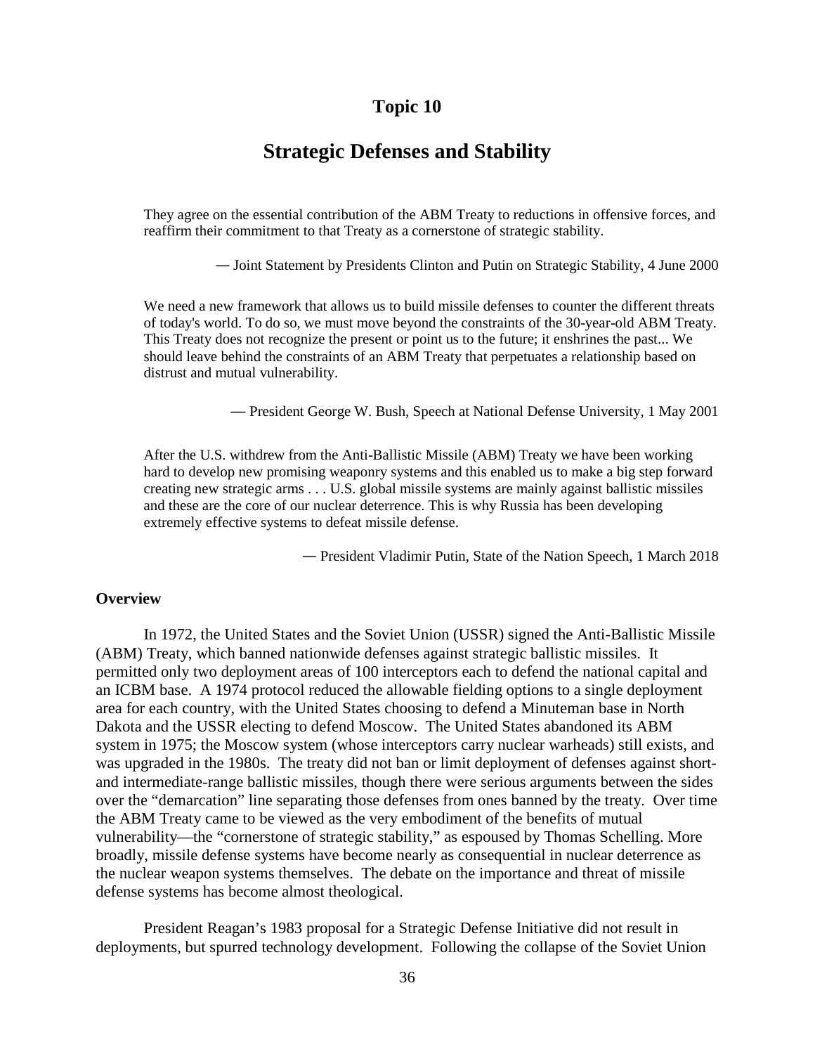# Topic 10

## Strategic Defenses and Stability

> They agree on the essential contribution of the ABM Treaty to reductions in offensive forces, and reaffirm their commitment to that Treaty as a cornerstone of strategic stability.
>
> — Joint Statement by Presidents Clinton and Putin on Strategic Stability, 4 June 2000

> We need a new framework that allows us to build missile defenses to counter the different threats of today's world. To do so, we must move beyond the constraints of the 30-year-old ABM Treaty. This Treaty does not recognize the present or point us to the future; it enshrines the past... We should leave behind the constraints of an ABM Treaty that perpetuates a relationship based on distrust and mutual vulnerability.
>
> — President George W. Bush, Speech at National Defense University, 1 May 2001

> After the U.S. withdrew from the Anti-Ballistic Missile (ABM) Treaty we have been working hard to develop new promising weaponry systems and this enabled us to make a big step forward creating new strategic arms . . . U.S. global missile systems are mainly against ballistic missiles and these are the core of our nuclear deterrence. This is why Russia has been developing extremely effective systems to defeat missile defense.
>
> — President Vladimir Putin, State of the Nation Speech, 1 March 2018

### Overview

In 1972, the United States and the Soviet Union (USSR) signed the Anti-Ballistic Missile (ABM) Treaty, which banned nationwide defenses against strategic ballistic missiles. It permitted only two deployment areas of 100 interceptors each to defend the national capital and an ICBM base. A 1974 protocol reduced the allowable fielding options to a single deployment area for each country, with the United States choosing to defend a Minuteman base in North Dakota and the USSR electing to defend Moscow. The United States abandoned its ABM system in 1975; the Moscow system (whose interceptors carry nuclear warheads) still exists, and was upgraded in the 1980s. The treaty did not ban or limit deployment of defenses against short- and intermediate-range ballistic missiles, though there were serious arguments between the sides over the "demarcation" line separating those defenses from ones banned by the treaty. Over time the ABM Treaty came to be viewed as the very embodiment of the benefits of mutual vulnerability—the "cornerstone of strategic stability," as espoused by Thomas Schelling. More broadly, missile defense systems have become nearly as consequential in nuclear deterrence as the nuclear weapon systems themselves. The debate on the importance and threat of missile defense systems has become almost theological.

President Reagan's 1983 proposal for a Strategic Defense Initiative did not result in deployments, but spurred technology development. Following the collapse of the Soviet Union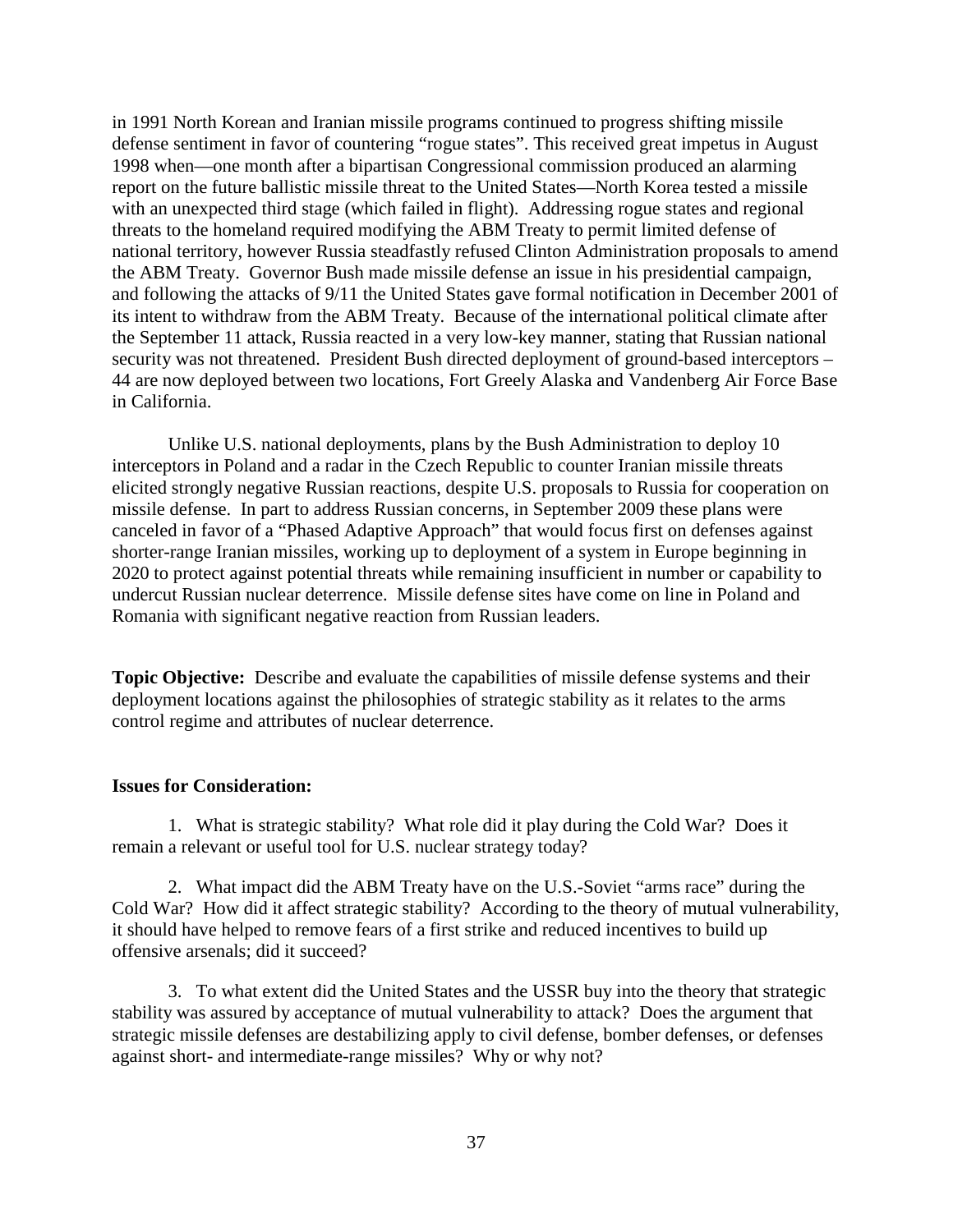in 1991 North Korean and Iranian missile programs continued to progress shifting missile defense sentiment in favor of countering "rogue states". This received great impetus in August 1998 when—one month after a bipartisan Congressional commission produced an alarming report on the future ballistic missile threat to the United States—North Korea tested a missile with an unexpected third stage (which failed in flight). Addressing rogue states and regional threats to the homeland required modifying the ABM Treaty to permit limited defense of national territory, however Russia steadfastly refused Clinton Administration proposals to amend the ABM Treaty. Governor Bush made missile defense an issue in his presidential campaign, and following the attacks of 9/11 the United States gave formal notification in December 2001 of its intent to withdraw from the ABM Treaty. Because of the international political climate after the September 11 attack, Russia reacted in a very low-key manner, stating that Russian national security was not threatened. President Bush directed deployment of ground-based interceptors – 44 are now deployed between two locations, Fort Greely Alaska and Vandenberg Air Force Base in California.

Unlike U.S. national deployments, plans by the Bush Administration to deploy 10 interceptors in Poland and a radar in the Czech Republic to counter Iranian missile threats elicited strongly negative Russian reactions, despite U.S. proposals to Russia for cooperation on missile defense. In part to address Russian concerns, in September 2009 these plans were canceled in favor of a "Phased Adaptive Approach" that would focus first on defenses against shorter-range Iranian missiles, working up to deployment of a system in Europe beginning in 2020 to protect against potential threats while remaining insufficient in number or capability to undercut Russian nuclear deterrence. Missile defense sites have come on line in Poland and Romania with significant negative reaction from Russian leaders.

**Topic Objective:** Describe and evaluate the capabilities of missile defense systems and their deployment locations against the philosophies of strategic stability as it relates to the arms control regime and attributes of nuclear deterrence.

**Issues for Consideration:**

1. What is strategic stability? What role did it play during the Cold War? Does it remain a relevant or useful tool for U.S. nuclear strategy today?

2. What impact did the ABM Treaty have on the U.S.-Soviet "arms race" during the Cold War? How did it affect strategic stability? According to the theory of mutual vulnerability, it should have helped to remove fears of a first strike and reduced incentives to build up offensive arsenals; did it succeed?

3. To what extent did the United States and the USSR buy into the theory that strategic stability was assured by acceptance of mutual vulnerability to attack? Does the argument that strategic missile defenses are destabilizing apply to civil defense, bomber defenses, or defenses against short- and intermediate-range missiles? Why or why not?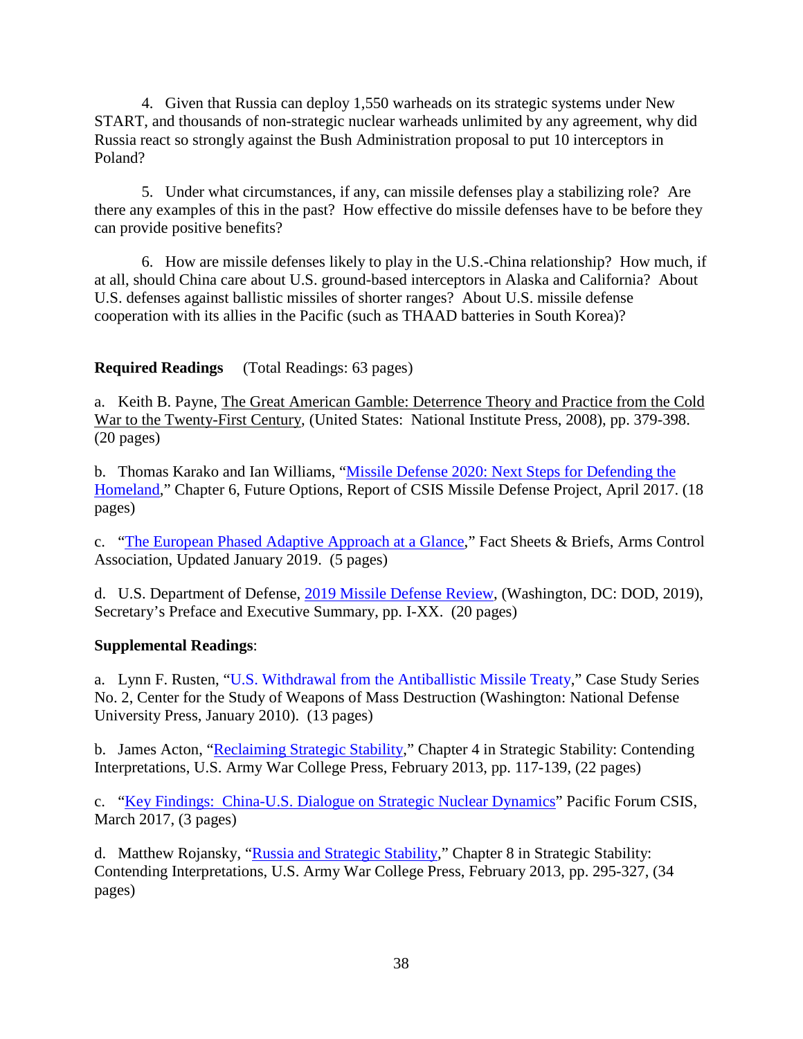4. Given that Russia can deploy 1,550 warheads on its strategic systems under New START, and thousands of non-strategic nuclear warheads unlimited by any agreement, why did Russia react so strongly against the Bush Administration proposal to put 10 interceptors in Poland?

5. Under what circumstances, if any, can missile defenses play a stabilizing role? Are there any examples of this in the past? How effective do missile defenses have to be before they can provide positive benefits?

6. How are missile defenses likely to play in the U.S.-China relationship? How much, if at all, should China care about U.S. ground-based interceptors in Alaska and California? About U.S. defenses against ballistic missiles of shorter ranges? About U.S. missile defense cooperation with its allies in the Pacific (such as THAAD batteries in South Korea)?

**Required Readings** (Total Readings: 63 pages)

a. Keith B. Payne, The Great American Gamble: Deterrence Theory and Practice from the Cold War to the Twenty-First Century, (United States: National Institute Press, 2008), pp. 379-398. (20 pages)

b. Thomas Karako and Ian Williams, "Missile Defense 2020: Next Steps for Defending the Homeland," Chapter 6, Future Options, Report of CSIS Missile Defense Project, April 2017. (18 pages)

c. "The European Phased Adaptive Approach at a Glance," Fact Sheets & Briefs, Arms Control Association, Updated January 2019. (5 pages)

d. U.S. Department of Defense, 2019 Missile Defense Review, (Washington, DC: DOD, 2019), Secretary's Preface and Executive Summary, pp. I-XX. (20 pages)

**Supplemental Readings**:

a. Lynn F. Rusten, "U.S. Withdrawal from the Antiballistic Missile Treaty," Case Study Series No. 2, Center for the Study of Weapons of Mass Destruction (Washington: National Defense University Press, January 2010). (13 pages)

b. James Acton, "Reclaiming Strategic Stability," Chapter 4 in Strategic Stability: Contending Interpretations, U.S. Army War College Press, February 2013, pp. 117-139, (22 pages)

c. "Key Findings: China-U.S. Dialogue on Strategic Nuclear Dynamics" Pacific Forum CSIS, March 2017, (3 pages)

d. Matthew Rojansky, "Russia and Strategic Stability," Chapter 8 in Strategic Stability: Contending Interpretations, U.S. Army War College Press, February 2013, pp. 295-327, (34 pages)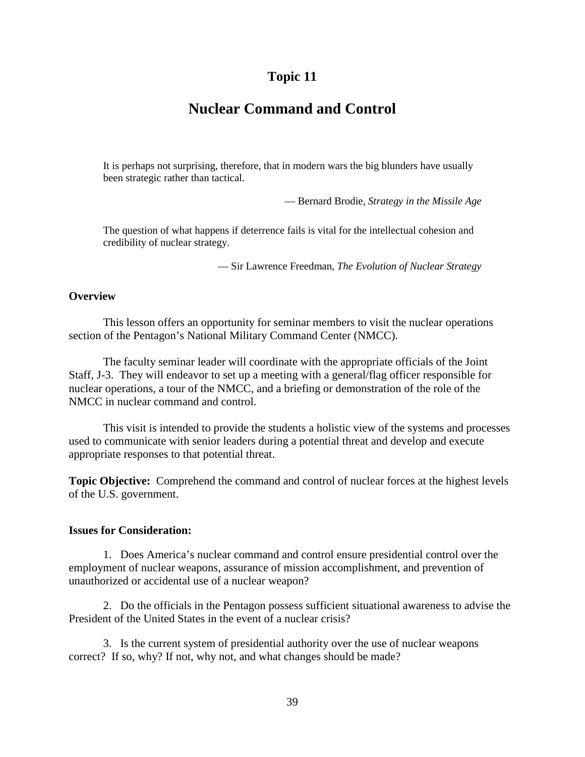# Topic 11

# Nuclear Command and Control

> It is perhaps not surprising, therefore, that in modern wars the big blunders have usually been strategic rather than tactical.
>
> — Bernard Brodie, *Strategy in the Missile Age*

> The question of what happens if deterrence fails is vital for the intellectual cohesion and credibility of nuclear strategy.
>
> — Sir Lawrence Freedman, *The Evolution of Nuclear Strategy*

**Overview**

This lesson offers an opportunity for seminar members to visit the nuclear operations section of the Pentagon's National Military Command Center (NMCC).

The faculty seminar leader will coordinate with the appropriate officials of the Joint Staff, J-3. They will endeavor to set up a meeting with a general/flag officer responsible for nuclear operations, a tour of the NMCC, and a briefing or demonstration of the role of the NMCC in nuclear command and control.

This visit is intended to provide the students a holistic view of the systems and processes used to communicate with senior leaders during a potential threat and develop and execute appropriate responses to that potential threat.

**Topic Objective:** Comprehend the command and control of nuclear forces at the highest levels of the U.S. government.

**Issues for Consideration:**

1. Does America's nuclear command and control ensure presidential control over the employment of nuclear weapons, assurance of mission accomplishment, and prevention of unauthorized or accidental use of a nuclear weapon?

2. Do the officials in the Pentagon possess sufficient situational awareness to advise the President of the United States in the event of a nuclear crisis?

3. Is the current system of presidential authority over the use of nuclear weapons correct? If so, why? If not, why not, and what changes should be made?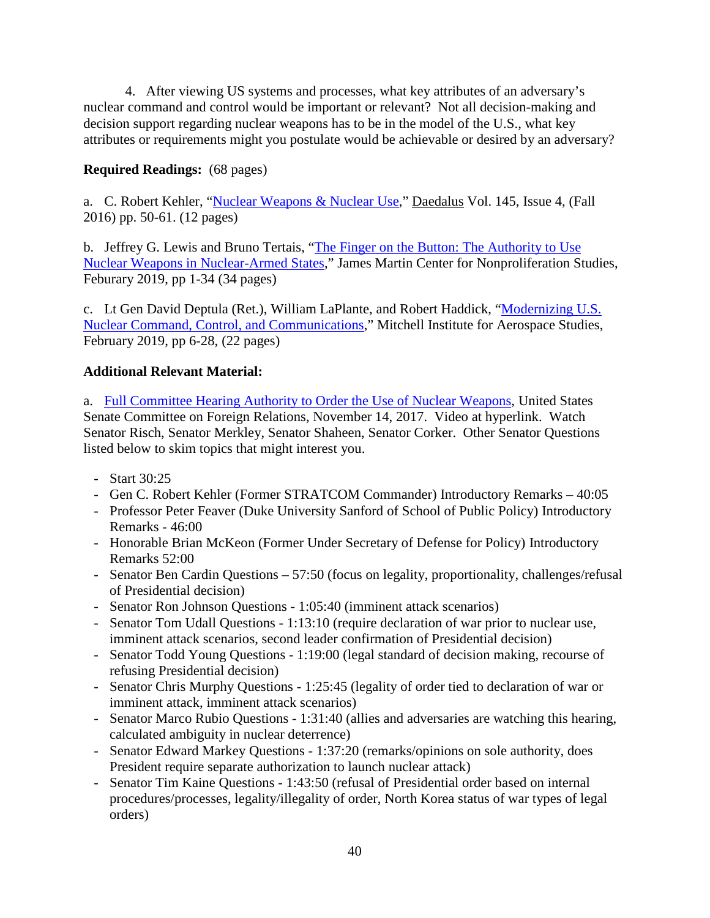4. After viewing US systems and processes, what key attributes of an adversary's nuclear command and control would be important or relevant? Not all decision-making and decision support regarding nuclear weapons has to be in the model of the U.S., what key attributes or requirements might you postulate would be achievable or desired by an adversary?

**Required Readings:** (68 pages)

a. C. Robert Kehler, "Nuclear Weapons & Nuclear Use," Daedalus Vol. 145, Issue 4, (Fall 2016) pp. 50-61. (12 pages)

b. Jeffrey G. Lewis and Bruno Tertais, "The Finger on the Button: The Authority to Use Nuclear Weapons in Nuclear-Armed States," James Martin Center for Nonproliferation Studies, Feburary 2019, pp 1-34 (34 pages)

c. Lt Gen David Deptula (Ret.), William LaPlante, and Robert Haddick, "Modernizing U.S. Nuclear Command, Control, and Communications," Mitchell Institute for Aerospace Studies, February 2019, pp 6-28, (22 pages)

**Additional Relevant Material:**

a. Full Committee Hearing Authority to Order the Use of Nuclear Weapons, United States Senate Committee on Foreign Relations, November 14, 2017. Video at hyperlink. Watch Senator Risch, Senator Merkley, Senator Shaheen, Senator Corker. Other Senator Questions listed below to skim topics that might interest you.

- Start 30:25
- Gen C. Robert Kehler (Former STRATCOM Commander) Introductory Remarks – 40:05
- Professor Peter Feaver (Duke University Sanford of School of Public Policy) Introductory Remarks - 46:00
- Honorable Brian McKeon (Former Under Secretary of Defense for Policy) Introductory Remarks 52:00
- Senator Ben Cardin Questions – 57:50 (focus on legality, proportionality, challenges/refusal of Presidential decision)
- Senator Ron Johnson Questions - 1:05:40 (imminent attack scenarios)
- Senator Tom Udall Questions - 1:13:10 (require declaration of war prior to nuclear use, imminent attack scenarios, second leader confirmation of Presidential decision)
- Senator Todd Young Questions - 1:19:00 (legal standard of decision making, recourse of refusing Presidential decision)
- Senator Chris Murphy Questions - 1:25:45 (legality of order tied to declaration of war or imminent attack, imminent attack scenarios)
- Senator Marco Rubio Questions - 1:31:40 (allies and adversaries are watching this hearing, calculated ambiguity in nuclear deterrence)
- Senator Edward Markey Questions - 1:37:20 (remarks/opinions on sole authority, does President require separate authorization to launch nuclear attack)
- Senator Tim Kaine Questions - 1:43:50 (refusal of Presidential order based on internal procedures/processes, legality/illegality of order, North Korea status of war types of legal orders)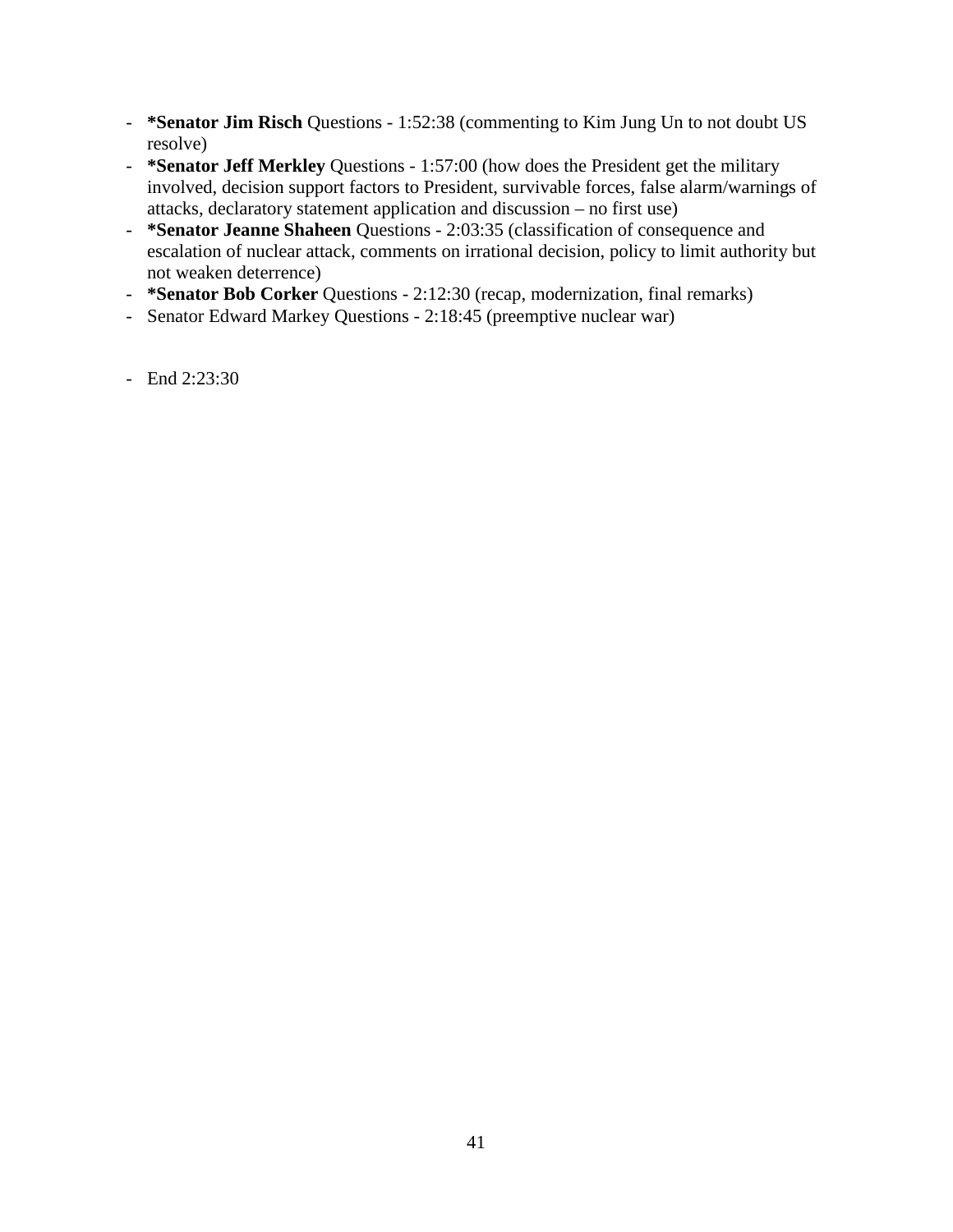- **\*Senator Jim Risch** Questions - 1:52:38 (commenting to Kim Jung Un to not doubt US resolve)
- **\*Senator Jeff Merkley** Questions - 1:57:00 (how does the President get the military involved, decision support factors to President, survivable forces, false alarm/warnings of attacks, declaratory statement application and discussion – no first use)
- **\*Senator Jeanne Shaheen** Questions - 2:03:35 (classification of consequence and escalation of nuclear attack, comments on irrational decision, policy to limit authority but not weaken deterrence)
- **\*Senator Bob Corker** Questions - 2:12:30 (recap, modernization, final remarks)
- Senator Edward Markey Questions - 2:18:45 (preemptive nuclear war)

- End 2:23:30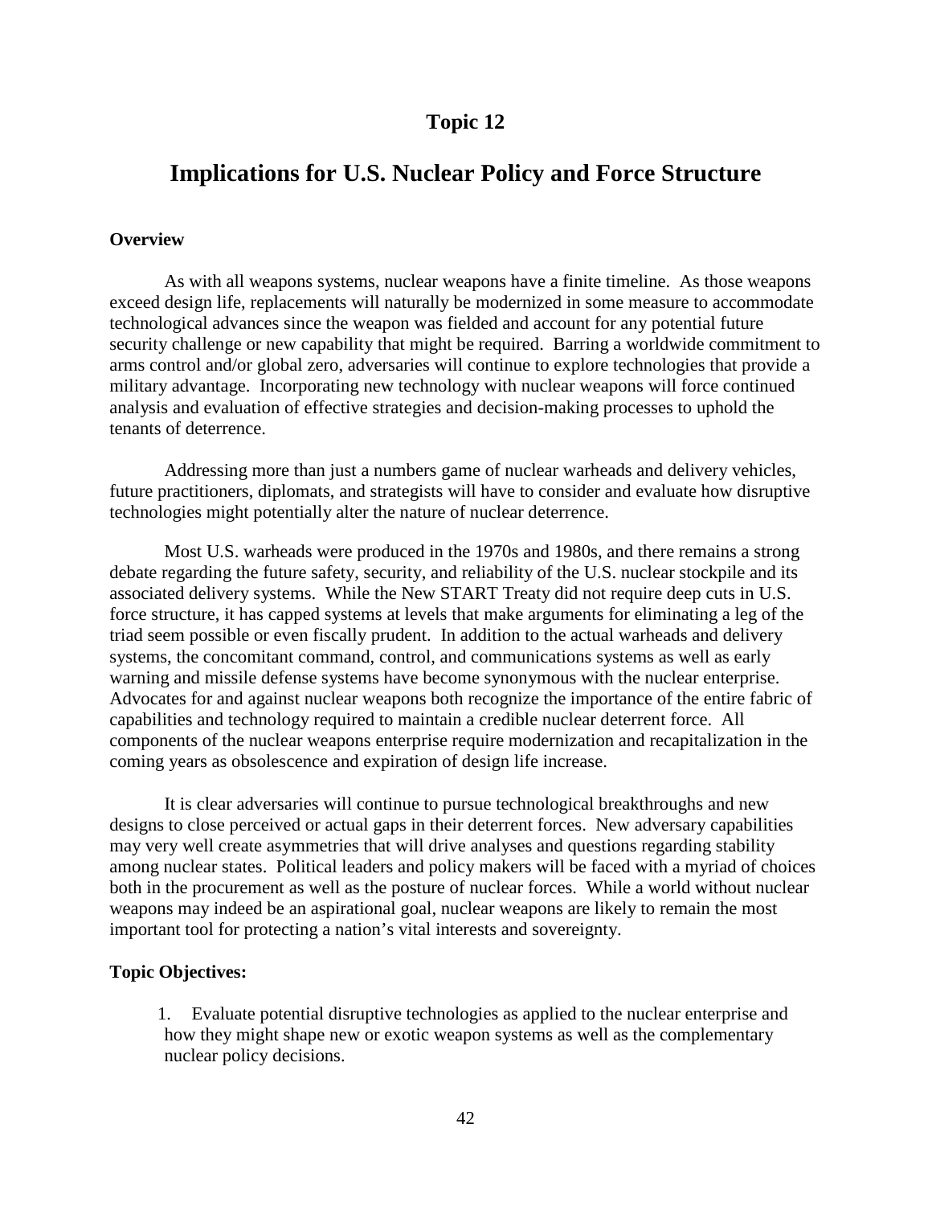# Topic 12

## Implications for U.S. Nuclear Policy and Force Structure

**Overview**

As with all weapons systems, nuclear weapons have a finite timeline. As those weapons exceed design life, replacements will naturally be modernized in some measure to accommodate technological advances since the weapon was fielded and account for any potential future security challenge or new capability that might be required. Barring a worldwide commitment to arms control and/or global zero, adversaries will continue to explore technologies that provide a military advantage. Incorporating new technology with nuclear weapons will force continued analysis and evaluation of effective strategies and decision-making processes to uphold the tenants of deterrence.

Addressing more than just a numbers game of nuclear warheads and delivery vehicles, future practitioners, diplomats, and strategists will have to consider and evaluate how disruptive technologies might potentially alter the nature of nuclear deterrence.

Most U.S. warheads were produced in the 1970s and 1980s, and there remains a strong debate regarding the future safety, security, and reliability of the U.S. nuclear stockpile and its associated delivery systems. While the New START Treaty did not require deep cuts in U.S. force structure, it has capped systems at levels that make arguments for eliminating a leg of the triad seem possible or even fiscally prudent. In addition to the actual warheads and delivery systems, the concomitant command, control, and communications systems as well as early warning and missile defense systems have become synonymous with the nuclear enterprise. Advocates for and against nuclear weapons both recognize the importance of the entire fabric of capabilities and technology required to maintain a credible nuclear deterrent force. All components of the nuclear weapons enterprise require modernization and recapitalization in the coming years as obsolescence and expiration of design life increase.

It is clear adversaries will continue to pursue technological breakthroughs and new designs to close perceived or actual gaps in their deterrent forces. New adversary capabilities may very well create asymmetries that will drive analyses and questions regarding stability among nuclear states. Political leaders and policy makers will be faced with a myriad of choices both in the procurement as well as the posture of nuclear forces. While a world without nuclear weapons may indeed be an aspirational goal, nuclear weapons are likely to remain the most important tool for protecting a nation's vital interests and sovereignty.

**Topic Objectives:**

1. Evaluate potential disruptive technologies as applied to the nuclear enterprise and how they might shape new or exotic weapon systems as well as the complementary nuclear policy decisions.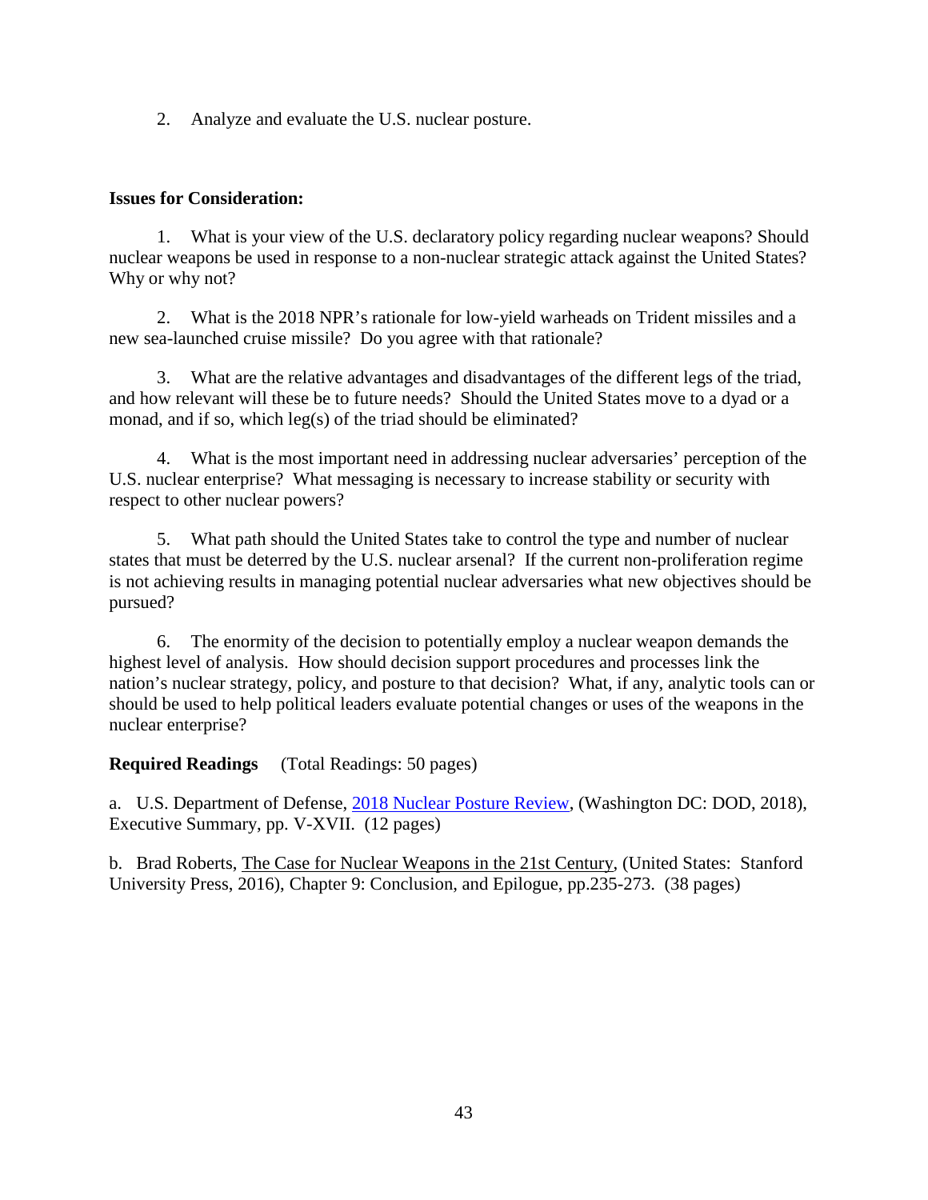2. Analyze and evaluate the U.S. nuclear posture.

**Issues for Consideration:**

1. What is your view of the U.S. declaratory policy regarding nuclear weapons? Should nuclear weapons be used in response to a non-nuclear strategic attack against the United States? Why or why not?

2. What is the 2018 NPR's rationale for low-yield warheads on Trident missiles and a new sea-launched cruise missile? Do you agree with that rationale?

3. What are the relative advantages and disadvantages of the different legs of the triad, and how relevant will these be to future needs? Should the United States move to a dyad or a monad, and if so, which leg(s) of the triad should be eliminated?

4. What is the most important need in addressing nuclear adversaries' perception of the U.S. nuclear enterprise? What messaging is necessary to increase stability or security with respect to other nuclear powers?

5. What path should the United States take to control the type and number of nuclear states that must be deterred by the U.S. nuclear arsenal? If the current non-proliferation regime is not achieving results in managing potential nuclear adversaries what new objectives should be pursued?

6. The enormity of the decision to potentially employ a nuclear weapon demands the highest level of analysis. How should decision support procedures and processes link the nation's nuclear strategy, policy, and posture to that decision? What, if any, analytic tools can or should be used to help political leaders evaluate potential changes or uses of the weapons in the nuclear enterprise?

**Required Readings** (Total Readings: 50 pages)

a. U.S. Department of Defense, 2018 Nuclear Posture Review, (Washington DC: DOD, 2018), Executive Summary, pp. V-XVII. (12 pages)

b. Brad Roberts, The Case for Nuclear Weapons in the 21st Century, (United States: Stanford University Press, 2016), Chapter 9: Conclusion, and Epilogue, pp.235-273. (38 pages)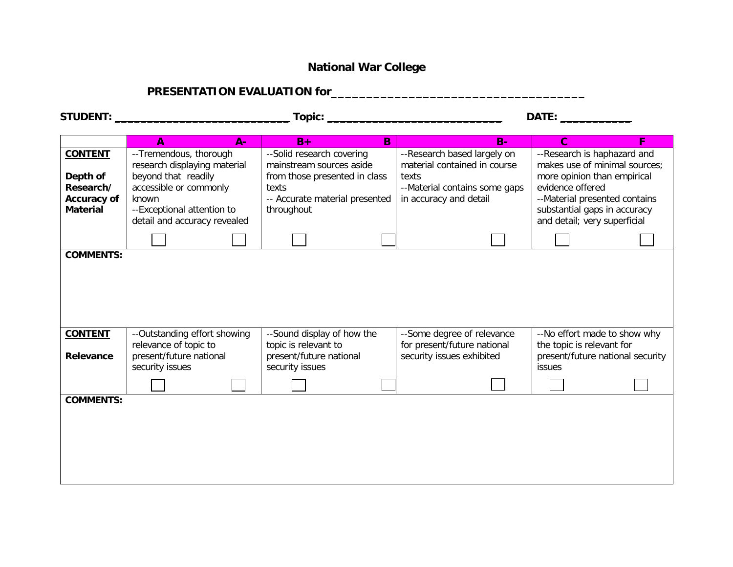# National War College

## PRESENTATION EVALUATION for____________________________________

**STUDENT:** ____________________________ **Topic:** ____________________________ **DATE:** ___________

| | A / A- | B+ / B | B- | C / F |
|---|---|---|---|---|
| **CONTENT**<br><br>**Depth of Research/ Accuracy of Material** | --Tremendous, thorough research displaying material beyond that readily accessible or commonly known<br>--Exceptional attention to detail and accuracy revealed<br>☐ ☐ | --Solid research covering mainstream sources aside from those presented in class texts<br>-- Accurate material presented throughout<br>☐ ☐ | --Research based largely on material contained in course texts<br>--Material contains some gaps in accuracy and detail<br>☐ | --Research is haphazard and makes use of minimal sources; more opinion than empirical evidence offered<br>--Material presented contains substantial gaps in accuracy and detail; very superficial<br>☐ ☐ |
| **COMMENTS:** | | | | |
| **CONTENT**<br><br>**Relevance** | --Outstanding effort showing relevance of topic to present/future national security issues<br>☐ ☐ | --Sound display of how the topic is relevant to present/future national security issues<br>☐ ☐ | --Some degree of relevance for present/future national security issues exhibited<br>☐ | --No effort made to show why the topic is relevant for present/future national security issues<br>☐ ☐ |
| **COMMENTS:** | | | | |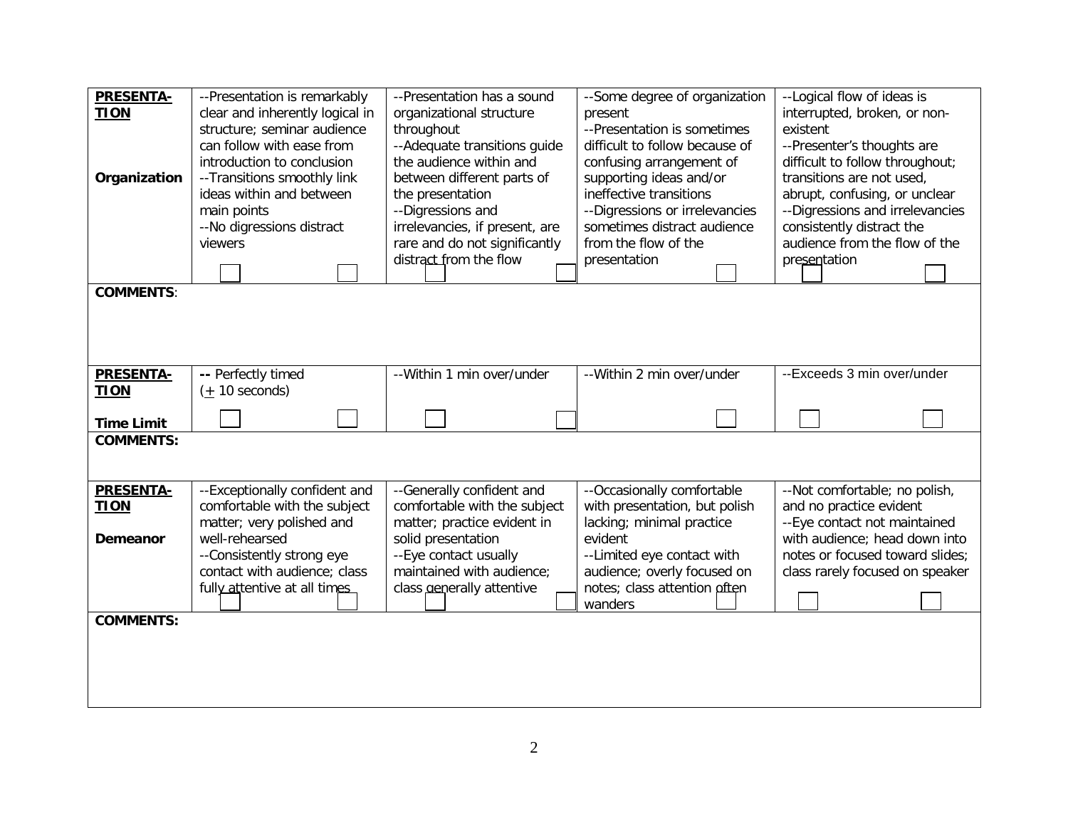| **PRESENTA-TION** **Organization** | --Presentation is remarkably clear and inherently logical in structure; seminar audience can follow with ease from introduction to conclusion<br>--Transitions smoothly link ideas within and between main points<br>--No digressions distract viewers | --Presentation has a sound organizational structure throughout<br>--Adequate transitions guide the audience within and between different parts of the presentation<br>--Digressions and irrelevancies, if present, are rare and do not significantly distract from the flow | --Some degree of organization present<br>--Presentation is sometimes difficult to follow because of confusing arrangement of supporting ideas and/or ineffective transitions<br>--Digressions or irrelevancies sometimes distract audience from the flow of the presentation | --Logical flow of ideas is interrupted, broken, or non-existent<br>--Presenter's thoughts are difficult to follow throughout; transitions are not used, abrupt, confusing, or unclear<br>--Digressions and irrelevancies consistently distract the audience from the flow of the presentation |
|---|---|---|---|---|
| **COMMENTS**: | | | | |
| **PRESENTA-TION** **Time Limit** | **--** Perfectly timed (± 10 seconds) | --Within 1 min over/under | --Within 2 min over/under | --Exceeds 3 min over/under |
| **COMMENTS:** | | | | |
| **PRESENTA-TION** **Demeanor** | --Exceptionally confident and comfortable with the subject matter; very polished and well-rehearsed<br>--Consistently strong eye contact with audience; class fully attentive at all times | --Generally confident and comfortable with the subject matter; practice evident in solid presentation<br>--Eye contact usually maintained with audience; class generally attentive | --Occasionally comfortable with presentation, but polish lacking; minimal practice evident<br>--Limited eye contact with audience; overly focused on notes; class attention often wanders | --Not comfortable; no polish, and no practice evident<br>--Eye contact not maintained with audience; head down into notes or focused toward slides; class rarely focused on speaker |
| **COMMENTS:** | | | | |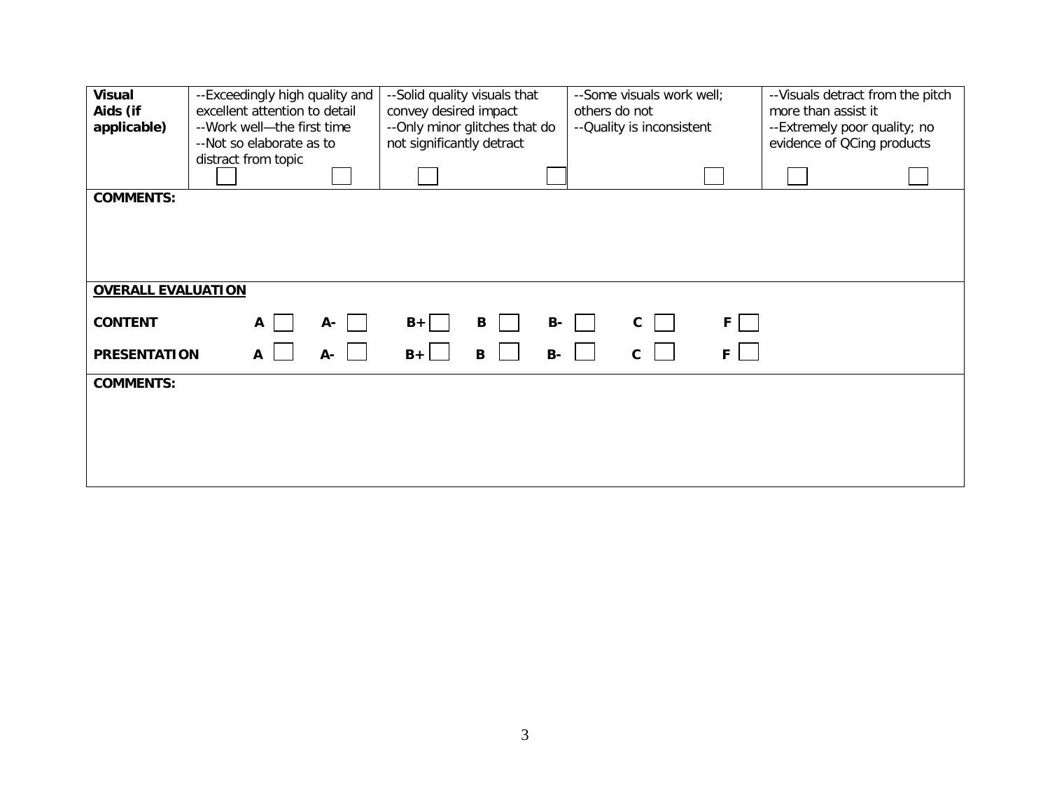| Visual Aids (if applicable) | --Exceedingly high quality and excellent attention to detail<br>--Work well—the first time<br>--Not so elaborate as to distract from topic<br>☐ ☐ | --Solid quality visuals that convey desired impact<br>--Only minor glitches that do not significantly detract<br>☐ ☐ | --Some visuals work well; others do not<br>--Quality is inconsistent<br>☐ | --Visuals detract from the pitch more than assist it<br>--Extremely poor quality; no evidence of QCing products<br>☐ ☐ |
|---|---|---|---|---|

**COMMENTS:**

**<u>OVERALL EVALUATION</u>**

| | | | | | | | |
|---|---|---|---|---|---|---|---|
| **CONTENT** | **A** ☐ | **A-** ☐ | **B+** ☐ | **B** ☐ | **B-** ☐ | **C** ☐ | **F** ☐ |
| **PRESENTATION** | **A** ☐ | **A-** ☐ | **B+** ☐ | **B** ☐ | **B-** ☐ | **C** ☐ | **F** ☐ |

**COMMENTS:**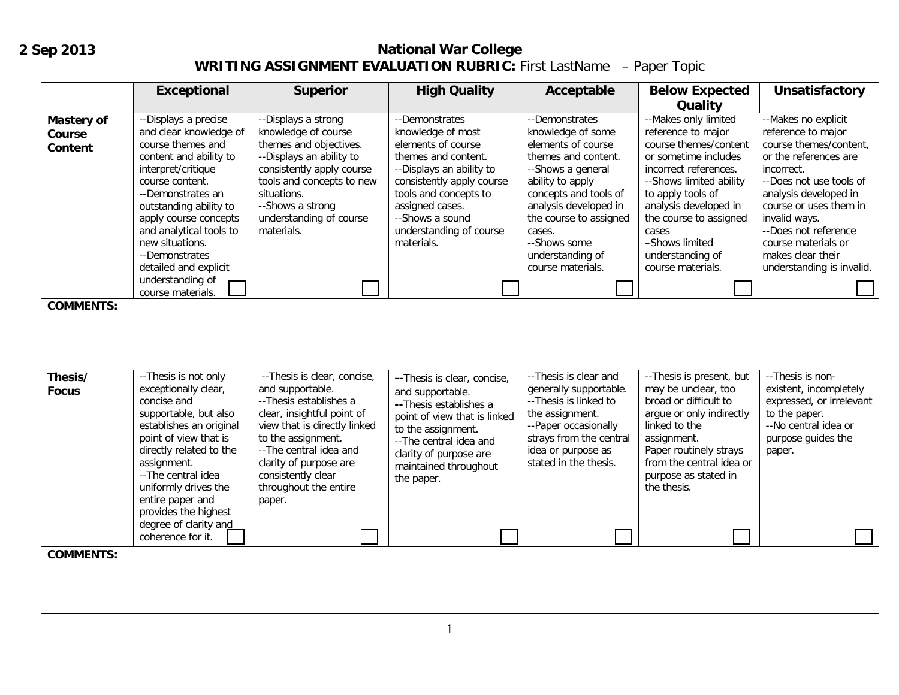**2 Sep 2013**

**National War College**
**WRITING ASSIGNMENT EVALUATION RUBRIC:** First LastName – Paper Topic

| | Exceptional | Superior | High Quality | Acceptable | Below Expected Quality | Unsatisfactory |
|---|---|---|---|---|---|---|
| **Mastery of Course Content** | --Displays a precise and clear knowledge of course themes and content and ability to interpret/critique course content.<br>--Demonstrates an outstanding ability to apply course concepts and analytical tools to new situations.<br>--Demonstrates detailed and explicit understanding of course materials. ☐ | --Displays a strong knowledge of course themes and objectives.<br>--Displays an ability to consistently apply course tools and concepts to new situations.<br>--Shows a strong understanding of course materials. ☐ | --Demonstrates knowledge of most elements of course themes and content.<br>--Displays an ability to consistently apply course tools and concepts to assigned cases.<br>--Shows a sound understanding of course materials. ☐ | --Demonstrates knowledge of some elements of course themes and content.<br>--Shows a general ability to apply concepts and tools of analysis developed in the course to assigned cases.<br>--Shows some understanding of course materials. ☐ | --Makes only limited reference to major course themes/content or sometime includes incorrect references.<br>--Shows limited ability to apply tools of analysis developed in the course to assigned cases<br>–Shows limited understanding of course materials. ☐ | --Makes no explicit reference to major course themes/content, or the references are incorrect.<br>--Does not use tools of analysis developed in course or uses them in invalid ways.<br>--Does not reference course materials or makes clear their understanding is invalid. ☐ |
| **COMMENTS:** | | | | | | |
| **Thesis/ Focus** | --Thesis is not only exceptionally clear, concise and supportable, but also establishes an original point of view that is directly related to the assignment.<br>--The central idea uniformly drives the entire paper and provides the highest degree of clarity and coherence for it. ☐ | --Thesis is clear, concise, and supportable.<br>--Thesis establishes a clear, insightful point of view that is directly linked to the assignment.<br>--The central idea and clarity of purpose are consistently clear throughout the entire paper. ☐ | --Thesis is clear, concise, and supportable.<br>--Thesis establishes a point of view that is linked to the assignment.<br>--The central idea and clarity of purpose are maintained throughout the paper. ☐ | --Thesis is clear and generally supportable.<br>--Thesis is linked to the assignment.<br>--Paper occasionally strays from the central idea or purpose as stated in the thesis. ☐ | --Thesis is present, but may be unclear, too broad or difficult to argue or only indirectly linked to the assignment.<br>Paper routinely strays from the central idea or purpose as stated in the thesis. ☐ | --Thesis is non-existent, incompletely expressed, or irrelevant to the paper.<br>--No central idea or purpose guides the paper. ☐ |
| **COMMENTS:** | | | | | | |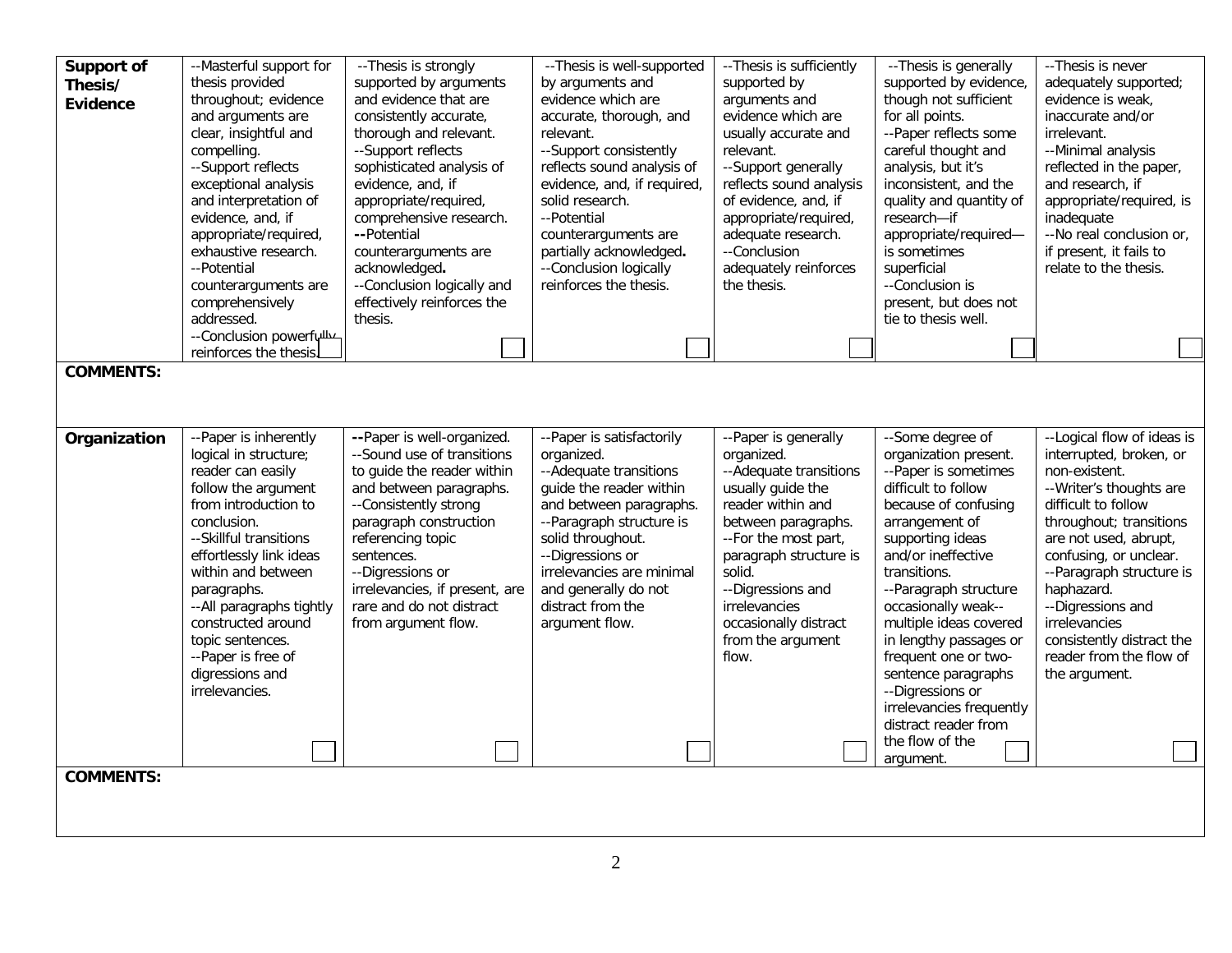| **Support of Thesis/ Evidence** | --Masterful support for thesis provided throughout; evidence and arguments are clear, insightful and compelling.<br>--Support reflects exceptional analysis and interpretation of evidence, and, if appropriate/required, exhaustive research.<br>--Potential counterarguments are comprehensively addressed.<br>--Conclusion powerfully reinforces the thesis. ☐ | --Thesis is strongly supported by arguments and evidence that are consistently accurate, thorough and relevant.<br>--Support reflects sophisticated analysis of evidence, and, if appropriate/required, comprehensive research.<br>--Potential counterarguments are acknowledged.<br>--Conclusion logically and effectively reinforces the thesis. ☐ | --Thesis is well-supported by arguments and evidence which are accurate, thorough, and relevant.<br>--Support consistently reflects sound analysis of evidence, and, if required, solid research.<br>--Potential counterarguments are partially acknowledged.<br>--Conclusion logically reinforces the thesis. ☐ | --Thesis is sufficiently supported by arguments and evidence which are usually accurate and relevant.<br>--Support generally reflects sound analysis of evidence, and, if appropriate/required, adequate research.<br>--Conclusion adequately reinforces the thesis. ☐ | --Thesis is generally supported by evidence, though not sufficient for all points.<br>--Paper reflects some careful thought and analysis, but it's inconsistent, and the quality and quantity of research—if appropriate/required—is sometimes superficial<br>--Conclusion is present, but does not tie to thesis well. ☐ | --Thesis is never adequately supported; evidence is weak, inaccurate and/or irrelevant.<br>--Minimal analysis reflected in the paper, and research, if appropriate/required, is inadequate<br>--No real conclusion or, if present, it fails to relate to the thesis. ☐ |
|---|---|---|---|---|---|---|
| **COMMENTS:** | | | | | | |
| **Organization** | --Paper is inherently logical in structure; reader can easily follow the argument from introduction to conclusion.<br>--Skillful transitions effortlessly link ideas within and between paragraphs.<br>--All paragraphs tightly constructed around topic sentences.<br>--Paper is free of digressions and irrelevancies. ☐ | --Paper is well-organized.<br>--Sound use of transitions to guide the reader within and between paragraphs.<br>--Consistently strong paragraph construction referencing topic sentences.<br>--Digressions or irrelevancies, if present, are rare and do not distract from argument flow. ☐ | --Paper is satisfactorily organized.<br>--Adequate transitions guide the reader within and between paragraphs.<br>--Paragraph structure is solid throughout.<br>--Digressions or irrelevancies are minimal and generally do not distract from the argument flow. ☐ | --Paper is generally organized.<br>--Adequate transitions usually guide the reader within and between paragraphs.<br>--For the most part, paragraph structure is solid.<br>--Digressions and irrelevancies occasionally distract from the argument flow. ☐ | --Some degree of organization present.<br>--Paper is sometimes difficult to follow because of confusing arrangement of supporting ideas and/or ineffective transitions.<br>--Paragraph structure occasionally weak--multiple ideas covered in lengthy passages or frequent one or two-sentence paragraphs<br>--Digressions or irrelevancies frequently distract reader from the flow of the argument. ☐ | --Logical flow of ideas is interrupted, broken, or non-existent.<br>--Writer's thoughts are difficult to follow throughout; transitions are not used, abrupt, confusing, or unclear.<br>--Paragraph structure is haphazard.<br>--Digressions and irrelevancies consistently distract the reader from the flow of the argument. ☐ |
| **COMMENTS:** | | | | | | |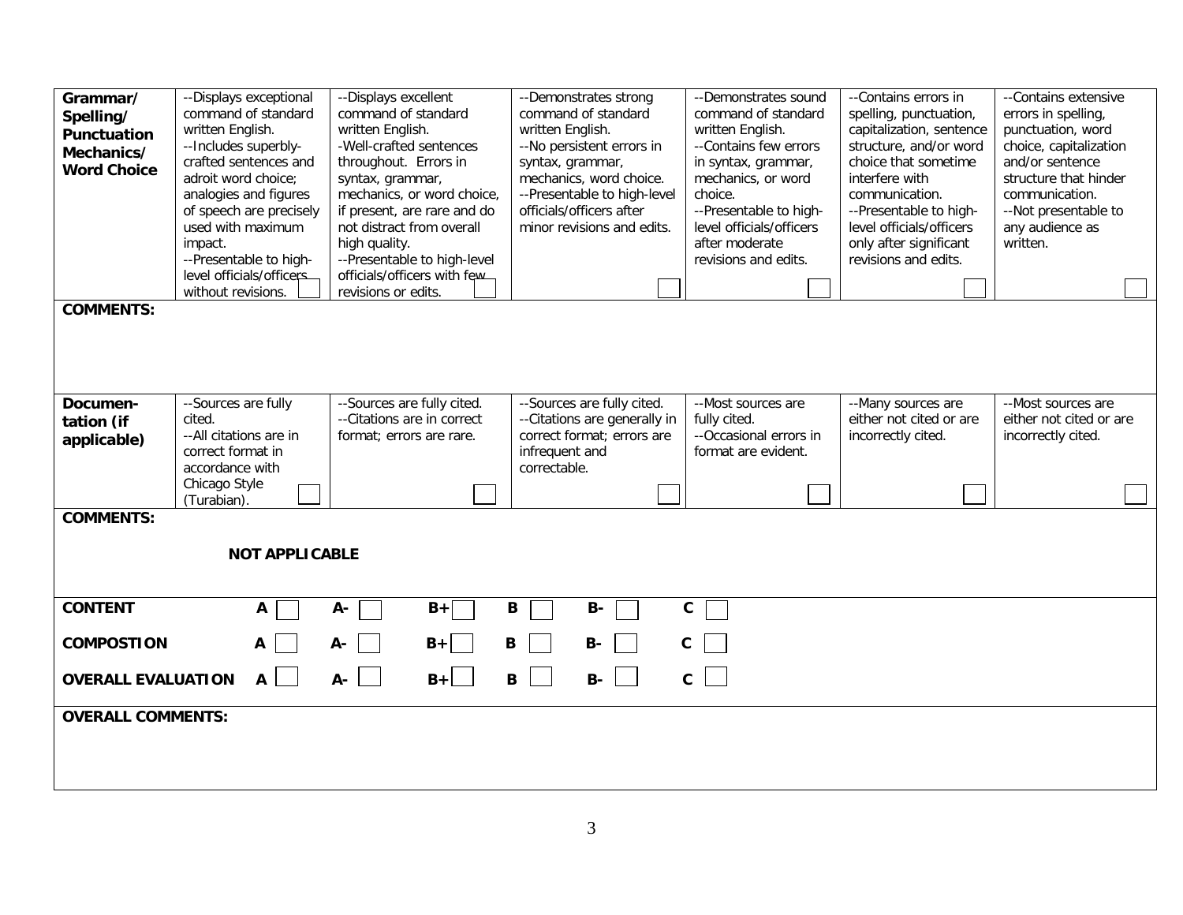| | | | | | | |
|---|---|---|---|---|---|---|
| **Grammar/ Spelling/ Punctuation Mechanics/ Word Choice** | --Displays exceptional command of standard written English.<br>--Includes superbly-crafted sentences and adroit word choice; analogies and figures of speech are precisely used with maximum impact.<br>--Presentable to high-level officials/officers without revisions. ☐ | --Displays excellent command of standard written English.<br>-Well-crafted sentences throughout. Errors in syntax, grammar, mechanics, or word choice, if present, are rare and do not distract from overall high quality.<br>--Presentable to high-level officials/officers with few revisions or edits. ☐ | --Demonstrates strong command of standard written English.<br>--No persistent errors in syntax, grammar, mechanics, word choice.<br>--Presentable to high-level officials/officers after minor revisions and edits. ☐ | --Demonstrates sound command of standard written English.<br>--Contains few errors in syntax, grammar, mechanics, or word choice.<br>--Presentable to high-level officials/officers after moderate revisions and edits. ☐ | --Contains errors in spelling, punctuation, capitalization, sentence structure, and/or word choice that sometime interfere with communication.<br>--Presentable to high-level officials/officers only after significant revisions and edits. ☐ | --Contains extensive errors in spelling, punctuation, word choice, capitalization and/or sentence structure that hinder communication.<br>--Not presentable to any audience as written. ☐ |
| **COMMENTS:** | | | | | | |
| **Documen-tation (if applicable)** | --Sources are fully cited.<br>--All citations are in correct format in accordance with Chicago Style (Turabian). ☐ | --Sources are fully cited.<br>--Citations are in correct format; errors are rare. ☐ | --Sources are fully cited.<br>--Citations are generally in correct format; errors are infrequent and correctable. ☐ | --Most sources are fully cited.<br>--Occasional errors in format are evident. ☐ | --Many sources are either not cited or are incorrectly cited. ☐ | --Most sources are either not cited or are incorrectly cited. ☐ |
| **COMMENTS:**<br><br>**NOT APPLICABLE** | | | | | | |

| | | | | | | |
|---|---|---|---|---|---|---|
| **CONTENT** | **A** ☐ | **A-** ☐ | **B+** ☐ | **B** ☐ | **B-** ☐ | **C** ☐ |
| **COMPOSTION** | **A** ☐ | **A-** ☐ | **B+** ☐ | **B** ☐ | **B-** ☐ | **C** ☐ |
| **OVERALL EVALUATION** | **A** ☐ | **A-** ☐ | **B+** ☐ | **B** ☐ | **B-** ☐ | **C** ☐ |

**OVERALL COMMENTS:**